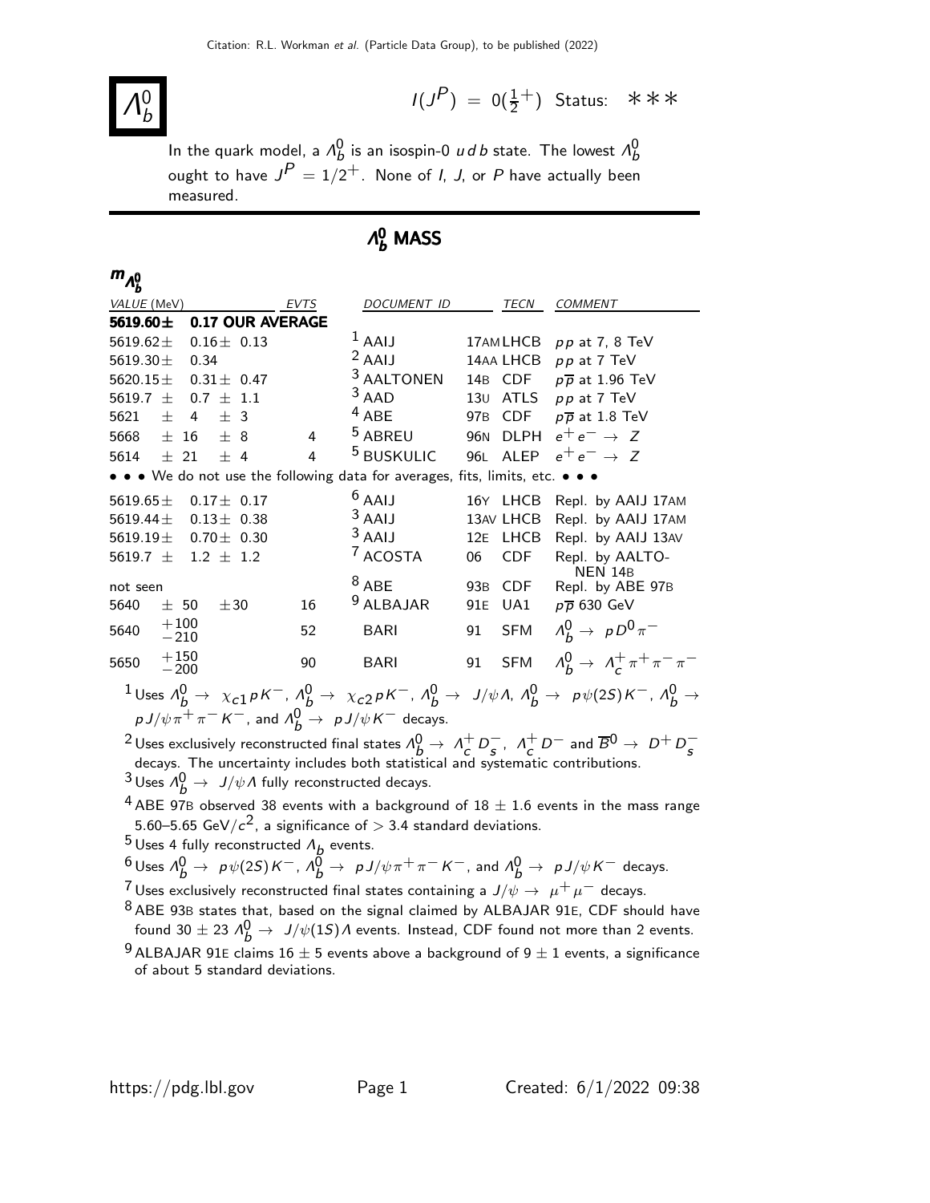# $\Lambda_b^0$

$I(J^P) = 0(\frac{1}{2}^+)$ Status: ∗∗∗

In the quark model, a $\Lambda_b^0$ is an isospin-0 $u\,d\,b$ state. The lowest $\Lambda_b^0$ ought to have $J^P = 1/2^+$. None of $I$, $J$, or $P$ have actually been measured.

## $\Lambda_b^0$ MASS

### $m_{\Lambda_b^0}$

| VALUE (MeV) | EVTS | DOCUMENT ID | | TECN | COMMENT |
|---|---|---|---|---|---|
| **5619.60± 0.17 OUR AVERAGE** | | | | | |
| 5619.62± 0.16± 0.13 | | [1] AAIJ | 17AM | LHCB | $pp$ at 7, 8 TeV |
| 5619.30± 0.34 | | [2] AAIJ | 14AA | LHCB | $pp$ at 7 TeV |
| 5620.15± 0.31± 0.47 | | [3] AALTONEN | 14B | CDF | $p\overline{p}$ at 1.96 TeV |
| 5619.7 ± 0.7 ± 1.1 | | [3] AAD | 13U | ATLS | $pp$ at 7 TeV |
| 5621 ± 4 ± 3 | | [4] ABE | 97B | CDF | $p\overline{p}$ at 1.8 TeV |
| 5668 ± 16 ± 8 | 4 | [5] ABREU | 96N | DLPH | $e^+e^- \rightarrow Z$ |
| 5614 ± 21 ± 4 | 4 | [5] BUSKULIC | 96L | ALEP | $e^+e^- \rightarrow Z$ |
| • • • We do not use the following data for averages, fits, limits, etc. • • • | | | | | |
| 5619.65± 0.17± 0.17 | | [6] AAIJ | 16Y | LHCB | Repl. by AAIJ 17AM |
| 5619.44± 0.13± 0.38 | | [3] AAIJ | 13AV | LHCB | Repl. by AAIJ 17AM |
| 5619.19± 0.70± 0.30 | | [3] AAIJ | 12E | LHCB | Repl. by AAIJ 13AV |
| 5619.7 ± 1.2 ± 1.2 | | [7] ACOSTA | 06 | CDF | Repl. by AALTONEN 14B |
| not seen | | [8] ABE | 93B | CDF | Repl. by ABE 97B |
| 5640 ± 50 ±30 | 16 | [9] ALBAJAR | 91E | UA1 | $p\overline{p}$ 630 GeV |
| 5640 $^{+100}_{-210}$ | 52 | BARI | 91 | SFM | $\Lambda_b^0 \rightarrow pD^0\pi^-$ |
| 5650 $^{+150}_{-200}$ | 90 | BARI | 91 | SFM | $\Lambda_b^0 \rightarrow \Lambda_c^+\pi^+\pi^-\pi^-$ |

[1] Uses $\Lambda_b^0 \rightarrow \chi_{c1}pK^-$, $\Lambda_b^0 \rightarrow \chi_{c2}pK^-$, $\Lambda_b^0 \rightarrow J/\psi\Lambda$, $\Lambda_b^0 \rightarrow p\psi(2S)K^-$, $\Lambda_b^0 \rightarrow pJ/\psi\pi^+\pi^-K^-$, and $\Lambda_b^0 \rightarrow pJ/\psi K^-$ decays.

[2] Uses exclusively reconstructed final states $\Lambda_b^0 \rightarrow \Lambda_c^+D_s^-$, $\Lambda_c^+D^-$ and $\overline{B}^0 \rightarrow D^+D_s^-$ decays. The uncertainty includes both statistical and systematic contributions.

[3] Uses $\Lambda_b^0 \rightarrow J/\psi\Lambda$ fully reconstructed decays.

[4] ABE 97B observed 38 events with a background of 18 ± 1.6 events in the mass range 5.60–5.65 GeV/$c^2$, a significance of > 3.4 standard deviations.

[5] Uses 4 fully reconstructed $\Lambda_b$ events.

[6] Uses $\Lambda_b^0 \rightarrow p\psi(2S)K^-$, $\Lambda_b^0 \rightarrow pJ/\psi\pi^+\pi^-K^-$, and $\Lambda_b^0 \rightarrow pJ/\psi K^-$ decays.

[7] Uses exclusively reconstructed final states containing a $J/\psi \rightarrow \mu^+\mu^-$ decays.

[8] ABE 93B states that, based on the signal claimed by ALBAJAR 91E, CDF should have found 30 ± 23 $\Lambda_b^0 \rightarrow J/\psi(1S)\Lambda$ events. Instead, CDF found not more than 2 events.

[9] ALBAJAR 91E claims 16 ± 5 events above a background of 9 ± 1 events, a significance of about 5 standard deviations.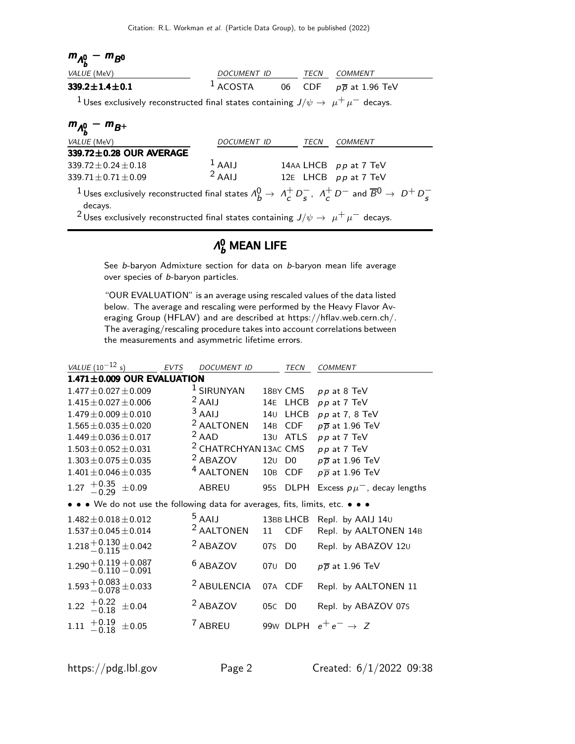## $m_{\Lambda_b^0} - m_{B^0}$

| VALUE (MeV) | DOCUMENT ID | | TECN | COMMENT |
|---|---|---|---|---|
| **339.2±1.4±0.1** | [1] ACOSTA | 06 | CDF | $p\overline{p}$ at 1.96 TeV |

[1] Uses exclusively reconstructed final states containing $J/\psi \rightarrow \mu^+\mu^-$ decays.

## $m_{\Lambda_b^0} - m_{B^+}$

| VALUE (MeV) | DOCUMENT ID | | TECN | COMMENT |
|---|---|---|---|---|
| **339.72±0.28 OUR AVERAGE** | | | | |
| 339.72±0.24±0.18 | [1] AAIJ | 14AA | LHCB | $pp$ at 7 TeV |
| 339.71±0.71±0.09 | [2] AAIJ | 12E | LHCB | $pp$ at 7 TeV |

[1] Uses exclusively reconstructed final states $\Lambda_b^0 \rightarrow \Lambda_c^+ D_s^-$, $\Lambda_c^+ D^-$ and $\overline{B}^0 \rightarrow D^+ D_s^-$ decays.

[2] Uses exclusively reconstructed final states containing $J/\psi \rightarrow \mu^+\mu^-$ decays.

# $\Lambda_b^0$ MEAN LIFE

See *b*-baryon Admixture section for data on *b*-baryon mean life average over species of *b*-baryon particles.

"OUR EVALUATION" is an average using rescaled values of the data listed below. The average and rescaling were performed by the Heavy Flavor Averaging Group (HFLAV) and are described at https://hflav.web.cern.ch/. The averaging/rescaling procedure takes into account correlations between the measurements and asymmetric lifetime errors.

| VALUE ($10^{-12}$ s) | EVTS | DOCUMENT ID | | TECN | COMMENT |
|---|---|---|---|---|---|
| **1.471±0.009 OUR EVALUATION** | | | | | |
| 1.477±0.027±0.009 | | [1] SIRUNYAN | 18BY | CMS | $pp$ at 8 TeV |
| 1.415±0.027±0.006 | | [2] AAIJ | 14E | LHCB | $pp$ at 7 TeV |
| 1.479±0.009±0.010 | | [3] AAIJ | 14U | LHCB | $pp$ at 7, 8 TeV |
| 1.565±0.035±0.020 | | [2] AALTONEN | 14B | CDF | $p\overline{p}$ at 1.96 TeV |
| 1.449±0.036±0.017 | | [2] AAD | 13U | ATLS | $pp$ at 7 TeV |
| 1.503±0.052±0.031 | | [2] CHATRCHYAN | 13AC | CMS | $pp$ at 7 TeV |
| 1.303±0.075±0.035 | | [2] ABAZOV | 12U | D0 | $p\overline{p}$ at 1.96 TeV |
| 1.401±0.046±0.035 | | [4] AALTONEN | 10B | CDF | $p\overline{p}$ at 1.96 TeV |
| $1.27\ ^{+0.35}_{-0.29}\ \pm0.09$ | | ABREU | 95S | DLPH | Excess $p\mu^-$, decay lengths |
| • • • We do not use the following data for averages, fits, limits, etc. • • • | | | | | |
| 1.482±0.018±0.012 | | [5] AAIJ | 13BB | LHCB | Repl. by AAIJ 14U |
| 1.537±0.045±0.014 | | [2] AALTONEN | 11 | CDF | Repl. by AALTONEN 14B |
| $1.218^{+0.130}_{-0.115}\pm0.042$ | | [2] ABAZOV | 07S | D0 | Repl. by ABAZOV 12U |
| $1.290^{+0.119}_{-0.110}{}^{+0.087}_{-0.091}$ | | [6] ABAZOV | 07U | D0 | $p\overline{p}$ at 1.96 TeV |
| $1.593^{+0.083}_{-0.078}\pm0.033$ | | [2] ABULENCIA | 07A | CDF | Repl. by AALTONEN 11 |
| $1.22\ ^{+0.22}_{-0.18}\ \pm0.04$ | | [2] ABAZOV | 05C | D0 | Repl. by ABAZOV 07S |
| $1.11\ ^{+0.19}_{-0.18}\ \pm0.05$ | | [7] ABREU | 99W | DLPH | $e^+e^- \rightarrow Z$ |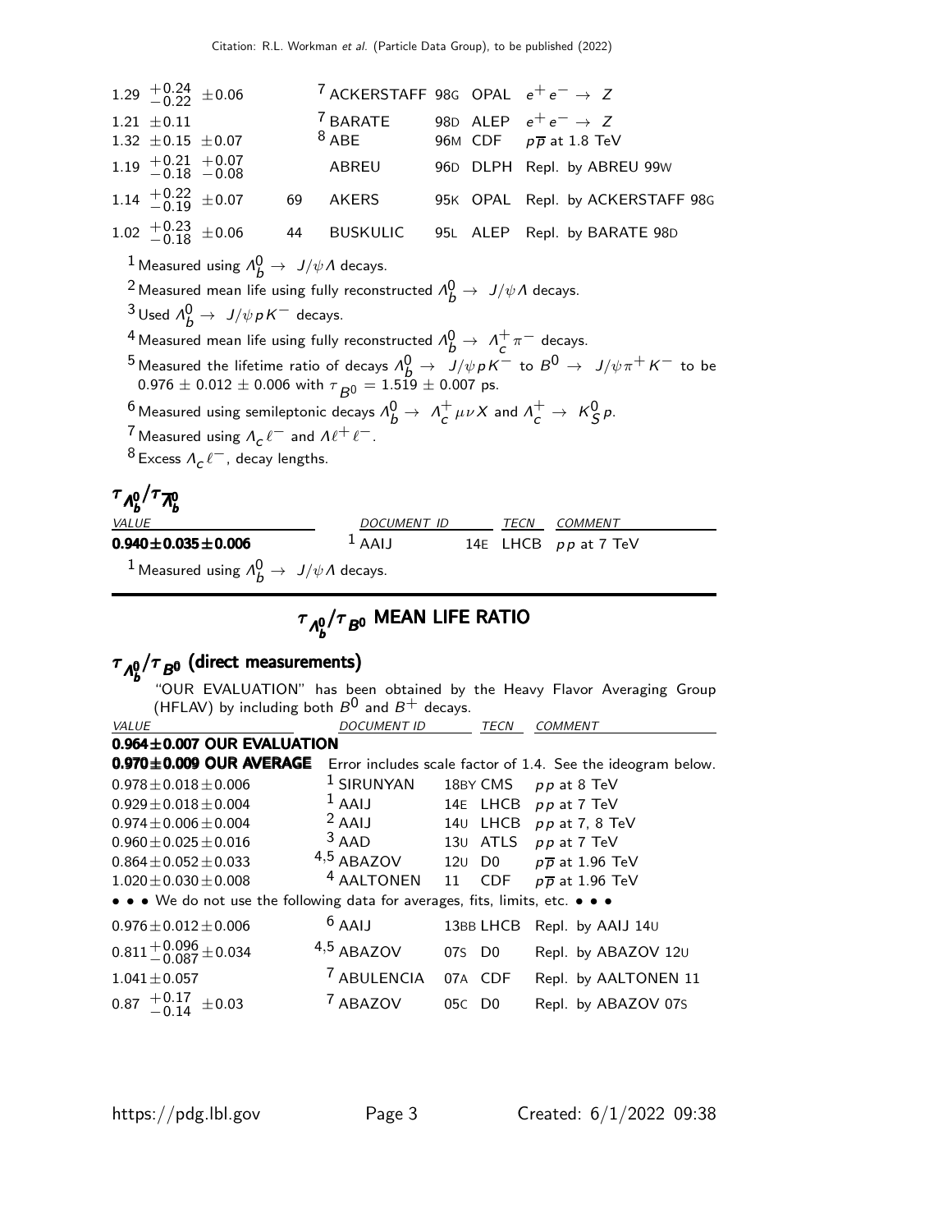| VALUE | EVTS | DOCUMENT ID | | TECN | COMMENT |
|---|---|---|---|---|---|
| $1.29\ ^{+0.24}_{-0.22}\ \pm 0.06$ | | [7] ACKERSTAFF | 98G | OPAL | $e^+e^- \rightarrow Z$ |
| $1.21\ \pm 0.11$ | | [7] BARATE | 98D | ALEP | $e^+e^- \rightarrow Z$ |
| $1.32\ \pm 0.15\ \pm 0.07$ | | [8] ABE | 96M | CDF | $p\overline{p}$ at 1.8 TeV |
| $1.19\ ^{+0.21}_{-0.18}\ ^{+0.07}_{-0.08}$ | | ABREU | 96D | DLPH | Repl. by ABREU 99W |
| $1.14\ ^{+0.22}_{-0.19}\ \pm 0.07$ | 69 | AKERS | 95K | OPAL | Repl. by ACKERSTAFF 98G |
| $1.02\ ^{+0.23}_{-0.18}\ \pm 0.06$ | 44 | BUSKULIC | 95L | ALEP | Repl. by BARATE 98D |

[1] Measured using $\Lambda_b^0 \rightarrow J/\psi \Lambda$ decays.

[2] Measured mean life using fully reconstructed $\Lambda_b^0 \rightarrow J/\psi \Lambda$ decays.

[3] Used $\Lambda_b^0 \rightarrow J/\psi p K^-$ decays.

[4] Measured mean life using fully reconstructed $\Lambda_b^0 \rightarrow \Lambda_c^+ \pi^-$ decays.

[5] Measured the lifetime ratio of decays $\Lambda_b^0 \rightarrow J/\psi p K^-$ to $B^0 \rightarrow J/\psi \pi^+ K^-$ to be $0.976 \pm 0.012 \pm 0.006$ with $\tau_{B^0} = 1.519 \pm 0.007$ ps.

[6] Measured using semileptonic decays $\Lambda_b^0 \rightarrow \Lambda_c^+ \mu \nu X$ and $\Lambda_c^+ \rightarrow K_S^0 p$.

[7] Measured using $\Lambda_c \ell^-$ and $\Lambda \ell^+ \ell^-$.

[8] Excess $\Lambda_c \ell^-$, decay lengths.

### $\tau_{\Lambda_b^0} / \tau_{\overline{\Lambda}_b^0}$

| VALUE | DOCUMENT ID | | TECN | COMMENT |
|---|---|---|---|---|
| **$0.940 \pm 0.035 \pm 0.006$** | [1] AAIJ | 14E | LHCB | $pp$ at 7 TeV |

[1] Measured using $\Lambda_b^0 \rightarrow J/\psi \Lambda$ decays.

## $\tau_{\Lambda_b^0} / \tau_{B^0}$ MEAN LIFE RATIO

### $\tau_{\Lambda_b^0} / \tau_{B^0}$ (direct measurements)

"OUR EVALUATION" has been obtained by the Heavy Flavor Averaging Group (HFLAV) by including both $B^0$ and $B^+$ decays.

| VALUE | DOCUMENT ID | | TECN | COMMENT |
|---|---|---|---|---|
| **$0.964 \pm 0.007$ OUR EVALUATION** | | | | |
| **$0.970 \pm 0.009$ OUR AVERAGE** | Error includes scale factor of 1.4. See the ideogram below. | | | |
| $0.978 \pm 0.018 \pm 0.006$ | [1] SIRUNYAN | 18BY | CMS | $pp$ at 8 TeV |
| $0.929 \pm 0.018 \pm 0.004$ | [1] AAIJ | 14E | LHCB | $pp$ at 7 TeV |
| $0.974 \pm 0.006 \pm 0.004$ | [2] AAIJ | 14U | LHCB | $pp$ at 7, 8 TeV |
| $0.960 \pm 0.025 \pm 0.016$ | [3] AAD | 13U | ATLS | $pp$ at 7 TeV |
| $0.864 \pm 0.052 \pm 0.033$ | [4,5] ABAZOV | 12U | D0 | $p\overline{p}$ at 1.96 TeV |
| $1.020 \pm 0.030 \pm 0.008$ | [4] AALTONEN | 11 | CDF | $p\overline{p}$ at 1.96 TeV |
| • • • We do not use the following data for averages, fits, limits, etc. • • • | | | | |
| $0.976 \pm 0.012 \pm 0.006$ | [6] AAIJ | 13BB | LHCB | Repl. by AAIJ 14U |
| $0.811\ ^{+0.096}_{-0.087} \pm 0.034$ | [4,5] ABAZOV | 07S | D0 | Repl. by ABAZOV 12U |
| $1.041 \pm 0.057$ | [7] ABULENCIA | 07A | CDF | Repl. by AALTONEN 11 |
| $0.87\ ^{+0.17}_{-0.14}\ \pm 0.03$ | [7] ABAZOV | 05C | D0 | Repl. by ABAZOV 07S |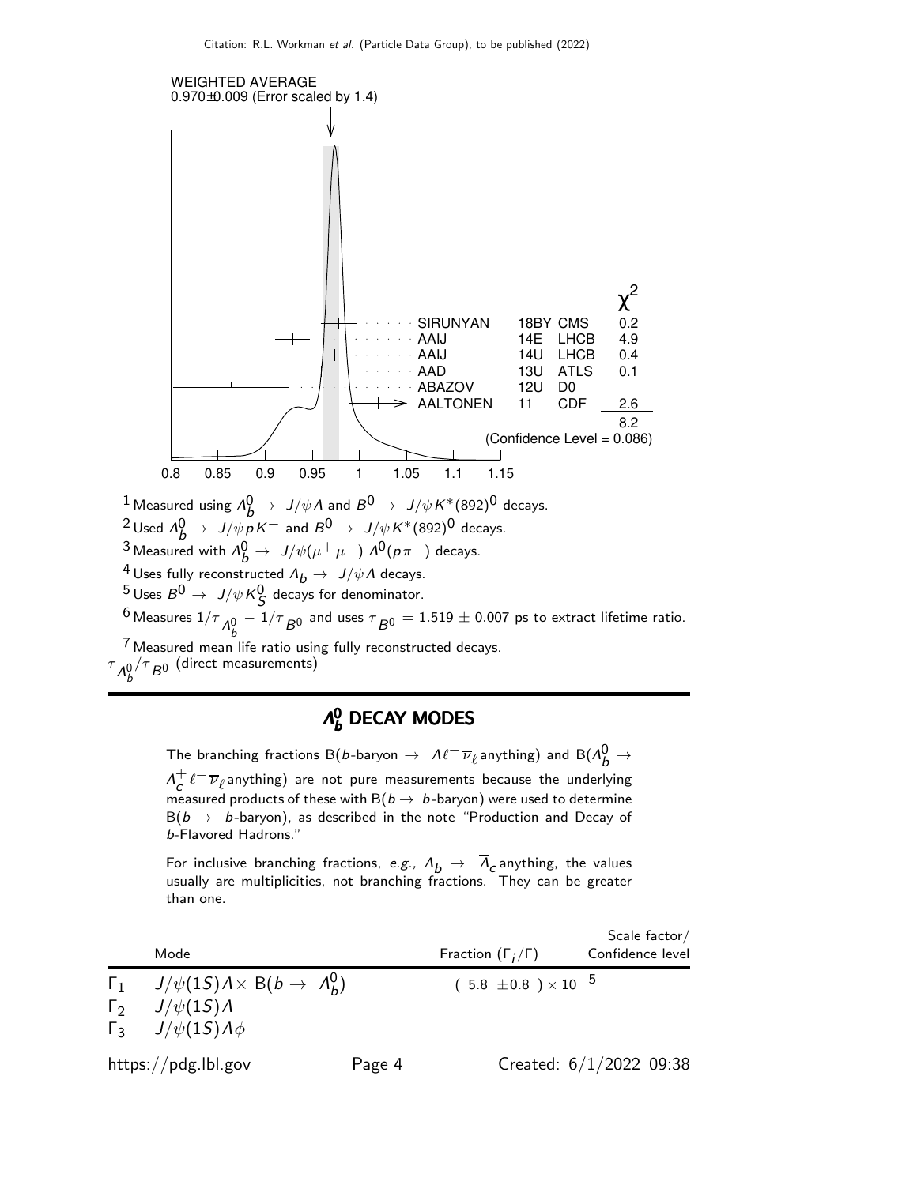WEIGHTED AVERAGE
0.970±0.009 (Error scaled by 1.4)

| | | | $\chi^2$ |
|---|---|---|---|
| SIRUNYAN | 18BY | CMS | 0.2 |
| AAIJ | 14E | LHCB | 4.9 |
| AAIJ | 14U | LHCB | 0.4 |
| AAD | 13U | ATLS | 0.1 |
| ABAZOV | 12U | D0 | |
| AALTONEN | 11 | CDF | 2.6 |
| | | | 8.2 |

(Confidence Level = 0.086)

0.8 0.85 0.9 0.95 1 1.05 1.1 1.15

[1] Measured using $\Lambda_b^0 \to J/\psi \Lambda$ and $B^0 \to J/\psi K^*(892)^0$ decays.

[2] Used $\Lambda_b^0 \to J/\psi p K^-$ and $B^0 \to J/\psi K^*(892)^0$ decays.

[3] Measured with $\Lambda_b^0 \to J/\psi(\mu^+\mu^-)\, \Lambda^0(p\pi^-)$ decays.

[4] Uses fully reconstructed $\Lambda_b \to J/\psi \Lambda$ decays.

[5] Uses $B^0 \to J/\psi K_S^0$ decays for denominator.

[6] Measures $1/\tau_{\Lambda_b^0} - 1/\tau_{B^0}$ and uses $\tau_{B^0} = 1.519 \pm 0.007$ ps to extract lifetime ratio.

[7] Measured mean life ratio using fully reconstructed decays.

$\tau_{\Lambda_b^0}/\tau_{B^0}$ (direct measurements)

## $\Lambda_b^0$ DECAY MODES

The branching fractions B($b$-baryon $\to \Lambda \ell^- \overline{\nu}_\ell$ anything) and B($\Lambda_b^0 \to \Lambda_c^+ \ell^- \overline{\nu}_\ell$ anything) are not pure measurements because the underlying measured products of these with B($b \to b$-baryon) were used to determine B($b \to b$-baryon), as described in the note "Production and Decay of $b$-Flavored Hadrons."

For inclusive branching fractions, *e.g.*, $\Lambda_b \to \overline{\Lambda}_c$ anything, the values usually are multiplicities, not branching fractions. They can be greater than one.

| | Mode | Fraction ($\Gamma_i/\Gamma$) | Scale factor/ Confidence level |
|---|---|---|---|
| $\Gamma_1$ | $J/\psi(1S)\Lambda \times$ B($b \to \Lambda_b^0$) | $(5.8 \pm 0.8) \times 10^{-5}$ | |
| $\Gamma_2$ | $J/\psi(1S)\Lambda$ | | |
| $\Gamma_3$ | $J/\psi(1S)\Lambda\phi$ | | |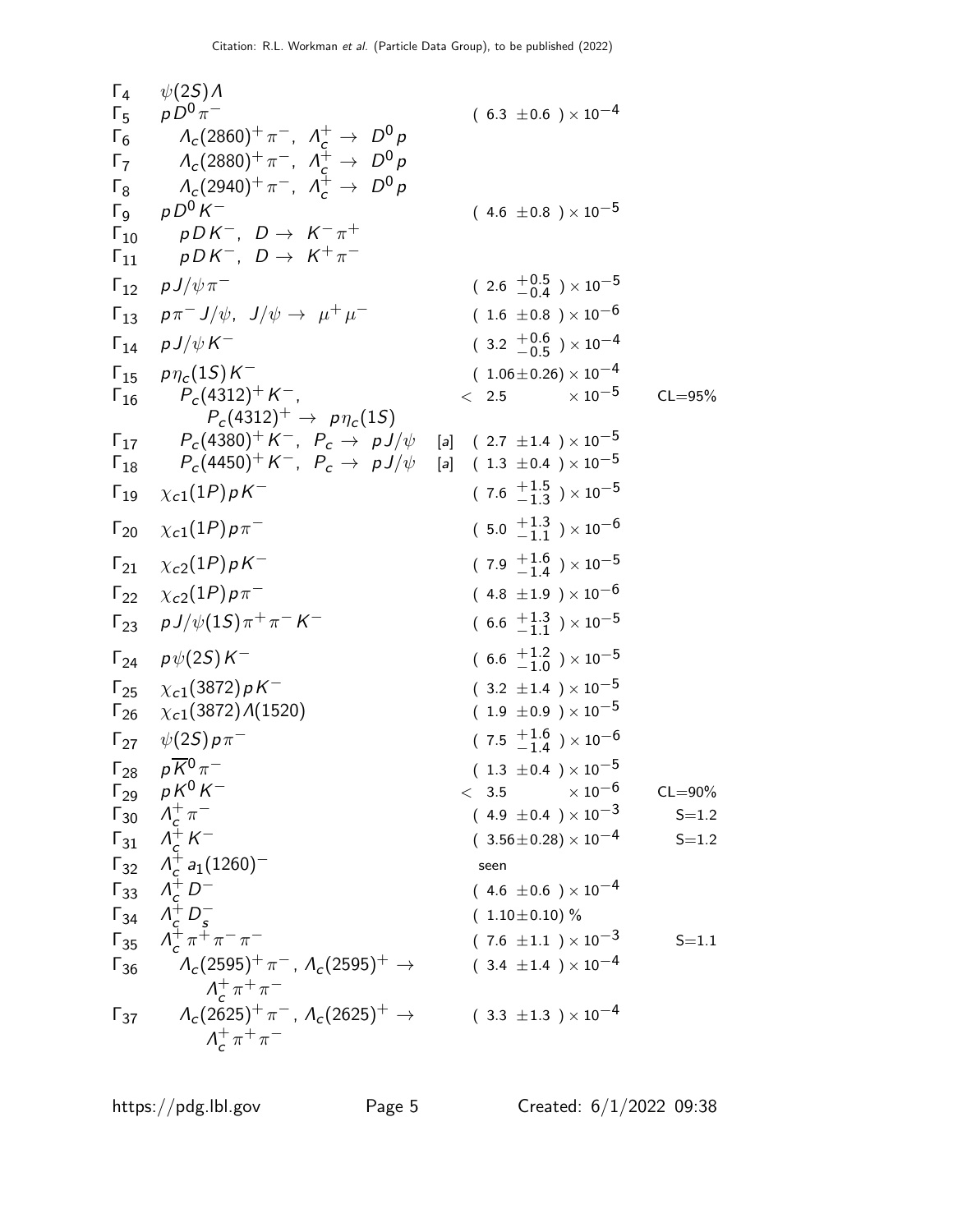| | Mode | | Fraction $(\Gamma_i/\Gamma)$ | Scale factor/ Confidence level |
|---|---|---|---|---|
| $\Gamma_4$ | $\psi(2S)\Lambda$ | | | |
| $\Gamma_5$ | $pD^0\pi^-$ | | $(6.3 \pm 0.6) \times 10^{-4}$ | |
| $\Gamma_6$ | $\Lambda_c(2860)^+\pi^-$, $\Lambda_c^+ \to D^0 p$ | | | |
| $\Gamma_7$ | $\Lambda_c(2880)^+\pi^-$, $\Lambda_c^+ \to D^0 p$ | | | |
| $\Gamma_8$ | $\Lambda_c(2940)^+\pi^-$, $\Lambda_c^+ \to D^0 p$ | | | |
| $\Gamma_9$ | $pD^0K^-$ | | $(4.6 \pm 0.8) \times 10^{-5}$ | |
| $\Gamma_{10}$ | $pDK^-$, $D \to K^-\pi^+$ | | | |
| $\Gamma_{11}$ | $pDK^-$, $D \to K^+\pi^-$ | | | |
| $\Gamma_{12}$ | $pJ/\psi\pi^-$ | | $(2.6 {}^{+0.5}_{-0.4}) \times 10^{-5}$ | |
| $\Gamma_{13}$ | $p\pi^-J/\psi$, $J/\psi \to \mu^+\mu^-$ | | $(1.6 \pm 0.8) \times 10^{-6}$ | |
| $\Gamma_{14}$ | $pJ/\psi K^-$ | | $(3.2 {}^{+0.6}_{-0.5}) \times 10^{-4}$ | |
| $\Gamma_{15}$ | $p\eta_c(1S)K^-$ | | $(1.06 \pm 0.26) \times 10^{-4}$ | |
| $\Gamma_{16}$ | $P_c(4312)^+K^-$, $P_c(4312)^+ \to p\eta_c(1S)$ | | $< 2.5 \times 10^{-5}$ | CL=95% |
| $\Gamma_{17}$ | $P_c(4380)^+K^-$, $P_c \to pJ/\psi$ | [a] | $(2.7 \pm 1.4) \times 10^{-5}$ | |
| $\Gamma_{18}$ | $P_c(4450)^+K^-$, $P_c \to pJ/\psi$ | [a] | $(1.3 \pm 0.4) \times 10^{-5}$ | |
| $\Gamma_{19}$ | $\chi_{c1}(1P)pK^-$ | | $(7.6 {}^{+1.5}_{-1.3}) \times 10^{-5}$ | |
| $\Gamma_{20}$ | $\chi_{c1}(1P)p\pi^-$ | | $(5.0 {}^{+1.3}_{-1.1}) \times 10^{-6}$ | |
| $\Gamma_{21}$ | $\chi_{c2}(1P)pK^-$ | | $(7.9 {}^{+1.6}_{-1.4}) \times 10^{-5}$ | |
| $\Gamma_{22}$ | $\chi_{c2}(1P)p\pi^-$ | | $(4.8 \pm 1.9) \times 10^{-6}$ | |
| $\Gamma_{23}$ | $pJ/\psi(1S)\pi^+\pi^-K^-$ | | $(6.6 {}^{+1.3}_{-1.1}) \times 10^{-5}$ | |
| $\Gamma_{24}$ | $p\psi(2S)K^-$ | | $(6.6 {}^{+1.2}_{-1.0}) \times 10^{-5}$ | |
| $\Gamma_{25}$ | $\chi_{c1}(3872)pK^-$ | | $(3.2 \pm 1.4) \times 10^{-5}$ | |
| $\Gamma_{26}$ | $\chi_{c1}(3872)\Lambda(1520)$ | | $(1.9 \pm 0.9) \times 10^{-5}$ | |
| $\Gamma_{27}$ | $\psi(2S)p\pi^-$ | | $(7.5 {}^{+1.6}_{-1.4}) \times 10^{-6}$ | |
| $\Gamma_{28}$ | $p\overline{K}^0\pi^-$ | | $(1.3 \pm 0.4) \times 10^{-5}$ | |
| $\Gamma_{29}$ | $pK^0K^-$ | | $< 3.5 \times 10^{-6}$ | CL=90% |
| $\Gamma_{30}$ | $\Lambda_c^+\pi^-$ | | $(4.9 \pm 0.4) \times 10^{-3}$ | S=1.2 |
| $\Gamma_{31}$ | $\Lambda_c^+K^-$ | | $(3.56 \pm 0.28) \times 10^{-4}$ | S=1.2 |
| $\Gamma_{32}$ | $\Lambda_c^+a_1(1260)^-$ | | seen | |
| $\Gamma_{33}$ | $\Lambda_c^+D^-$ | | $(4.6 \pm 0.6) \times 10^{-4}$ | |
| $\Gamma_{34}$ | $\Lambda_c^+D_s^-$ | | $(1.10 \pm 0.10)$ % | |
| $\Gamma_{35}$ | $\Lambda_c^+\pi^+\pi^-\pi^-$ | | $(7.6 \pm 1.1) \times 10^{-3}$ | S=1.1 |
| $\Gamma_{36}$ | $\Lambda_c(2595)^+\pi^-$, $\Lambda_c(2595)^+ \to \Lambda_c^+\pi^+\pi^-$ | | $(3.4 \pm 1.4) \times 10^{-4}$ | |
| $\Gamma_{37}$ | $\Lambda_c(2625)^+\pi^-$, $\Lambda_c(2625)^+ \to \Lambda_c^+\pi^+\pi^-$ | | $(3.3 \pm 1.3) \times 10^{-4}$ | |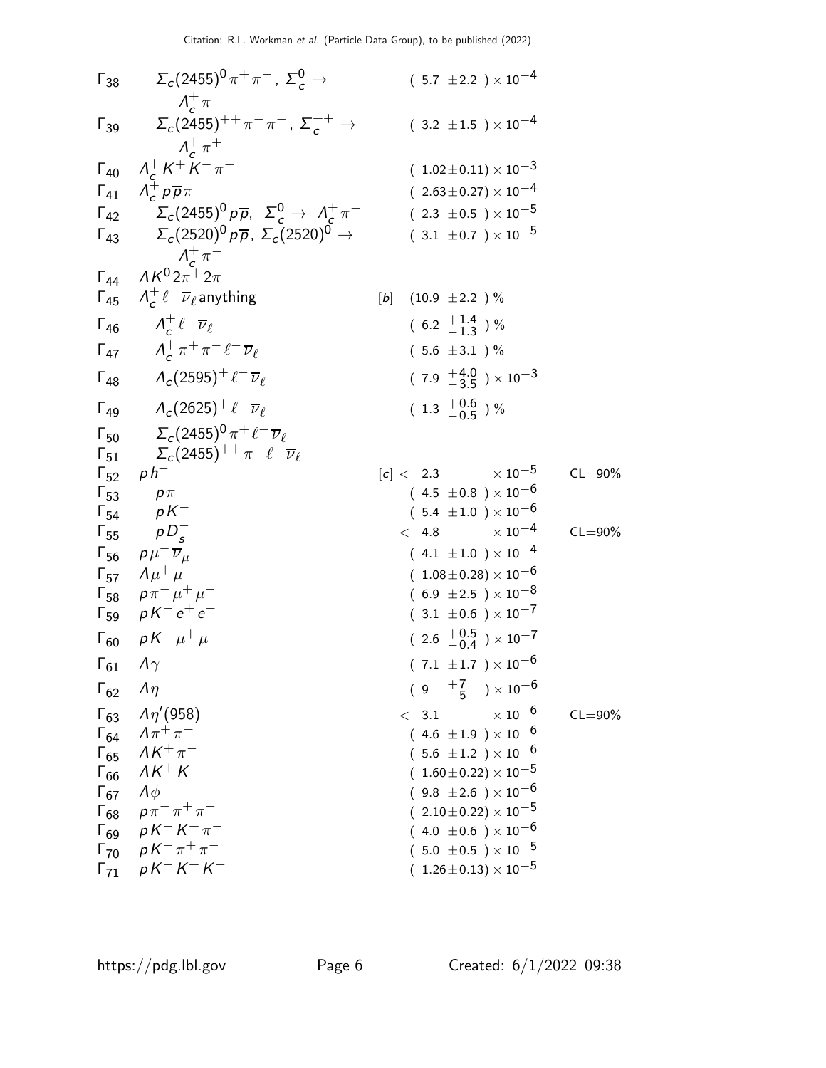| | Mode | | Fraction ($\Gamma_i/\Gamma$) | Confidence level |
|---|---|---|---|---|
| $\Gamma_{38}$ | $\Sigma_c(2455)^0\pi^+\pi^-$, $\Sigma_c^0 \to \Lambda_c^+\pi^-$ | | $(5.7 \pm 2.2) \times 10^{-4}$ | |
| $\Gamma_{39}$ | $\Sigma_c(2455)^{++}\pi^-\pi^-$, $\Sigma_c^{++} \to \Lambda_c^+\pi^+$ | | $(3.2 \pm 1.5) \times 10^{-4}$ | |
| $\Gamma_{40}$ | $\Lambda_c^+ K^+ K^- \pi^-$ | | $(1.02\pm 0.11) \times 10^{-3}$ | |
| $\Gamma_{41}$ | $\Lambda_c^+ p\overline{p}\pi^-$ | | $(2.63\pm 0.27) \times 10^{-4}$ | |
| $\Gamma_{42}$ | $\Sigma_c(2455)^0 p\overline{p}$, $\Sigma_c^0 \to \Lambda_c^+\pi^-$ | | $(2.3 \pm 0.5) \times 10^{-5}$ | |
| $\Gamma_{43}$ | $\Sigma_c(2520)^0 p\overline{p}$, $\Sigma_c(2520)^0 \to \Lambda_c^+\pi^-$ | | $(3.1 \pm 0.7) \times 10^{-5}$ | |
| $\Gamma_{44}$ | $\Lambda K^0 2\pi^+ 2\pi^-$ | | | |
| $\Gamma_{45}$ | $\Lambda_c^+ \ell^- \overline{\nu}_\ell$ anything | [b] | $(10.9 \pm 2.2)$ % | |
| $\Gamma_{46}$ | $\Lambda_c^+ \ell^- \overline{\nu}_\ell$ | | $(6.2 ^{+1.4}_{-1.3})$ % | |
| $\Gamma_{47}$ | $\Lambda_c^+ \pi^+\pi^- \ell^- \overline{\nu}_\ell$ | | $(5.6 \pm 3.1)$ % | |
| $\Gamma_{48}$ | $\Lambda_c(2595)^+ \ell^- \overline{\nu}_\ell$ | | $(7.9 ^{+4.0}_{-3.5}) \times 10^{-3}$ | |
| $\Gamma_{49}$ | $\Lambda_c(2625)^+ \ell^- \overline{\nu}_\ell$ | | $(1.3 ^{+0.6}_{-0.5})$ % | |
| $\Gamma_{50}$ | $\Sigma_c(2455)^0 \pi^+ \ell^- \overline{\nu}_\ell$ | | | |
| $\Gamma_{51}$ | $\Sigma_c(2455)^{++} \pi^- \ell^- \overline{\nu}_\ell$ | | | |
| $\Gamma_{52}$ | $p h^-$ | [c] | $< 2.3 \times 10^{-5}$ | CL=90% |
| $\Gamma_{53}$ | $p\pi^-$ | | $(4.5 \pm 0.8) \times 10^{-6}$ | |
| $\Gamma_{54}$ | $pK^-$ | | $(5.4 \pm 1.0) \times 10^{-6}$ | |
| $\Gamma_{55}$ | $pD_s^-$ | | $< 4.8 \times 10^{-4}$ | CL=90% |
| $\Gamma_{56}$ | $p\mu^-\overline{\nu}_\mu$ | | $(4.1 \pm 1.0) \times 10^{-4}$ | |
| $\Gamma_{57}$ | $\Lambda\mu^+\mu^-$ | | $(1.08\pm 0.28) \times 10^{-6}$ | |
| $\Gamma_{58}$ | $p\pi^-\mu^+\mu^-$ | | $(6.9 \pm 2.5) \times 10^{-8}$ | |
| $\Gamma_{59}$ | $pK^-e^+e^-$ | | $(3.1 \pm 0.6) \times 10^{-7}$ | |
| $\Gamma_{60}$ | $pK^-\mu^+\mu^-$ | | $(2.6 ^{+0.5}_{-0.4}) \times 10^{-7}$ | |
| $\Gamma_{61}$ | $\Lambda\gamma$ | | $(7.1 \pm 1.7) \times 10^{-6}$ | |
| $\Gamma_{62}$ | $\Lambda\eta$ | | $(9 ^{+7}_{-5}) \times 10^{-6}$ | |
| $\Gamma_{63}$ | $\Lambda\eta'(958)$ | | $< 3.1 \times 10^{-6}$ | CL=90% |
| $\Gamma_{64}$ | $\Lambda\pi^+\pi^-$ | | $(4.6 \pm 1.9) \times 10^{-6}$ | |
| $\Gamma_{65}$ | $\Lambda K^+\pi^-$ | | $(5.6 \pm 1.2) \times 10^{-6}$ | |
| $\Gamma_{66}$ | $\Lambda K^+K^-$ | | $(1.60\pm 0.22) \times 10^{-5}$ | |
| $\Gamma_{67}$ | $\Lambda\phi$ | | $(9.8 \pm 2.6) \times 10^{-6}$ | |
| $\Gamma_{68}$ | $p\pi^-\pi^+\pi^-$ | | $(2.10\pm 0.22) \times 10^{-5}$ | |
| $\Gamma_{69}$ | $pK^-K^+\pi^-$ | | $(4.0 \pm 0.6) \times 10^{-6}$ | |
| $\Gamma_{70}$ | $pK^-\pi^+\pi^-$ | | $(5.0 \pm 0.5) \times 10^{-5}$ | |
| $\Gamma_{71}$ | $pK^-K^+K^-$ | | $(1.26\pm 0.13) \times 10^{-5}$ | |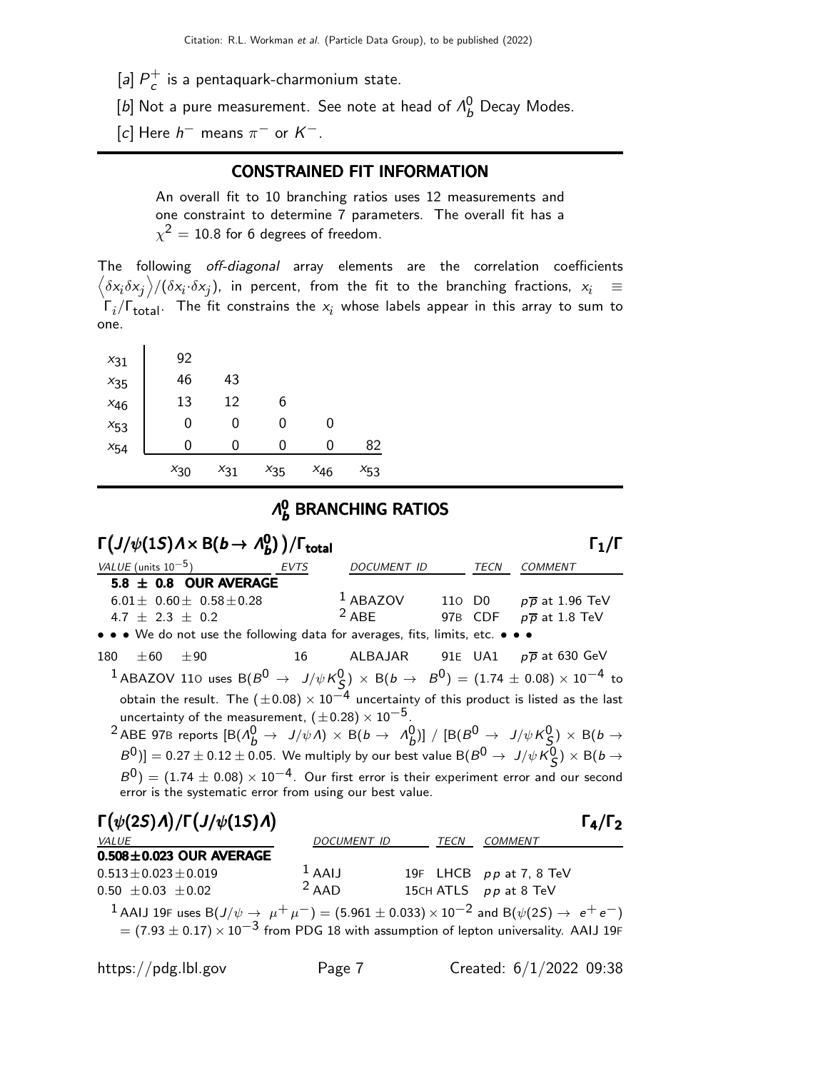[a] $P_c^+$ is a pentaquark-charmonium state.

[b] Not a pure measurement. See note at head of $\Lambda_b^0$ Decay Modes.

[c] Here $h^-$ means $\pi^-$ or $K^-$.

## CONSTRAINED FIT INFORMATION

An overall fit to 10 branching ratios uses 12 measurements and one constraint to determine 7 parameters. The overall fit has a $\chi^2 = 10.8$ for 6 degrees of freedom.

The following *off-diagonal* array elements are the correlation coefficients $\left\langle \delta x_i \delta x_j \right\rangle / (\delta x_i \cdot \delta x_j)$, in percent, from the fit to the branching fractions, $x_i \equiv \Gamma_i/\Gamma_{\text{total}}$. The fit constrains the $x_i$ whose labels appear in this array to sum to one.

| | | | | | |
|---|---|---|---|---|---|
| $x_{31}$ | 92 | | | | |
| $x_{35}$ | 46 | 43 | | | |
| $x_{46}$ | 13 | 12 | 6 | | |
| $x_{53}$ | 0 | 0 | 0 | 0 | |
| $x_{54}$ | 0 | 0 | 0 | 0 | 82 |
| | $x_{30}$ | $x_{31}$ | $x_{35}$ | $x_{46}$ | $x_{53}$ |

## $\Lambda_b^0$ BRANCHING RATIOS

### $\Gamma\big(J/\psi(1S)\Lambda \times \text{B}(b \to \Lambda_b^0)\big)/\Gamma_{\text{total}}$ $\Gamma_1/\Gamma$

| VALUE (units $10^{-5}$) | EVTS | DOCUMENT ID | | TECN | COMMENT |
|---|---|---|---|---|---|
| **5.8 ± 0.8 OUR AVERAGE** | | | | | |
| $6.01 \pm 0.60 \pm 0.58 \pm 0.28$ | | [1] ABAZOV | 11O | D0 | $p\overline{p}$ at 1.96 TeV |
| $4.7 \pm 2.3 \pm 0.2$ | | [2] ABE | 97B | CDF | $p\overline{p}$ at 1.8 TeV |
| • • • We do not use the following data for averages, fits, limits, etc. • • • | | | | | |
| $180 \quad \pm 60 \quad \pm 90$ | 16 | ALBAJAR | 91E | UA1 | $p\overline{p}$ at 630 GeV |

[1] ABAZOV 11O uses $\text{B}(B^0 \to J/\psi K_S^0) \times \text{B}(b \to B^0) = (1.74 \pm 0.08) \times 10^{-4}$ to obtain the result. The $(\pm 0.08) \times 10^{-4}$ uncertainty of this product is listed as the last uncertainty of the measurement, $(\pm 0.28) \times 10^{-5}$.

[2] ABE 97B reports $[\text{B}(\Lambda_b^0 \to J/\psi \Lambda) \times \text{B}(b \to \Lambda_b^0)] \,/\, [\text{B}(B^0 \to J/\psi K_S^0) \times \text{B}(b \to B^0)] = 0.27 \pm 0.12 \pm 0.05$. We multiply by our best value $\text{B}(B^0 \to J/\psi K_S^0) \times \text{B}(b \to B^0) = (1.74 \pm 0.08) \times 10^{-4}$. Our first error is their experiment and our second error is the systematic error from using our best value.

### $\Gamma\big(\psi(2S)\Lambda\big)/\Gamma\big(J/\psi(1S)\Lambda\big)$ $\Gamma_4/\Gamma_2$

| VALUE | DOCUMENT ID | | TECN | COMMENT |
|---|---|---|---|---|
| **0.508±0.023 OUR AVERAGE** | | | | |
| $0.513 \pm 0.023 \pm 0.019$ | [1] AAIJ | 19F | LHCB | $pp$ at 7, 8 TeV |
| $0.50 \pm 0.03 \pm 0.02$ | [2] AAD | 15CH | ATLS | $pp$ at 8 TeV |

[1] AAIJ 19F uses $\text{B}(J/\psi \to \mu^+\mu^-) = (5.961 \pm 0.033) \times 10^{-2}$ and $\text{B}(\psi(2S) \to e^+e^-) = (7.93 \pm 0.17) \times 10^{-3}$ from PDG 18 with assumption of lepton universality. AAIJ 19F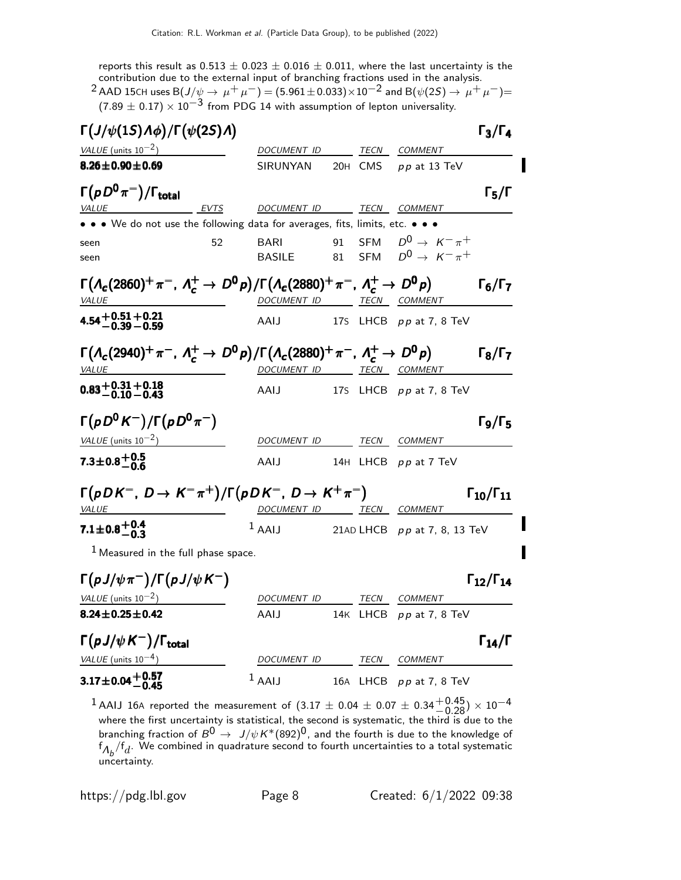reports this result as $0.513 \pm 0.023 \pm 0.016 \pm 0.011$, where the last uncertainty is the contribution due to the external input of branching fractions used in the analysis.

[2] AAD 15CH uses $B(J/\psi \to \mu^+\mu^-) = (5.961 \pm 0.033) \times 10^{-2}$ and $B(\psi(2S) \to \mu^+\mu^-) = (7.89 \pm 0.17) \times 10^{-3}$ from PDG 14 with assumption of lepton universality.

### $\Gamma(J/\psi(1S)\Lambda\phi)/\Gamma(\psi(2S)\Lambda)$ — $\Gamma_3/\Gamma_4$

| VALUE (units $10^{-2}$) | DOCUMENT ID | | TECN | COMMENT |
|---|---|---|---|---|
| **8.26±0.90±0.69** | SIRUNYAN | 20H | CMS | $pp$ at 13 TeV |

### $\Gamma(pD^0\pi^-)/\Gamma_{total}$ — $\Gamma_5/\Gamma$

| VALUE | EVTS | DOCUMENT ID | | TECN | COMMENT |
|---|---|---|---|---|---|
| • • • We do not use the following data for averages, fits, limits, etc. • • • | | | | | |
| seen | 52 | BARI | 91 | SFM | $D^0 \to K^-\pi^+$ |
| seen | | BASILE | 81 | SFM | $D^0 \to K^-\pi^+$ |

### $\Gamma(\Lambda_c(2860)^+\pi^-,\ \Lambda_c^+ \to D^0 p)/\Gamma(\Lambda_c(2880)^+\pi^-,\ \Lambda_c^+ \to D^0 p)$ — $\Gamma_6/\Gamma_7$

| VALUE | DOCUMENT ID | | TECN | COMMENT |
|---|---|---|---|---|
| $\mathbf{4.54^{+0.51}_{-0.39}{}^{+0.21}_{-0.59}}$ | AAIJ | 17S | LHCB | $pp$ at 7, 8 TeV |

### $\Gamma(\Lambda_c(2940)^+\pi^-,\ \Lambda_c^+ \to D^0 p)/\Gamma(\Lambda_c(2880)^+\pi^-,\ \Lambda_c^+ \to D^0 p)$ — $\Gamma_8/\Gamma_7$

| VALUE | DOCUMENT ID | | TECN | COMMENT |
|---|---|---|---|---|
| $\mathbf{0.83^{+0.31}_{-0.10}{}^{+0.18}_{-0.43}}$ | AAIJ | 17S | LHCB | $pp$ at 7, 8 TeV |

### $\Gamma(pD^0K^-)/\Gamma(pD^0\pi^-)$ — $\Gamma_9/\Gamma_5$

| VALUE (units $10^{-2}$) | DOCUMENT ID | | TECN | COMMENT |
|---|---|---|---|---|
| $\mathbf{7.3 \pm 0.8^{+0.5}_{-0.6}}$ | AAIJ | 14H | LHCB | $pp$ at 7 TeV |

### $\Gamma(pDK^-,\ D \to K^-\pi^+)/\Gamma(pDK^-,\ D \to K^+\pi^-)$ — $\Gamma_{10}/\Gamma_{11}$

| VALUE | DOCUMENT ID | | TECN | COMMENT |
|---|---|---|---|---|
| $\mathbf{7.1 \pm 0.8^{+0.4}_{-0.3}}$ | [1] AAIJ | 21AD | LHCB | $pp$ at 7, 8, 13 TeV |

[1] Measured in the full phase space.

### $\Gamma(pJ/\psi\pi^-)/\Gamma(pJ/\psi K^-)$ — $\Gamma_{12}/\Gamma_{14}$

| VALUE (units $10^{-2}$) | DOCUMENT ID | | TECN | COMMENT |
|---|---|---|---|---|
| **8.24±0.25±0.42** | AAIJ | 14K | LHCB | $pp$ at 7, 8 TeV |

### $\Gamma(pJ/\psi K^-)/\Gamma_{total}$ — $\Gamma_{14}/\Gamma$

| VALUE (units $10^{-4}$) | DOCUMENT ID | | TECN | COMMENT |
|---|---|---|---|---|
| $\mathbf{3.17 \pm 0.04^{+0.57}_{-0.45}}$ | [1] AAIJ | 16A | LHCB | $pp$ at 7, 8 TeV |

[1] AAIJ 16A reported the measurement of $(3.17 \pm 0.04 \pm 0.07 \pm 0.34^{+0.45}_{-0.28}) \times 10^{-4}$ where the first uncertainty is statistical, the second is systematic, the third is due to the branching fraction of $B^0 \to J/\psi K^*(892)^0$, and the fourth is due to the knowledge of $f_{\Lambda_b}/f_d$. We combined in quadrature second to fourth uncertainties to a total systematic uncertainty.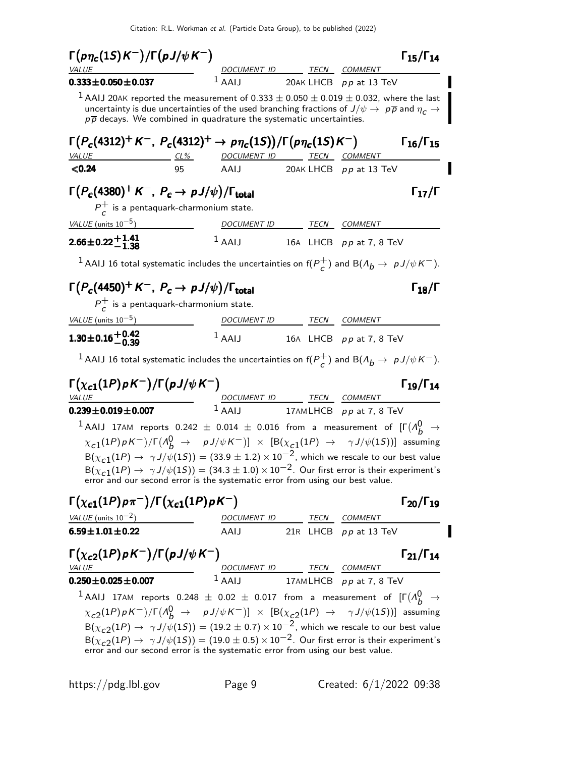### $\Gamma(p\eta_c(1S)K^-)/\Gamma(pJ/\psi K^-)$ — $\Gamma_{15}/\Gamma_{14}$

| VALUE | DOCUMENT ID | TECN | COMMENT |
|---|---|---|---|
| **$0.333 \pm 0.050 \pm 0.037$** | [1] AAIJ 20AK | LHCB | $pp$ at 13 TeV |

[1] AAIJ 20AK reported the measurement of $0.333 \pm 0.050 \pm 0.019 \pm 0.032$, where the last uncertainty is due uncertainties of the used branching fractions of $J/\psi \rightarrow p\overline{p}$ and $\eta_c \rightarrow p\overline{p}$ decays. We combined in quadrature the systematic uncertainties.

### $\Gamma(P_c(4312)^+K^-,\ P_c(4312)^+ \rightarrow p\eta_c(1S))/\Gamma(p\eta_c(1S)K^-)$ — $\Gamma_{16}/\Gamma_{15}$

| VALUE | CL% | DOCUMENT ID | TECN | COMMENT |
|---|---|---|---|---|
| **<0.24** | 95 | AAIJ 20AK | LHCB | $pp$ at 13 TeV |

### $\Gamma(P_c(4380)^+K^-,\ P_c \rightarrow pJ/\psi)/\Gamma_{\text{total}}$ — $\Gamma_{17}/\Gamma$

$P_c^+$ is a pentaquark-charmonium state.

| VALUE (units $10^{-5}$) | DOCUMENT ID | TECN | COMMENT |
|---|---|---|---|
| **$2.66 \pm 0.22^{+1.41}_{-1.38}$** | [1] AAIJ 16A | LHCB | $pp$ at 7, 8 TeV |

[1] AAIJ 16 total systematic includes the uncertainties on $f(P_c^+)$ and $B(\Lambda_b \rightarrow pJ/\psi K^-)$.

### $\Gamma(P_c(4450)^+K^-,\ P_c \rightarrow pJ/\psi)/\Gamma_{\text{total}}$ — $\Gamma_{18}/\Gamma$

$P_c^+$ is a pentaquark-charmonium state.

| VALUE (units $10^{-5}$) | DOCUMENT ID | TECN | COMMENT |
|---|---|---|---|
| **$1.30 \pm 0.16^{+0.42}_{-0.39}$** | [1] AAIJ 16A | LHCB | $pp$ at 7, 8 TeV |

[1] AAIJ 16 total systematic includes the uncertainties on $f(P_c^+)$ and $B(\Lambda_b \rightarrow pJ/\psi K^-)$.

### $\Gamma(\chi_{c1}(1P)pK^-)/\Gamma(pJ/\psi K^-)$ — $\Gamma_{19}/\Gamma_{14}$

| VALUE | DOCUMENT ID | TECN | COMMENT |
|---|---|---|---|
| **$0.239 \pm 0.019 \pm 0.007$** | [1] AAIJ 17AM | LHCB | $pp$ at 7, 8 TeV |

[1] AAIJ 17AM reports $0.242 \pm 0.014 \pm 0.016$ from a measurement of $[\Gamma(\Lambda_b^0 \rightarrow \chi_{c1}(1P)pK^-)/\Gamma(\Lambda_b^0 \rightarrow pJ/\psi K^-)] \times [B(\chi_{c1}(1P) \rightarrow \gamma J/\psi(1S))]$ assuming $B(\chi_{c1}(1P) \rightarrow \gamma J/\psi(1S)) = (33.9 \pm 1.2) \times 10^{-2}$, which we rescale to our best value $B(\chi_{c1}(1P) \rightarrow \gamma J/\psi(1S)) = (34.3 \pm 1.0) \times 10^{-2}$. Our first error is their experiment's error and our second error is the systematic error from using our best value.

### $\Gamma(\chi_{c1}(1P)p\pi^-)/\Gamma(\chi_{c1}(1P)pK^-)$ — $\Gamma_{20}/\Gamma_{19}$

| VALUE (units $10^{-2}$) | DOCUMENT ID | TECN | COMMENT |
|---|---|---|---|
| **$6.59 \pm 1.01 \pm 0.22$** | AAIJ 21R | LHCB | $pp$ at 13 TeV |

### $\Gamma(\chi_{c2}(1P)pK^-)/\Gamma(pJ/\psi K^-)$ — $\Gamma_{21}/\Gamma_{14}$

| VALUE | DOCUMENT ID | TECN | COMMENT |
|---|---|---|---|
| **$0.250 \pm 0.025 \pm 0.007$** | [1] AAIJ 17AM | LHCB | $pp$ at 7, 8 TeV |

[1] AAIJ 17AM reports $0.248 \pm 0.02 \pm 0.017$ from a measurement of $[\Gamma(\Lambda_b^0 \rightarrow \chi_{c2}(1P)pK^-)/\Gamma(\Lambda_b^0 \rightarrow pJ/\psi K^-)] \times [B(\chi_{c2}(1P) \rightarrow \gamma J/\psi(1S))]$ assuming $B(\chi_{c2}(1P) \rightarrow \gamma J/\psi(1S)) = (19.2 \pm 0.7) \times 10^{-2}$, which we rescale to our best value $B(\chi_{c2}(1P) \rightarrow \gamma J/\psi(1S)) = (19.0 \pm 0.5) \times 10^{-2}$. Our first error is their experiment's error and our second error is the systematic error from using our best value.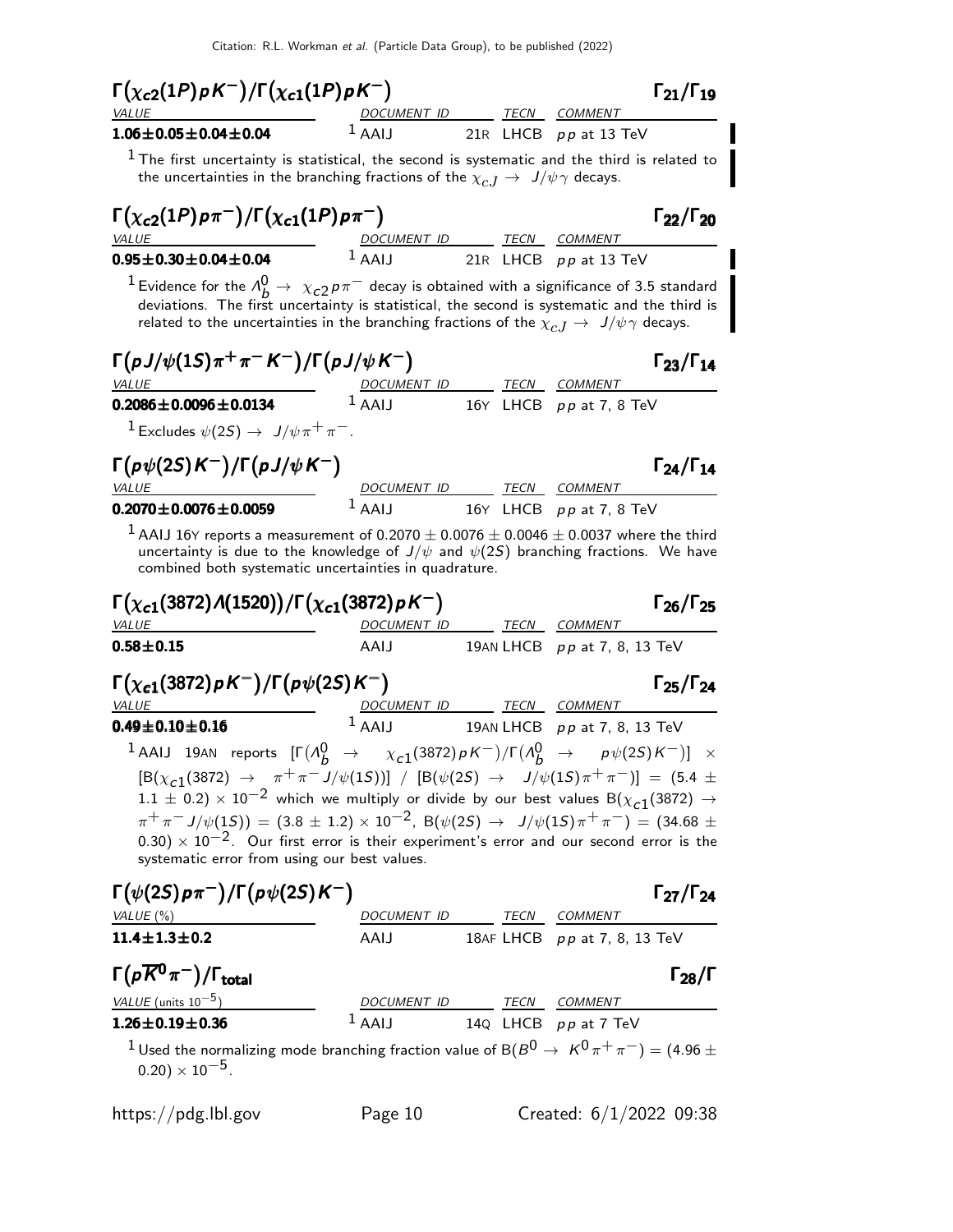## $\Gamma(\chi_{c2}(1P) p K^-)/\Gamma(\chi_{c1}(1P) p K^-)$ — $\Gamma_{21}/\Gamma_{19}$

| VALUE | DOCUMENT ID | | TECN | COMMENT |
|---|---|---|---|---|
| **1.06±0.05±0.04±0.04** | [1] AAIJ | 21R | LHCB | $pp$ at 13 TeV |

[1] The first uncertainty is statistical, the second is systematic and the third is related to the uncertainties in the branching fractions of the $\chi_{cJ} \to J/\psi\gamma$ decays.

## $\Gamma(\chi_{c2}(1P) p \pi^-)/\Gamma(\chi_{c1}(1P) p \pi^-)$ — $\Gamma_{22}/\Gamma_{20}$

| VALUE | DOCUMENT ID | | TECN | COMMENT |
|---|---|---|---|---|
| **0.95±0.30±0.04±0.04** | [1] AAIJ | 21R | LHCB | $pp$ at 13 TeV |

[1] Evidence for the $\Lambda_b^0 \to \chi_{c2} p \pi^-$ decay is obtained with a significance of 3.5 standard deviations. The first uncertainty is statistical, the second is systematic and the third is related to the uncertainties in the branching fractions of the $\chi_{cJ} \to J/\psi\gamma$ decays.

## $\Gamma(p J/\psi(1S) \pi^+\pi^- K^-)/\Gamma(p J/\psi K^-)$ — $\Gamma_{23}/\Gamma_{14}$

| VALUE | DOCUMENT ID | | TECN | COMMENT |
|---|---|---|---|---|
| **0.2086±0.0096±0.0134** | [1] AAIJ | 16Y | LHCB | $pp$ at 7, 8 TeV |

[1] Excludes $\psi(2S) \to J/\psi\pi^+\pi^-$.

## $\Gamma(p \psi(2S) K^-)/\Gamma(p J/\psi K^-)$ — $\Gamma_{24}/\Gamma_{14}$

| VALUE | DOCUMENT ID | | TECN | COMMENT |
|---|---|---|---|---|
| **0.2070±0.0076±0.0059** | [1] AAIJ | 16Y | LHCB | $pp$ at 7, 8 TeV |

[1] AAIJ 16Y reports a measurement of $0.2070 \pm 0.0076 \pm 0.0046 \pm 0.0037$ where the third uncertainty is due to the knowledge of $J/\psi$ and $\psi(2S)$ branching fractions. We have combined both systematic uncertainties in quadrature.

## $\Gamma(\chi_{c1}(3872) \Lambda(1520))/\Gamma(\chi_{c1}(3872) p K^-)$ — $\Gamma_{26}/\Gamma_{25}$

| VALUE | DOCUMENT ID | | TECN | COMMENT |
|---|---|---|---|---|
| **0.58±0.15** | AAIJ | 19AN | LHCB | $pp$ at 7, 8, 13 TeV |

## $\Gamma(\chi_{c1}(3872) p K^-)/\Gamma(p \psi(2S) K^-)$ — $\Gamma_{25}/\Gamma_{24}$

| VALUE | DOCUMENT ID | | TECN | COMMENT |
|---|---|---|---|---|
| **0.49±0.10±0.16** | [1] AAIJ | 19AN | LHCB | $pp$ at 7, 8, 13 TeV |

[1] AAIJ 19AN reports $[\Gamma(\Lambda_b^0 \to \chi_{c1}(3872) p K^-)/\Gamma(\Lambda_b^0 \to p\psi(2S)K^-)] \times [B(\chi_{c1}(3872) \to \pi^+\pi^- J/\psi(1S))] / [B(\psi(2S) \to J/\psi(1S)\pi^+\pi^-)] = (5.4 \pm 1.1 \pm 0.2) \times 10^{-2}$ which we multiply or divide by our best values $B(\chi_{c1}(3872) \to \pi^+\pi^- J/\psi(1S)) = (3.8 \pm 1.2) \times 10^{-2}$, $B(\psi(2S) \to J/\psi(1S)\pi^+\pi^-) = (34.68 \pm 0.30) \times 10^{-2}$. Our first error is their experiment's error and our second error is the systematic error from using our best values.

## $\Gamma(\psi(2S) p \pi^-)/\Gamma(p \psi(2S) K^-)$ — $\Gamma_{27}/\Gamma_{24}$

| VALUE (%) | DOCUMENT ID | | TECN | COMMENT |
|---|---|---|---|---|
| **11.4±1.3±0.2** | AAIJ | 18AF | LHCB | $pp$ at 7, 8, 13 TeV |

## $\Gamma(p \overline{K}^0 \pi^-)/\Gamma_{\text{total}}$ — $\Gamma_{28}/\Gamma$

| VALUE (units $10^{-5}$) | DOCUMENT ID | | TECN | COMMENT |
|---|---|---|---|---|
| **1.26±0.19±0.36** | [1] AAIJ | 14Q | LHCB | $pp$ at 7 TeV |

[1] Used the normalizing mode branching fraction value of $B(B^0 \to K^0\pi^+\pi^-) = (4.96 \pm 0.20) \times 10^{-5}$.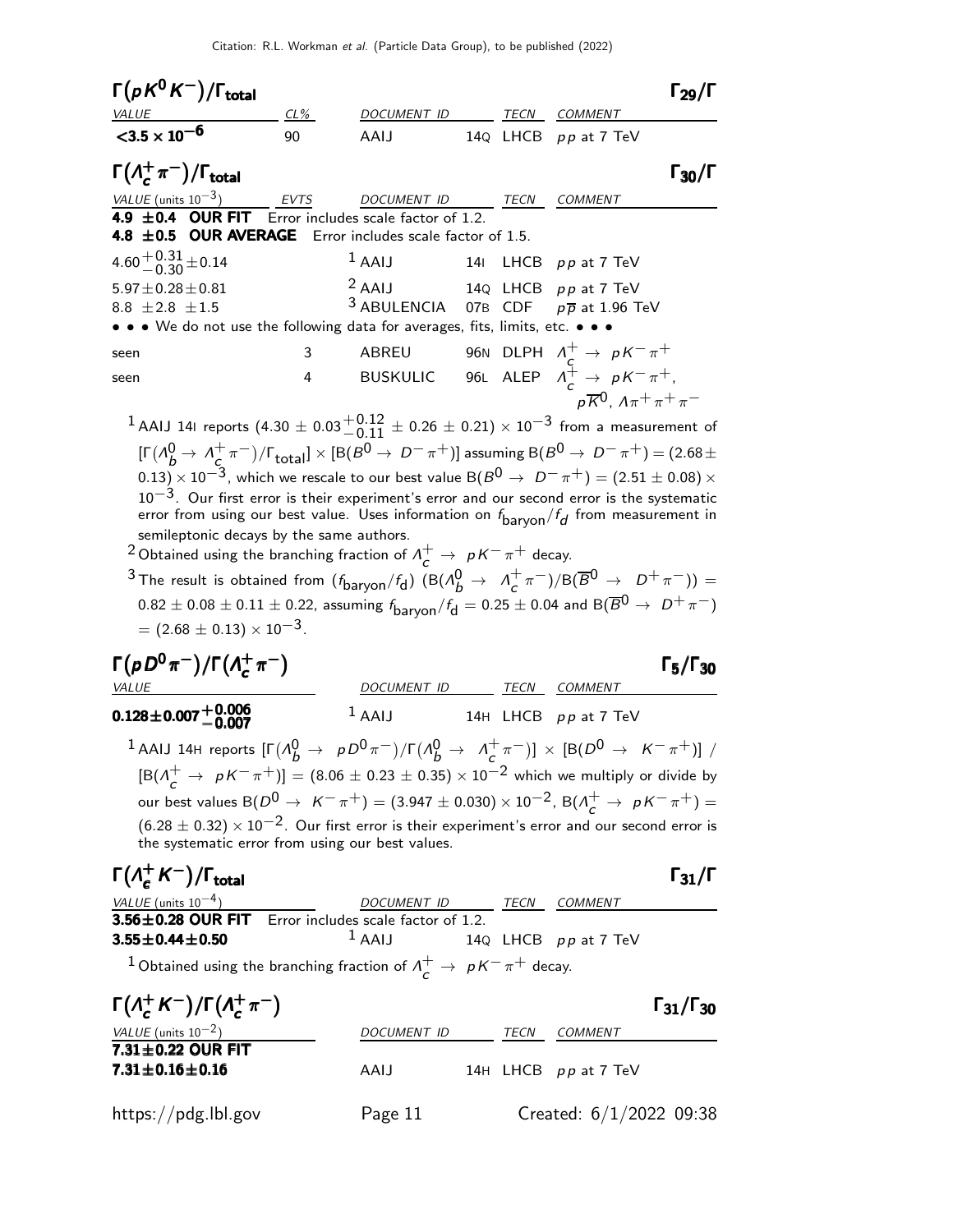## $\Gamma(pK^0K^-)/\Gamma_{\rm total}$ — $\Gamma_{29}/\Gamma$

| VALUE | CL% | DOCUMENT ID | | TECN | COMMENT |
|---|---|---|---|---|---|
| **$<3.5 \times 10^{-6}$** | 90 | AAIJ | 14Q | LHCB | $pp$ at 7 TeV |

## $\Gamma(\Lambda_c^+\pi^-)/\Gamma_{\rm total}$ — $\Gamma_{30}/\Gamma$

| VALUE (units $10^{-3}$) | EVTS | DOCUMENT ID | | TECN | COMMENT |
|---|---|---|---|---|---|
| **4.9 ±0.4 OUR FIT** Error includes scale factor of 1.2. | | | | | |
| **4.8 ±0.5 OUR AVERAGE** Error includes scale factor of 1.5. | | | | | |
| $4.60^{+0.31}_{-0.30}\pm0.14$ | | [1] AAIJ | 14I | LHCB | $pp$ at 7 TeV |
| $5.97\pm0.28\pm0.81$ | | [2] AAIJ | 14Q | LHCB | $pp$ at 7 TeV |
| $8.8\ \pm2.8\ \pm1.5$ | | [3] ABULENCIA | 07B | CDF | $p\overline{p}$ at 1.96 TeV |
| • • • We do not use the following data for averages, fits, limits, etc. • • • | | | | | |
| seen | 3 | ABREU | 96N | DLPH | $\Lambda_c^+ \rightarrow pK^-\pi^+$ |
| seen | 4 | BUSKULIC | 96L | ALEP | $\Lambda_c^+ \rightarrow pK^-\pi^+$, $p\overline{K}^0$, $\Lambda\pi^+\pi^+\pi^-$ |

[1] AAIJ 14I reports $(4.30 \pm 0.03^{+0.12}_{-0.11} \pm 0.26 \pm 0.21) \times 10^{-3}$ from a measurement of $[\Gamma(\Lambda_b^0 \rightarrow \Lambda_c^+\pi^-)/\Gamma_{\rm total}] \times [B(B^0 \rightarrow D^-\pi^+)]$ assuming $B(B^0 \rightarrow D^-\pi^+) = (2.68 \pm 0.13) \times 10^{-3}$, which we rescale to our best value $B(B^0 \rightarrow D^-\pi^+) = (2.51 \pm 0.08) \times 10^{-3}$. Our first error is their experiment's error and our second error is the systematic error from using our best value. Uses information on $f_{\rm baryon}/f_d$ from measurement in semileptonic decays by the same authors.

[2] Obtained using the branching fraction of $\Lambda_c^+ \rightarrow pK^-\pi^+$ decay.

[3] The result is obtained from $(f_{\rm baryon}/f_{\rm d})$ $(B(\Lambda_b^0 \rightarrow \Lambda_c^+\pi^-)/B(\overline{B}^0 \rightarrow D^+\pi^-)) = 0.82 \pm 0.08 \pm 0.11 \pm 0.22$, assuming $f_{\rm baryon}/f_{\rm d} = 0.25 \pm 0.04$ and $B(\overline{B}^0 \rightarrow D^+\pi^-) = (2.68 \pm 0.13) \times 10^{-3}$.

## $\Gamma(pD^0\pi^-)/\Gamma(\Lambda_c^+\pi^-)$ — $\Gamma_5/\Gamma_{30}$

| VALUE | DOCUMENT ID | | TECN | COMMENT |
|---|---|---|---|---|
| **$0.128\pm0.007^{+0.006}_{-0.007}$** | [1] AAIJ | 14H | LHCB | $pp$ at 7 TeV |

[1] AAIJ 14H reports $[\Gamma(\Lambda_b^0 \rightarrow pD^0\pi^-)/\Gamma(\Lambda_b^0 \rightarrow \Lambda_c^+\pi^-)] \times [B(D^0 \rightarrow K^-\pi^+)]$ / $[B(\Lambda_c^+ \rightarrow pK^-\pi^+)] = (8.06 \pm 0.23 \pm 0.35) \times 10^{-2}$ which we multiply or divide by our best values $B(D^0 \rightarrow K^-\pi^+) = (3.947 \pm 0.030) \times 10^{-2}$, $B(\Lambda_c^+ \rightarrow pK^-\pi^+) = (6.28 \pm 0.32) \times 10^{-2}$. Our first error is their experiment's error and our second error is the systematic error from using our best values.

## $\Gamma(\Lambda_c^+K^-)/\Gamma_{\rm total}$ — $\Gamma_{31}/\Gamma$

| VALUE (units $10^{-4}$) | DOCUMENT ID | | TECN | COMMENT |
|---|---|---|---|---|
| **3.56±0.28 OUR FIT** Error includes scale factor of 1.2. | | | | |
| **3.55±0.44±0.50** | [1] AAIJ | 14Q | LHCB | $pp$ at 7 TeV |

[1] Obtained using the branching fraction of $\Lambda_c^+ \rightarrow pK^-\pi^+$ decay.

## $\Gamma(\Lambda_c^+K^-)/\Gamma(\Lambda_c^+\pi^-)$ — $\Gamma_{31}/\Gamma_{30}$

| VALUE (units $10^{-2}$) | DOCUMENT ID | | TECN | COMMENT |
|---|---|---|---|---|
| **7.31±0.22 OUR FIT** | | | | |
| **7.31±0.16±0.16** | AAIJ | 14H | LHCB | $pp$ at 7 TeV |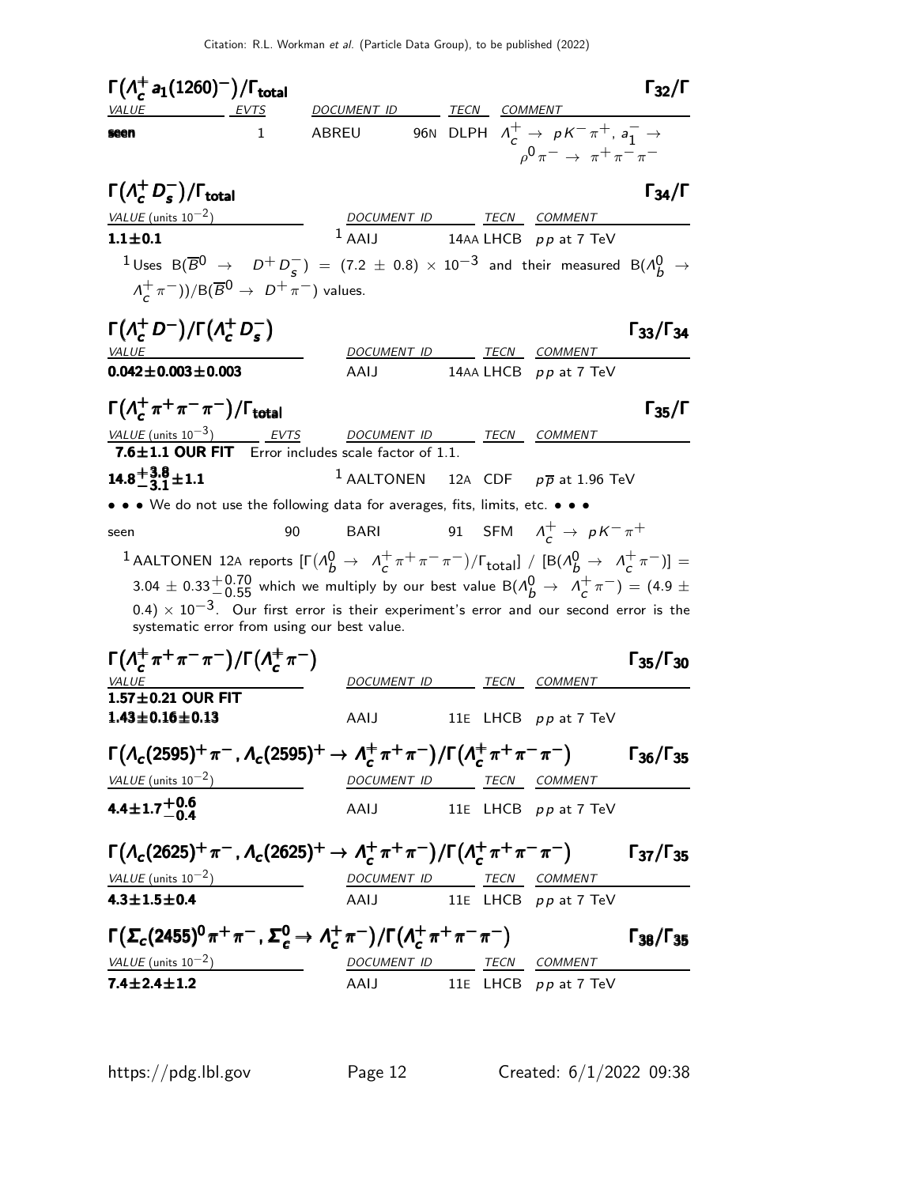### $\Gamma(\Lambda_c^+ a_1(1260)^-)/\Gamma_{\text{total}}$ $\Gamma_{32}/\Gamma$

| VALUE | EVTS | DOCUMENT ID | | TECN | COMMENT |
|---|---|---|---|---|---|
| **seen** | 1 | ABREU | 96N | DLPH | $\Lambda_c^+ \to pK^-\pi^+$, $a_1^- \to \rho^0\pi^- \to \pi^+\pi^-\pi^-$ |

### $\Gamma(\Lambda_c^+ D_s^-)/\Gamma_{\text{total}}$ $\Gamma_{34}/\Gamma$

| VALUE (units $10^{-2}$) | DOCUMENT ID | | TECN | COMMENT |
|---|---|---|---|---|
| **1.1±0.1** | [1] AAIJ | 14AA | LHCB | $pp$ at 7 TeV |

[1] Uses $B(\overline{B}^0 \to D^+ D_s^-) = (7.2 \pm 0.8) \times 10^{-3}$ and their measured $B(\Lambda_b^0 \to \Lambda_c^+\pi^-))/B(\overline{B}^0 \to D^+\pi^-)$ values.

### $\Gamma(\Lambda_c^+ D^-)/\Gamma(\Lambda_c^+ D_s^-)$ $\Gamma_{33}/\Gamma_{34}$

| VALUE | DOCUMENT ID | | TECN | COMMENT |
|---|---|---|---|---|
| **0.042±0.003±0.003** | AAIJ | 14AA | LHCB | $pp$ at 7 TeV |

### $\Gamma(\Lambda_c^+ \pi^+\pi^-\pi^-)/\Gamma_{\text{total}}$ $\Gamma_{35}/\Gamma$

| VALUE (units $10^{-3}$) | EVTS | DOCUMENT ID | | TECN | COMMENT |
|---|---|---|---|---|---|
| **7.6±1.1 OUR FIT** | | Error includes scale factor of 1.1. | | | |
| **$14.8^{+3.8}_{-3.1}\pm1.1$** | | [1] AALTONEN | 12A | CDF | $p\overline{p}$ at 1.96 TeV |
| • • • We do not use the following data for averages, fits, limits, etc. • • • | | | | | |
| seen | 90 | BARI | 91 | SFM | $\Lambda_c^+ \to pK^-\pi^+$ |

[1] AALTONEN 12A reports $[\Gamma(\Lambda_b^0 \to \Lambda_c^+\pi^+\pi^-\pi^-)/\Gamma_{\text{total}}] / [B(\Lambda_b^0 \to \Lambda_c^+\pi^-)] = 3.04 \pm 0.33^{+0.70}_{-0.55}$ which we multiply by our best value $B(\Lambda_b^0 \to \Lambda_c^+\pi^-) = (4.9 \pm 0.4) \times 10^{-3}$. Our first error is their experiment's error and our second error is the systematic error from using our best value.

### $\Gamma(\Lambda_c^+ \pi^+\pi^-\pi^-)/\Gamma(\Lambda_c^+\pi^-)$ $\Gamma_{35}/\Gamma_{30}$

| VALUE | DOCUMENT ID | | TECN | COMMENT |
|---|---|---|---|---|
| **1.57±0.21 OUR FIT** | | | | |
| 1.43±0.16±0.13 | AAIJ | 11E | LHCB | $pp$ at 7 TeV |

### $\Gamma(\Lambda_c(2595)^+\pi^-, \Lambda_c(2595)^+ \to \Lambda_c^+\pi^+\pi^-)/\Gamma(\Lambda_c^+\pi^+\pi^-\pi^-)$ $\Gamma_{36}/\Gamma_{35}$

| VALUE (units $10^{-2}$) | DOCUMENT ID | | TECN | COMMENT |
|---|---|---|---|---|
| **$4.4\pm1.7^{+0.6}_{-0.4}$** | AAIJ | 11E | LHCB | $pp$ at 7 TeV |

### $\Gamma(\Lambda_c(2625)^+\pi^-, \Lambda_c(2625)^+ \to \Lambda_c^+\pi^+\pi^-)/\Gamma(\Lambda_c^+\pi^+\pi^-\pi^-)$ $\Gamma_{37}/\Gamma_{35}$

| VALUE (units $10^{-2}$) | DOCUMENT ID | | TECN | COMMENT |
|---|---|---|---|---|
| **4.3±1.5±0.4** | AAIJ | 11E | LHCB | $pp$ at 7 TeV |

### $\Gamma(\Sigma_c(2455)^0\pi^+\pi^-, \Sigma_c^0 \to \Lambda_c^+\pi^-)/\Gamma(\Lambda_c^+\pi^+\pi^-\pi^-)$ $\Gamma_{38}/\Gamma_{35}$

| VALUE (units $10^{-2}$) | DOCUMENT ID | | TECN | COMMENT |
|---|---|---|---|---|
| **7.4±2.4±1.2** | AAIJ | 11E | LHCB | $pp$ at 7 TeV |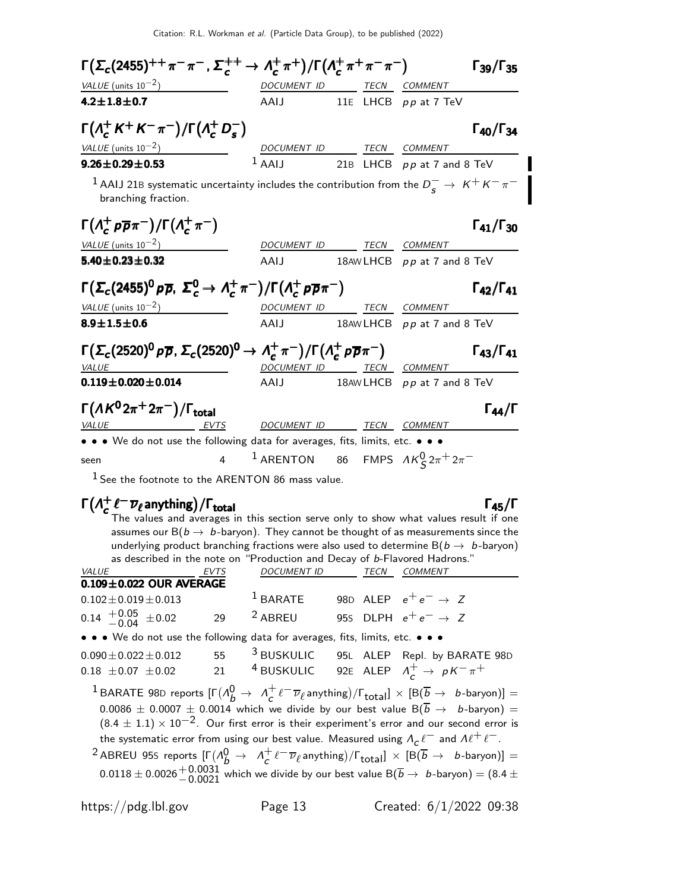### $\Gamma\big(\Sigma_c(2455)^{++}\pi^-\pi^-, \Sigma_c^{++} \to \Lambda_c^+\pi^+\big)/\Gamma\big(\Lambda_c^+\pi^+\pi^-\pi^-\big)$ — $\Gamma_{39}/\Gamma_{35}$

| VALUE (units $10^{-2}$) | DOCUMENT ID | | TECN | COMMENT |
|---|---|---|---|---|
| **4.2±1.8±0.7** | AAIJ | 11E | LHCB | $pp$ at 7 TeV |

### $\Gamma\big(\Lambda_c^+ K^+ K^- \pi^-\big)/\Gamma\big(\Lambda_c^+ D_s^-\big)$ — $\Gamma_{40}/\Gamma_{34}$

| VALUE (units $10^{-2}$) | DOCUMENT ID | | TECN | COMMENT |
|---|---|---|---|---|
| **9.26±0.29±0.53** | [1] AAIJ | 21B | LHCB | $pp$ at 7 and 8 TeV |

[1] AAIJ 21B systematic uncertainty includes the contribution from the $D_s^- \to K^+K^-\pi^-$ branching fraction.

### $\Gamma\big(\Lambda_c^+ p\overline{p}\pi^-\big)/\Gamma\big(\Lambda_c^+\pi^-\big)$ — $\Gamma_{41}/\Gamma_{30}$

| VALUE (units $10^{-2}$) | DOCUMENT ID | | TECN | COMMENT |
|---|---|---|---|---|
| **5.40±0.23±0.32** | AAIJ | 18AW | LHCB | $pp$ at 7 and 8 TeV |

### $\Gamma\big(\Sigma_c(2455)^0 p\overline{p},\ \Sigma_c^0 \to \Lambda_c^+\pi^-\big)/\Gamma\big(\Lambda_c^+ p\overline{p}\pi^-\big)$ — $\Gamma_{42}/\Gamma_{41}$

| VALUE (units $10^{-2}$) | DOCUMENT ID | | TECN | COMMENT |
|---|---|---|---|---|
| **8.9±1.5±0.6** | AAIJ | 18AW | LHCB | $pp$ at 7 and 8 TeV |

### $\Gamma\big(\Sigma_c(2520)^0 p\overline{p},\ \Sigma_c(2520)^0 \to \Lambda_c^+\pi^-\big)/\Gamma\big(\Lambda_c^+ p\overline{p}\pi^-\big)$ — $\Gamma_{43}/\Gamma_{41}$

| VALUE | DOCUMENT ID | | TECN | COMMENT |
|---|---|---|---|---|
| **0.119±0.020±0.014** | AAIJ | 18AW | LHCB | $pp$ at 7 and 8 TeV |

### $\Gamma\big(\Lambda K^0 2\pi^+ 2\pi^-\big)/\Gamma_{\rm total}$ — $\Gamma_{44}/\Gamma$

| VALUE | EVTS | DOCUMENT ID | | TECN | COMMENT |
|---|---|---|---|---|---|
| • • • We do not use the following data for averages, fits, limits, etc. • • • | | | | | |
| seen | 4 | [1] ARENTON | 86 | FMPS | $\Lambda K_S^0 2\pi^+ 2\pi^-$ |

[1] See the footnote to the ARENTON 86 mass value.

### $\Gamma\big(\Lambda_c^+ \ell^- \overline{\nu}_\ell \text{anything}\big)/\Gamma_{\rm total}$ — $\Gamma_{45}/\Gamma$

The values and averages in this section serve only to show what values result if one assumes our B($b \to$ $b$-baryon). They cannot be thought of as measurements since the underlying product branching fractions were also used to determine B($b \to$ $b$-baryon) as described in the note on "Production and Decay of $b$-Flavored Hadrons."

| VALUE | EVTS | DOCUMENT ID | | TECN | COMMENT |
|---|---|---|---|---|---|
| **0.109±0.022 OUR AVERAGE** | | | | | |
| $0.102\pm0.019\pm0.013$ | | [1] BARATE | 98D | ALEP | $e^+e^- \to Z$ |
| $0.14\ ^{+0.05}_{-0.04}\ \pm0.02$ | 29 | [2] ABREU | 95S | DLPH | $e^+e^- \to Z$ |
| • • • We do not use the following data for averages, fits, limits, etc. • • • | | | | | |
| $0.090\pm0.022\pm0.012$ | 55 | [3] BUSKULIC | 95L | ALEP | Repl. by BARATE 98D |
| $0.18\ \pm0.07\ \pm0.02$ | 21 | [4] BUSKULIC | 92E | ALEP | $\Lambda_c^+ \to pK^-\pi^+$ |

[1] BARATE 98D reports $[\Gamma(\Lambda_b^0 \to \Lambda_c^+ \ell^- \overline{\nu}_\ell \text{anything})/\Gamma_{\rm total}] \times [B(\overline{b} \to b\text{-baryon})] = 0.0086 \pm 0.0007 \pm 0.0014$ which we divide by our best value $B(\overline{b} \to b\text{-baryon}) = (8.4 \pm 1.1) \times 10^{-2}$. Our first error is their experiment's error and our second error is the systematic error from using our best value. Measured using $\Lambda_c \ell^-$ and $\Lambda \ell^+ \ell^-$.

[2] ABREU 95S reports $[\Gamma(\Lambda_b^0 \to \Lambda_c^+ \ell^- \overline{\nu}_\ell \text{anything})/\Gamma_{\rm total}] \times [B(\overline{b} \to b\text{-baryon})] = 0.0118 \pm 0.0026\,^{+0.0031}_{-0.0021}$ which we divide by our best value $B(\overline{b} \to b\text{-baryon}) = (8.4 \pm$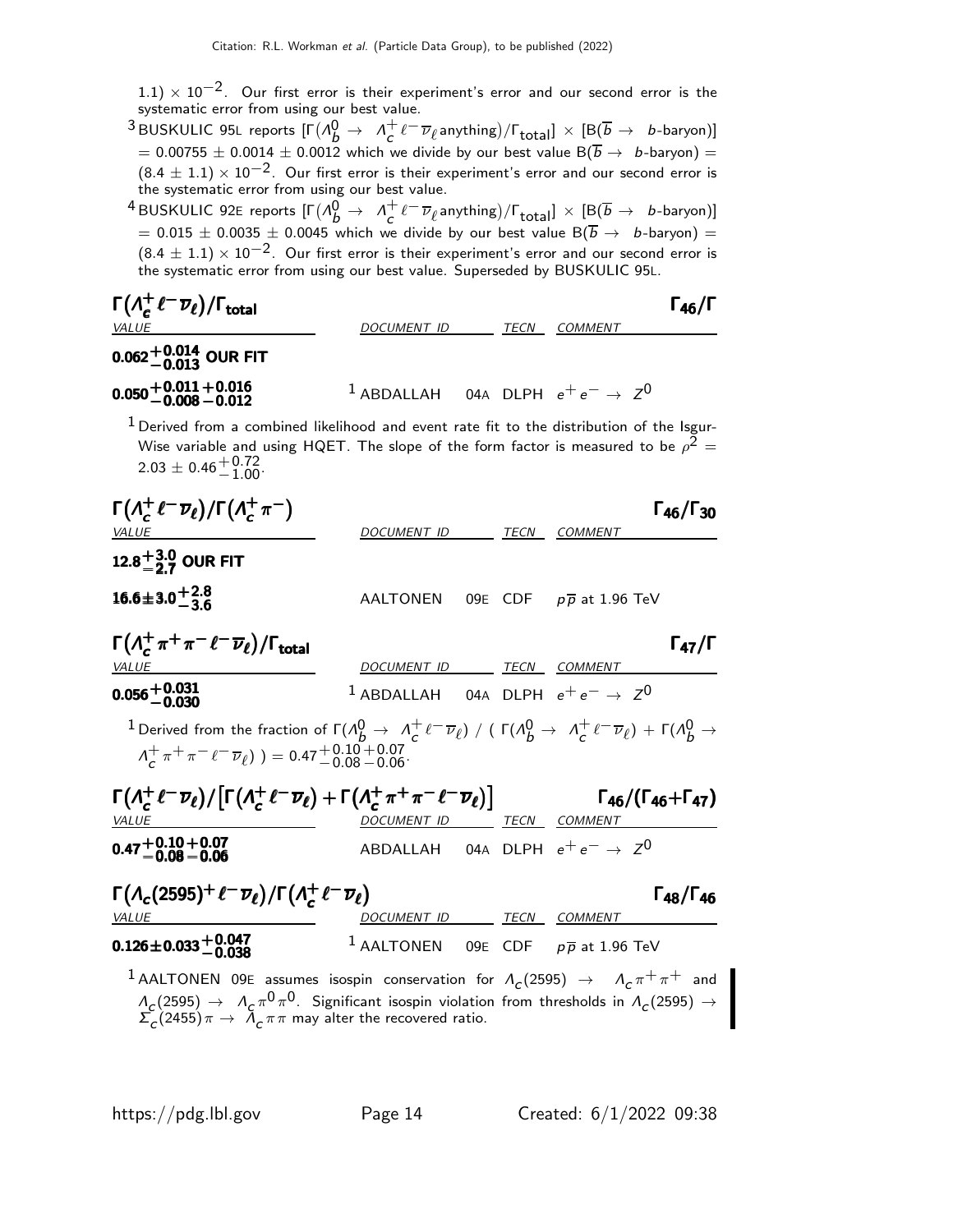$1.1) \times 10^{-2}$. Our first error is their experiment's error and our second error is the systematic error from using our best value.

[3] BUSKULIC 95L reports $[\Gamma(\Lambda_b^0 \to \Lambda_c^+ \ell^- \overline{\nu}_\ell \text{anything})/\Gamma_{\text{total}}] \times [B(\overline{b} \to b\text{-baryon})] = 0.00755 \pm 0.0014 \pm 0.0012$ which we divide by our best value $B(\overline{b} \to b\text{-baryon}) = (8.4 \pm 1.1) \times 10^{-2}$. Our first error is their experiment's error and our second error is the systematic error from using our best value.

[4] BUSKULIC 92E reports $[\Gamma(\Lambda_b^0 \to \Lambda_c^+ \ell^- \overline{\nu}_\ell \text{anything})/\Gamma_{\text{total}}] \times [B(\overline{b} \to b\text{-baryon})] = 0.015 \pm 0.0035 \pm 0.0045$ which we divide by our best value $B(\overline{b} \to b\text{-baryon}) = (8.4 \pm 1.1) \times 10^{-2}$. Our first error is their experiment's error and our second error is the systematic error from using our best value. Superseded by BUSKULIC 95L.

### $\Gamma(\Lambda_c^+ \ell^- \overline{\nu}_\ell)/\Gamma_{\text{total}}$ — $\Gamma_{46}/\Gamma$

| VALUE | DOCUMENT ID | | TECN | COMMENT |
|---|---|---|---|---|
| **$0.062^{+0.014}_{-0.013}$ OUR FIT** | | | | |
| **$0.050^{+0.011}_{-0.008}{}^{+0.016}_{-0.012}$** | [1] ABDALLAH | 04A | DLPH | $e^+ e^- \to Z^0$ |

[1] Derived from a combined likelihood and event rate fit to the distribution of the Isgur-Wise variable and using HQET. The slope of the form factor is measured to be $\rho^2 = 2.03 \pm 0.46^{+0.72}_{-1.00}$.

### $\Gamma(\Lambda_c^+ \ell^- \overline{\nu}_\ell)/\Gamma(\Lambda_c^+ \pi^-)$ — $\Gamma_{46}/\Gamma_{30}$

| VALUE | DOCUMENT ID | | TECN | COMMENT |
|---|---|---|---|---|
| **$12.8^{+3.0}_{-2.7}$ OUR FIT** | | | | |
| **$16.6 \pm 3.0^{+2.8}_{-3.6}$** | AALTONEN | 09E | CDF | $p\overline{p}$ at 1.96 TeV |

### $\Gamma(\Lambda_c^+ \pi^+ \pi^- \ell^- \overline{\nu}_\ell)/\Gamma_{\text{total}}$ — $\Gamma_{47}/\Gamma$

| VALUE | DOCUMENT ID | | TECN | COMMENT |
|---|---|---|---|---|
| **$0.056^{+0.031}_{-0.030}$** | [1] ABDALLAH | 04A | DLPH | $e^+ e^- \to Z^0$ |

[1] Derived from the fraction of $\Gamma(\Lambda_b^0 \to \Lambda_c^+ \ell^- \overline{\nu}_\ell)$ / ( $\Gamma(\Lambda_b^0 \to \Lambda_c^+ \ell^- \overline{\nu}_\ell) + \Gamma(\Lambda_b^0 \to \Lambda_c^+ \pi^+ \pi^- \ell^- \overline{\nu}_\ell)$ ) $= 0.47^{+0.10}_{-0.08}{}^{+0.07}_{-0.06}$.

### $\Gamma(\Lambda_c^+ \ell^- \overline{\nu}_\ell)/[\Gamma(\Lambda_c^+ \ell^- \overline{\nu}_\ell) + \Gamma(\Lambda_c^+ \pi^+ \pi^- \ell^- \overline{\nu}_\ell)]$ — $\Gamma_{46}/(\Gamma_{46}+\Gamma_{47})$

| VALUE | DOCUMENT ID | | TECN | COMMENT |
|---|---|---|---|---|
| **$0.47^{+0.10}_{-0.08}{}^{+0.07}_{-0.06}$** | ABDALLAH | 04A | DLPH | $e^+ e^- \to Z^0$ |

### $\Gamma(\Lambda_c(2595)^+ \ell^- \overline{\nu}_\ell)/\Gamma(\Lambda_c^+ \ell^- \overline{\nu}_\ell)$ — $\Gamma_{48}/\Gamma_{46}$

| VALUE | DOCUMENT ID | | TECN | COMMENT |
|---|---|---|---|---|
| **$0.126 \pm 0.033^{+0.047}_{-0.038}$** | [1] AALTONEN | 09E | CDF | $p\overline{p}$ at 1.96 TeV |

[1] AALTONEN 09E assumes isospin conservation for $\Lambda_c(2595) \to \Lambda_c \pi^+ \pi^+$ and $\Lambda_c(2595) \to \Lambda_c \pi^0 \pi^0$. Significant isospin violation from thresholds in $\Lambda_c(2595) \to \Sigma_c(2455) \pi \to \Lambda_c \pi \pi$ may alter the recovered ratio.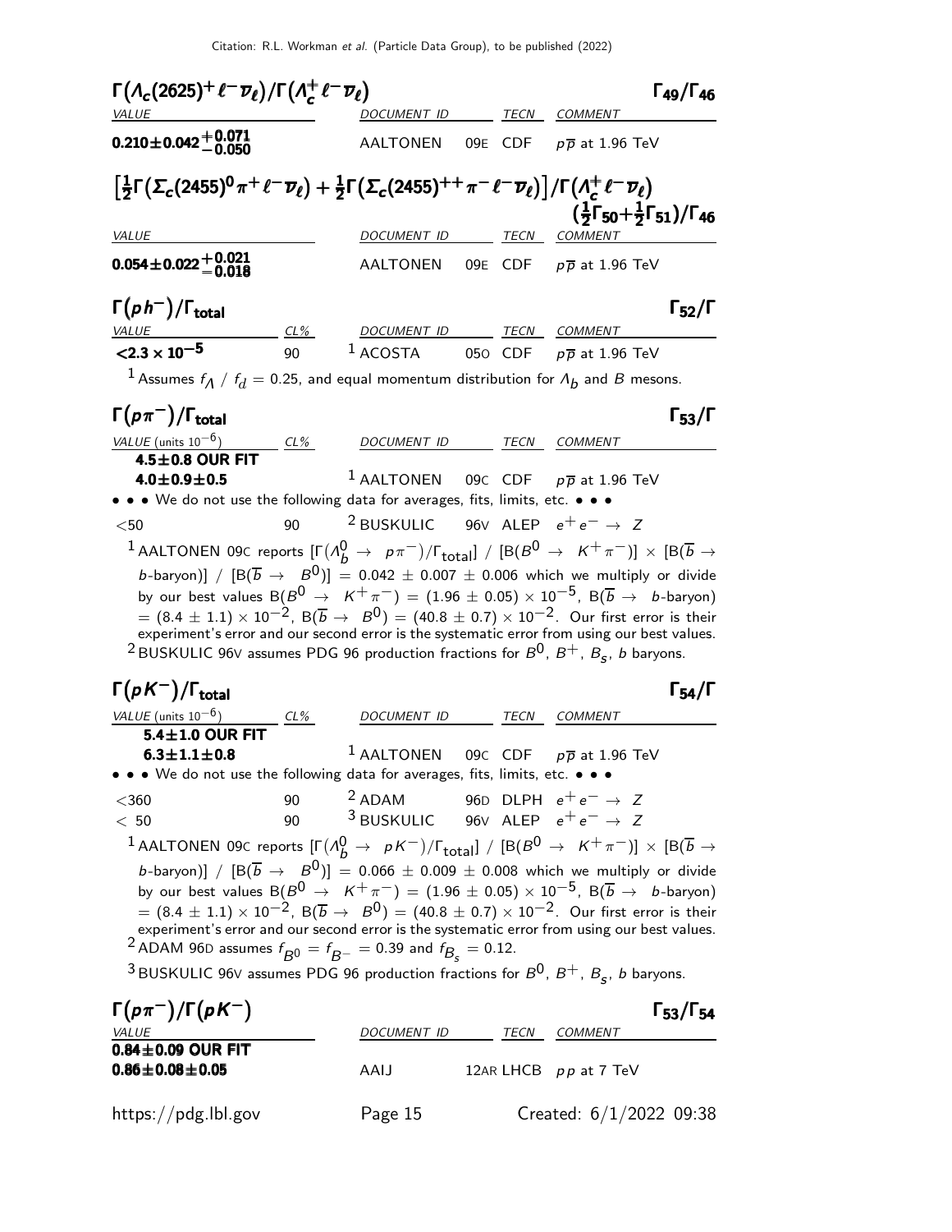### $\Gamma(\Lambda_c(2625)^+ \ell^- \overline{\nu}_\ell)/\Gamma(\Lambda_c^+ \ell^- \overline{\nu}_\ell)$ $\Gamma_{49}/\Gamma_{46}$

| VALUE | DOCUMENT ID | TECN | COMMENT |
|---|---|---|---|
| **$0.210 \pm 0.042 ^{+0.071}_{-0.050}$** | AALTONEN 09E | CDF | $p\overline{p}$ at 1.96 TeV |

### $\left[\frac{1}{2}\Gamma(\Sigma_c(2455)^0 \pi^+ \ell^- \overline{\nu}_\ell) + \frac{1}{2}\Gamma(\Sigma_c(2455)^{++} \pi^- \ell^- \overline{\nu}_\ell)\right]/\Gamma(\Lambda_c^+ \ell^- \overline{\nu}_\ell)$ $(\frac{1}{2}\Gamma_{50}+\frac{1}{2}\Gamma_{51})/\Gamma_{46}$

| VALUE | DOCUMENT ID | TECN | COMMENT |
|---|---|---|---|
| **$0.054 \pm 0.022 ^{+0.021}_{-0.018}$** | AALTONEN 09E | CDF | $p\overline{p}$ at 1.96 TeV |

### $\Gamma(p h^-)/\Gamma_{\text{total}}$ $\Gamma_{52}/\Gamma$

| VALUE | CL% | DOCUMENT ID | TECN | COMMENT |
|---|---|---|---|---|
| **$<2.3 \times 10^{-5}$** | 90 | [1] ACOSTA 05O | CDF | $p\overline{p}$ at 1.96 TeV |

[1] Assumes $f_\Lambda$ / $f_d$ = 0.25, and equal momentum distribution for $\Lambda_b$ and $B$ mesons.

### $\Gamma(p \pi^-)/\Gamma_{\text{total}}$ $\Gamma_{53}/\Gamma$

| VALUE (units $10^{-6}$) | CL% | DOCUMENT ID | TECN | COMMENT |
|---|---|---|---|---|
| **4.5±0.8 OUR FIT** | | | | |
| **4.0±0.9±0.5** | | [1] AALTONEN 09C | CDF | $p\overline{p}$ at 1.96 TeV |
| • • • We do not use the following data for averages, fits, limits, etc. • • • | | | | |
| $<50$ | 90 | [2] BUSKULIC 96V | ALEP | $e^+ e^- \rightarrow Z$ |

[1] AALTONEN 09C reports $[\Gamma(\Lambda_b^0 \rightarrow p \pi^-)/\Gamma_{\text{total}}]$ / $[B(B^0 \rightarrow K^+ \pi^-)] \times [B(\overline{b} \rightarrow b\text{-baryon})]$ / $[B(\overline{b} \rightarrow B^0)] = 0.042 \pm 0.007 \pm 0.006$ which we multiply or divide by our best values $B(B^0 \rightarrow K^+ \pi^-) = (1.96 \pm 0.05) \times 10^{-5}$, $B(\overline{b} \rightarrow b\text{-baryon}) = (8.4 \pm 1.1) \times 10^{-2}$, $B(\overline{b} \rightarrow B^0) = (40.8 \pm 0.7) \times 10^{-2}$. Our first error is their experiment's error and our second error is the systematic error from using our best values.

[2] BUSKULIC 96V assumes PDG 96 production fractions for $B^0$, $B^+$, $B_s$, $b$ baryons.

### $\Gamma(p K^-)/\Gamma_{\text{total}}$ $\Gamma_{54}/\Gamma$

| VALUE (units $10^{-6}$) | CL% | DOCUMENT ID | TECN | COMMENT |
|---|---|---|---|---|
| **5.4±1.0 OUR FIT** | | | | |
| **6.3±1.1±0.8** | | [1] AALTONEN 09C | CDF | $p\overline{p}$ at 1.96 TeV |
| • • • We do not use the following data for averages, fits, limits, etc. • • • | | | | |
| $<360$ | 90 | [2] ADAM 96D | DLPH | $e^+ e^- \rightarrow Z$ |
| $<50$ | 90 | [3] BUSKULIC 96V | ALEP | $e^+ e^- \rightarrow Z$ |

[1] AALTONEN 09C reports $[\Gamma(\Lambda_b^0 \rightarrow p K^-)/\Gamma_{\text{total}}]$ / $[B(B^0 \rightarrow K^+ \pi^-)] \times [B(\overline{b} \rightarrow b\text{-baryon})]$ / $[B(\overline{b} \rightarrow B^0)] = 0.066 \pm 0.009 \pm 0.008$ which we multiply or divide by our best values $B(B^0 \rightarrow K^+ \pi^-) = (1.96 \pm 0.05) \times 10^{-5}$, $B(\overline{b} \rightarrow b\text{-baryon}) = (8.4 \pm 1.1) \times 10^{-2}$, $B(\overline{b} \rightarrow B^0) = (40.8 \pm 0.7) \times 10^{-2}$. Our first error is their experiment's error and our second error is the systematic error from using our best values.

[2] ADAM 96D assumes $f_{B^0} = f_{B^-} = 0.39$ and $f_{B_s} = 0.12$.

[3] BUSKULIC 96V assumes PDG 96 production fractions for $B^0$, $B^+$, $B_s$, $b$ baryons.

### $\Gamma(p \pi^-)/\Gamma(p K^-)$ $\Gamma_{53}/\Gamma_{54}$

| VALUE | DOCUMENT ID | TECN | COMMENT |
|---|---|---|---|
| **0.84±0.09 OUR FIT** | | | |
| **0.86±0.08±0.05** | AAIJ 12AR | LHCB | $pp$ at 7 TeV |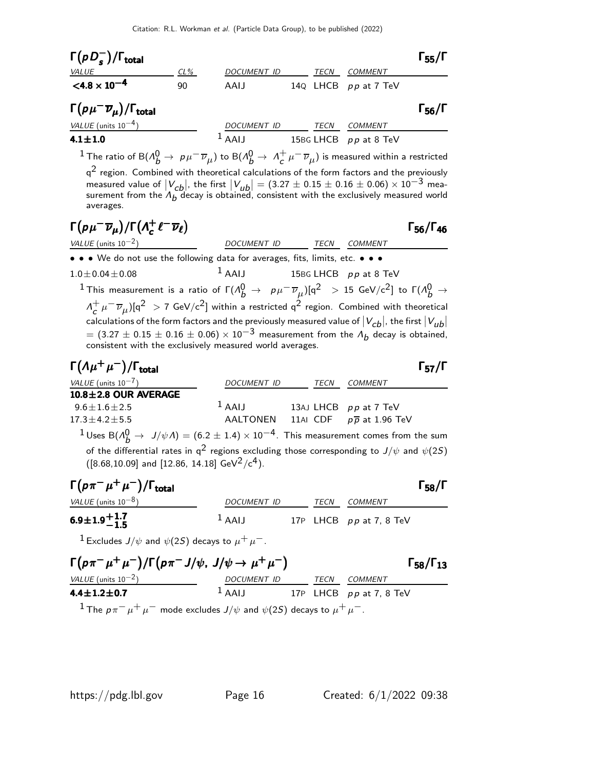## $\Gamma(pD_s^-)/\Gamma_{total}$ $\Gamma_{55}/\Gamma$

| VALUE | CL% | DOCUMENT ID | | TECN | COMMENT |
|---|---|---|---|---|---|
| $<4.8 \times 10^{-4}$ | 90 | AAIJ | 14Q | LHCB | $pp$ at 7 TeV |

## $\Gamma(p\mu^-\overline{\nu}_\mu)/\Gamma_{total}$ $\Gamma_{56}/\Gamma$

| VALUE (units $10^{-4}$) | DOCUMENT ID | | TECN | COMMENT |
|---|---|---|---|---|
| **4.1±1.0** | [1] AAIJ | 15BG | LHCB | $pp$ at 8 TeV |

[1] The ratio of B($\Lambda_b^0 \to p\mu^-\overline{\nu}_\mu$) to B($\Lambda_b^0 \to \Lambda_c^+\mu^-\overline{\nu}_\mu$) is measured within a restricted $q^2$ region. Combined with theoretical calculations of the form factors and the previously measured value of $|V_{cb}|$, the first $|V_{ub}| = (3.27 \pm 0.15 \pm 0.16 \pm 0.06) \times 10^{-3}$ measurement from the $\Lambda_b$ decay is obtained, consistent with the exclusively measured world averages.

## $\Gamma(p\mu^-\overline{\nu}_\mu)/\Gamma(\Lambda_c^+\ell^-\overline{\nu}_\ell)$ $\Gamma_{56}/\Gamma_{46}$

| VALUE (units $10^{-2}$) | DOCUMENT ID | | TECN | COMMENT |
|---|---|---|---|---|
| • • • We do not use the following data for averages, fits, limits, etc. • • • | | | | |
| $1.0 \pm 0.04 \pm 0.08$ | [1] AAIJ | 15BG | LHCB | $pp$ at 8 TeV |

[1] This measurement is a ratio of $\Gamma(\Lambda_b^0 \to p\mu^-\overline{\nu}_\mu)[q^2 > 15$ GeV/c$^2$] to $\Gamma(\Lambda_b^0 \to \Lambda_c^+\mu^-\overline{\nu}_\mu)[q^2 > 7$ GeV/c$^2$] within a restricted $q^2$ region. Combined with theoretical calculations of the form factors and the previously measured value of $|V_{cb}|$, the first $|V_{ub}| = (3.27 \pm 0.15 \pm 0.16 \pm 0.06) \times 10^{-3}$ measurement from the $\Lambda_b$ decay is obtained, consistent with the exclusively measured world averages.

## $\Gamma(\Lambda\mu^+\mu^-)/\Gamma_{total}$ $\Gamma_{57}/\Gamma$

| VALUE (units $10^{-7}$) | DOCUMENT ID | | TECN | COMMENT |
|---|---|---|---|---|
| **10.8±2.8 OUR AVERAGE** | | | | |
| $9.6 \pm 1.6 \pm 2.5$ | [1] AAIJ | 13AJ | LHCB | $pp$ at 7 TeV |
| $17.3 \pm 4.2 \pm 5.5$ | AALTONEN | 11AI | CDF | $p\overline{p}$ at 1.96 TeV |

[1] Uses B($\Lambda_b^0 \to J/\psi\Lambda$) = $(6.2 \pm 1.4) \times 10^{-4}$. This measurement comes from the sum of the differential rates in $q^2$ regions excluding those corresponding to $J/\psi$ and $\psi(2S)$ ([8.68,10.09] and [12.86, 14.18] GeV$^2$/c$^4$).

## $\Gamma(p\pi^-\mu^+\mu^-)/\Gamma_{total}$ $\Gamma_{58}/\Gamma$

| VALUE (units $10^{-8}$) | DOCUMENT ID | | TECN | COMMENT |
|---|---|---|---|---|
| $\mathbf{6.9 \pm 1.9^{+1.7}_{-1.5}}$ | [1] AAIJ | 17P | LHCB | $pp$ at 7, 8 TeV |

[1] Excludes $J/\psi$ and $\psi(2S)$ decays to $\mu^+\mu^-$.

## $\Gamma(p\pi^-\mu^+\mu^-)/\Gamma(p\pi^-J/\psi,\ J/\psi \to \mu^+\mu^-)$ $\Gamma_{58}/\Gamma_{13}$

| VALUE (units $10^{-2}$) | DOCUMENT ID | | TECN | COMMENT |
|---|---|---|---|---|
| **4.4±1.2±0.7** | [1] AAIJ | 17P | LHCB | $pp$ at 7, 8 TeV |

[1] The $p\pi^-\mu^+\mu^-$ mode excludes $J/\psi$ and $\psi(2S)$ decays to $\mu^+\mu^-$.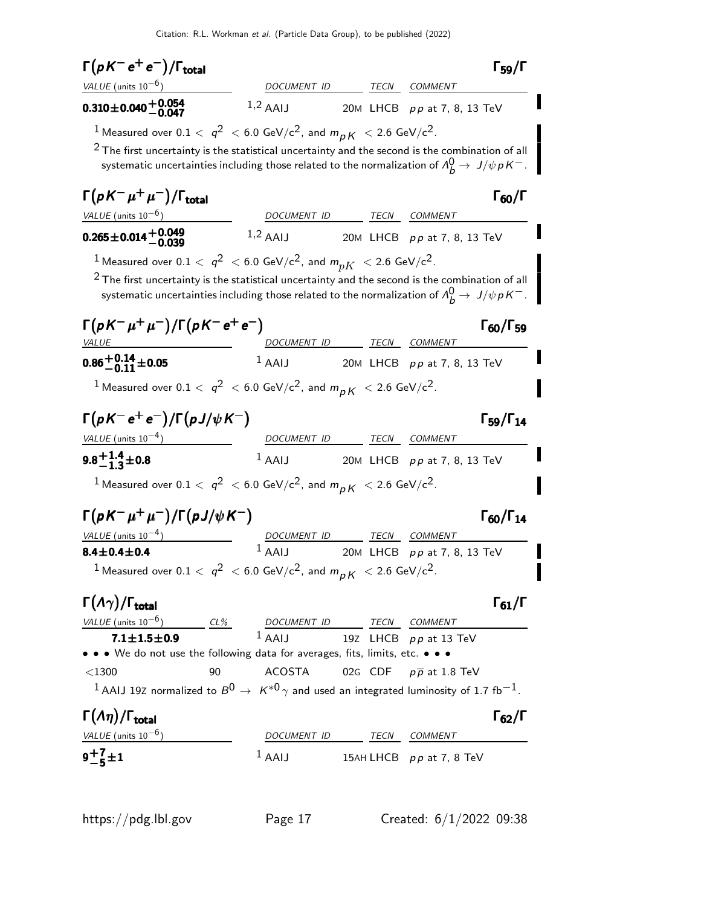## $\Gamma(pK^- e^+ e^-)/\Gamma_{\text{total}}$ $\Gamma_{59}/\Gamma$

| VALUE (units $10^{-6}$) | DOCUMENT ID | | TECN | COMMENT |
|---|---|---|---|---|
| $\mathbf{0.310 \pm 0.040 {}^{+0.054}_{-0.047}}$ | [1,2] AAIJ | 20M | LHCB | $pp$ at 7, 8, 13 TeV |

[1] Measured over $0.1 < q^2 < 6.0$ GeV/c$^2$, and $m_{pK} < 2.6$ GeV/c$^2$.

[2] The first uncertainty is the statistical uncertainty and the second is the combination of all systematic uncertainties including those related to the normalization of $\Lambda_b^0 \to J/\psi pK^-$.

## $\Gamma(pK^- \mu^+ \mu^-)/\Gamma_{\text{total}}$ $\Gamma_{60}/\Gamma$

| VALUE (units $10^{-6}$) | DOCUMENT ID | | TECN | COMMENT |
|---|---|---|---|---|
| $\mathbf{0.265 \pm 0.014 {}^{+0.049}_{-0.039}}$ | [1,2] AAIJ | 20M | LHCB | $pp$ at 7, 8, 13 TeV |

[1] Measured over $0.1 < q^2 < 6.0$ GeV/c$^2$, and $m_{pK} < 2.6$ GeV/c$^2$.

[2] The first uncertainty is the statistical uncertainty and the second is the combination of all systematic uncertainties including those related to the normalization of $\Lambda_b^0 \to J/\psi pK^-$.

## $\Gamma(pK^- \mu^+ \mu^-)/\Gamma(pK^- e^+ e^-)$ $\Gamma_{60}/\Gamma_{59}$

| VALUE | DOCUMENT ID | | TECN | COMMENT |
|---|---|---|---|---|
| $\mathbf{0.86 {}^{+0.14}_{-0.11} \pm 0.05}$ | [1] AAIJ | 20M | LHCB | $pp$ at 7, 8, 13 TeV |

[1] Measured over $0.1 < q^2 < 6.0$ GeV/c$^2$, and $m_{pK} < 2.6$ GeV/c$^2$.

## $\Gamma(pK^- e^+ e^-)/\Gamma(pJ/\psi K^-)$ $\Gamma_{59}/\Gamma_{14}$

| VALUE (units $10^{-4}$) | DOCUMENT ID | | TECN | COMMENT |
|---|---|---|---|---|
| $\mathbf{9.8 {}^{+1.4}_{-1.3} \pm 0.8}$ | [1] AAIJ | 20M | LHCB | $pp$ at 7, 8, 13 TeV |

[1] Measured over $0.1 < q^2 < 6.0$ GeV/c$^2$, and $m_{pK} < 2.6$ GeV/c$^2$.

## $\Gamma(pK^- \mu^+ \mu^-)/\Gamma(pJ/\psi K^-)$ $\Gamma_{60}/\Gamma_{14}$

| VALUE (units $10^{-4}$) | DOCUMENT ID | | TECN | COMMENT |
|---|---|---|---|---|
| $\mathbf{8.4 \pm 0.4 \pm 0.4}$ | [1] AAIJ | 20M | LHCB | $pp$ at 7, 8, 13 TeV |

[1] Measured over $0.1 < q^2 < 6.0$ GeV/c$^2$, and $m_{pK} < 2.6$ GeV/c$^2$.

## $\Gamma(\Lambda\gamma)/\Gamma_{\text{total}}$ $\Gamma_{61}/\Gamma$

| VALUE (units $10^{-6}$) | CL% | DOCUMENT ID | | TECN | COMMENT |
|---|---|---|---|---|---|
| $\mathbf{7.1 \pm 1.5 \pm 0.9}$ | | [1] AAIJ | 19Z | LHCB | $pp$ at 13 TeV |
| • • • We do not use the following data for averages, fits, limits, etc. • • • | | | | | |
| $<1300$ | 90 | ACOSTA | 02G | CDF | $p\overline{p}$ at 1.8 TeV |

[1] AAIJ 19Z normalized to $B^0 \to K^{*0}\gamma$ and used an integrated luminosity of 1.7 fb$^{-1}$.

## $\Gamma(\Lambda\eta)/\Gamma_{\text{total}}$ $\Gamma_{62}/\Gamma$

| VALUE (units $10^{-6}$) | DOCUMENT ID | | TECN | COMMENT |
|---|---|---|---|---|
| $\mathbf{9 {}^{+7}_{-5} \pm 1}$ | [1] AAIJ | 15AH | LHCB | $pp$ at 7, 8 TeV |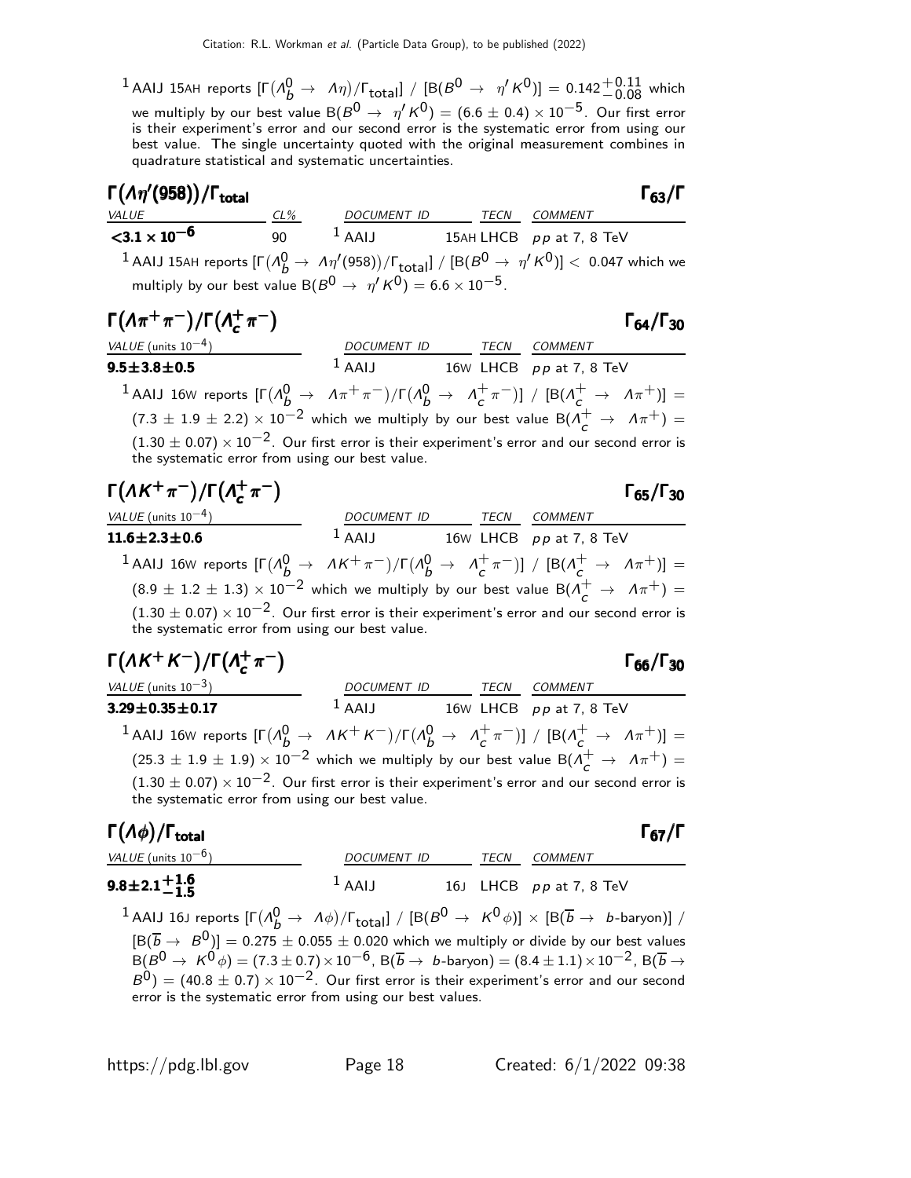[1] AAIJ 15AH reports $[\Gamma(\Lambda_b^0 \to \Lambda\eta)/\Gamma_{\text{total}}]$ / $[B(B^0 \to \eta' K^0)] = 0.142^{+0.11}_{-0.08}$ which we multiply by our best value $B(B^0 \to \eta' K^0) = (6.6 \pm 0.4) \times 10^{-5}$. Our first error is their experiment's error and our second error is the systematic error from using our best value. The single uncertainty quoted with the original measurement combines in quadrature statistical and systematic uncertainties.

## $\Gamma(\Lambda\eta'(958))/\Gamma_{\text{total}}$ — $\Gamma_{63}/\Gamma$

| VALUE | CL% | DOCUMENT ID | TECN | COMMENT |
|---|---|---|---|---|
| **$<3.1 \times 10^{-6}$** | 90 | [1] AAIJ 15AH | LHCB | $pp$ at 7, 8 TeV |

[1] AAIJ 15AH reports $[\Gamma(\Lambda_b^0 \to \Lambda\eta'(958))/\Gamma_{\text{total}}]$ / $[B(B^0 \to \eta' K^0)] < 0.047$ which we multiply by our best value $B(B^0 \to \eta' K^0) = 6.6 \times 10^{-5}$.

## $\Gamma(\Lambda\pi^+\pi^-)/\Gamma(\Lambda_c^+\pi^-)$ — $\Gamma_{64}/\Gamma_{30}$

| VALUE (units $10^{-4}$) | DOCUMENT ID | TECN | COMMENT |
|---|---|---|---|
| **$9.5 \pm 3.8 \pm 0.5$** | [1] AAIJ 16W | LHCB | $pp$ at 7, 8 TeV |

[1] AAIJ 16W reports $[\Gamma(\Lambda_b^0 \to \Lambda\pi^+\pi^-)/\Gamma(\Lambda_b^0 \to \Lambda_c^+\pi^-)]$ / $[B(\Lambda_c^+ \to \Lambda\pi^+)] = (7.3 \pm 1.9 \pm 2.2) \times 10^{-2}$ which we multiply by our best value $B(\Lambda_c^+ \to \Lambda\pi^+) = (1.30 \pm 0.07) \times 10^{-2}$. Our first error is their experiment's error and our second error is the systematic error from using our best value.

## $\Gamma(\Lambda K^+\pi^-)/\Gamma(\Lambda_c^+\pi^-)$ — $\Gamma_{65}/\Gamma_{30}$

| VALUE (units $10^{-4}$) | DOCUMENT ID | TECN | COMMENT |
|---|---|---|---|
| **$11.6 \pm 2.3 \pm 0.6$** | [1] AAIJ 16W | LHCB | $pp$ at 7, 8 TeV |

[1] AAIJ 16W reports $[\Gamma(\Lambda_b^0 \to \Lambda K^+\pi^-)/\Gamma(\Lambda_b^0 \to \Lambda_c^+\pi^-)]$ / $[B(\Lambda_c^+ \to \Lambda\pi^+)] = (8.9 \pm 1.2 \pm 1.3) \times 10^{-2}$ which we multiply by our best value $B(\Lambda_c^+ \to \Lambda\pi^+) = (1.30 \pm 0.07) \times 10^{-2}$. Our first error is their experiment's error and our second error is the systematic error from using our best value.

## $\Gamma(\Lambda K^+K^-)/\Gamma(\Lambda_c^+\pi^-)$ — $\Gamma_{66}/\Gamma_{30}$

| VALUE (units $10^{-3}$) | DOCUMENT ID | TECN | COMMENT |
|---|---|---|---|
| **$3.29 \pm 0.35 \pm 0.17$** | [1] AAIJ 16W | LHCB | $pp$ at 7, 8 TeV |

[1] AAIJ 16W reports $[\Gamma(\Lambda_b^0 \to \Lambda K^+K^-)/\Gamma(\Lambda_b^0 \to \Lambda_c^+\pi^-)]$ / $[B(\Lambda_c^+ \to \Lambda\pi^+)] = (25.3 \pm 1.9 \pm 1.9) \times 10^{-2}$ which we multiply by our best value $B(\Lambda_c^+ \to \Lambda\pi^+) = (1.30 \pm 0.07) \times 10^{-2}$. Our first error is their experiment's error and our second error is the systematic error from using our best value.

## $\Gamma(\Lambda\phi)/\Gamma_{\text{total}}$ — $\Gamma_{67}/\Gamma$

| VALUE (units $10^{-6}$) | DOCUMENT ID | TECN | COMMENT |
|---|---|---|---|
| **$9.8 \pm 2.1^{+1.6}_{-1.5}$** | [1] AAIJ 16J | LHCB | $pp$ at 7, 8 TeV |

[1] AAIJ 16J reports $[\Gamma(\Lambda_b^0 \to \Lambda\phi)/\Gamma_{\text{total}}]$ / $[B(B^0 \to K^0\phi)] \times [B(\overline{b} \to b\text{-baryon})]$ / $[B(\overline{b} \to B^0)] = 0.275 \pm 0.055 \pm 0.020$ which we multiply or divide by our best values $B(B^0 \to K^0\phi) = (7.3 \pm 0.7) \times 10^{-6}$, $B(\overline{b} \to b\text{-baryon}) = (8.4 \pm 1.1) \times 10^{-2}$, $B(\overline{b} \to B^0) = (40.8 \pm 0.7) \times 10^{-2}$. Our first error is their experiment's error and our second error is the systematic error from using our best values.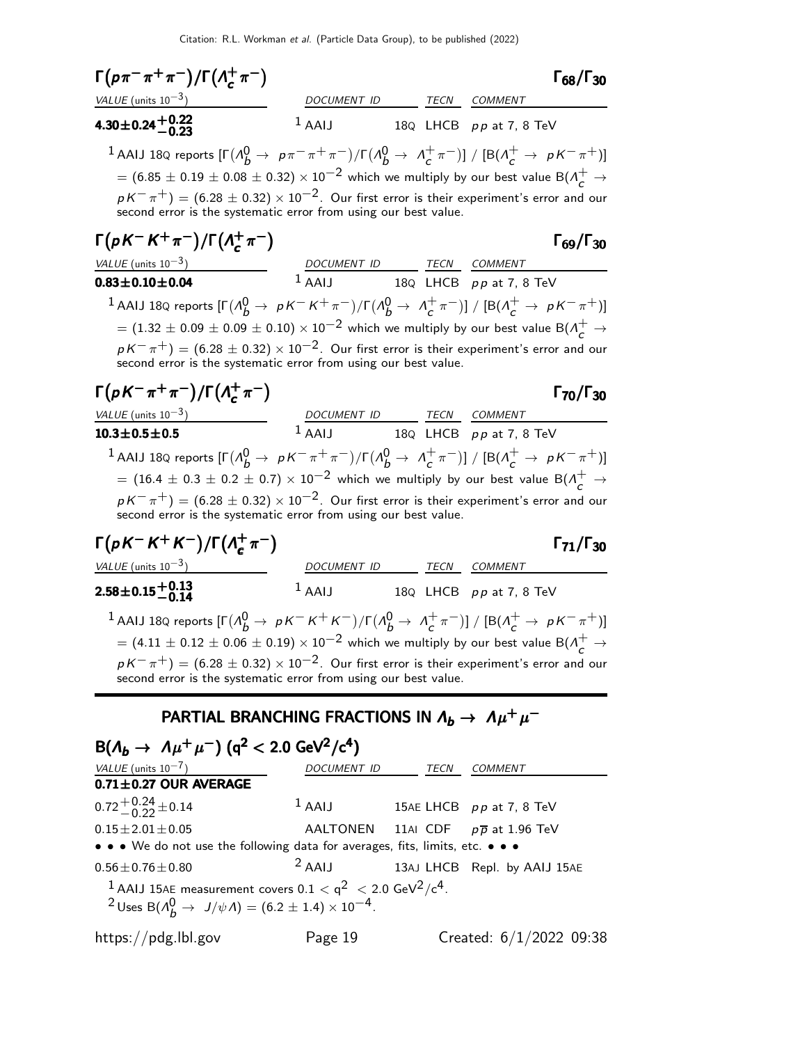### $\Gamma(p\pi^-\pi^+\pi^-)/\Gamma(\Lambda_c^+\pi^-)$ $\Gamma_{68}/\Gamma_{30}$

| VALUE (units $10^{-3}$) | DOCUMENT ID | TECN | COMMENT |
|---|---|---|---|
| $\mathbf{4.30 \pm 0.24 ^{+0.22}_{-0.23}}$ | [1] AAIJ 18Q | LHCB | $pp$ at 7, 8 TeV |

[1] AAIJ 18Q reports $[\Gamma(\Lambda_b^0 \to p\pi^-\pi^+\pi^-)/\Gamma(\Lambda_b^0 \to \Lambda_c^+\pi^-)]$ / $[B(\Lambda_c^+ \to pK^-\pi^+)]$ $= (6.85 \pm 0.19 \pm 0.08 \pm 0.32) \times 10^{-2}$ which we multiply by our best value $B(\Lambda_c^+ \to pK^-\pi^+) = (6.28 \pm 0.32) \times 10^{-2}$. Our first error is their experiment's error and our second error is the systematic error from using our best value.

### $\Gamma(pK^-K^+\pi^-)/\Gamma(\Lambda_c^+\pi^-)$ $\Gamma_{69}/\Gamma_{30}$

| VALUE (units $10^{-3}$) | DOCUMENT ID | TECN | COMMENT |
|---|---|---|---|
| $\mathbf{0.83 \pm 0.10 \pm 0.04}$ | [1] AAIJ 18Q | LHCB | $pp$ at 7, 8 TeV |

[1] AAIJ 18Q reports $[\Gamma(\Lambda_b^0 \to pK^-K^+\pi^-)/\Gamma(\Lambda_b^0 \to \Lambda_c^+\pi^-)]$ / $[B(\Lambda_c^+ \to pK^-\pi^+)]$ $= (1.32 \pm 0.09 \pm 0.09 \pm 0.10) \times 10^{-2}$ which we multiply by our best value $B(\Lambda_c^+ \to pK^-\pi^+) = (6.28 \pm 0.32) \times 10^{-2}$. Our first error is their experiment's error and our second error is the systematic error from using our best value.

### $\Gamma(pK^-\pi^+\pi^-)/\Gamma(\Lambda_c^+\pi^-)$ $\Gamma_{70}/\Gamma_{30}$

| VALUE (units $10^{-3}$) | DOCUMENT ID | TECN | COMMENT |
|---|---|---|---|
| $\mathbf{10.3 \pm 0.5 \pm 0.5}$ | [1] AAIJ 18Q | LHCB | $pp$ at 7, 8 TeV |

[1] AAIJ 18Q reports $[\Gamma(\Lambda_b^0 \to pK^-\pi^+\pi^-)/\Gamma(\Lambda_b^0 \to \Lambda_c^+\pi^-)]$ / $[B(\Lambda_c^+ \to pK^-\pi^+)]$ $= (16.4 \pm 0.3 \pm 0.2 \pm 0.7) \times 10^{-2}$ which we multiply by our best value $B(\Lambda_c^+ \to pK^-\pi^+) = (6.28 \pm 0.32) \times 10^{-2}$. Our first error is their experiment's error and our second error is the systematic error from using our best value.

### $\Gamma(pK^-K^+K^-)/\Gamma(\Lambda_c^+\pi^-)$ $\Gamma_{71}/\Gamma_{30}$

| VALUE (units $10^{-3}$) | DOCUMENT ID | TECN | COMMENT |
|---|---|---|---|
| $\mathbf{2.58 \pm 0.15 ^{+0.13}_{-0.14}}$ | [1] AAIJ 18Q | LHCB | $pp$ at 7, 8 TeV |

[1] AAIJ 18Q reports $[\Gamma(\Lambda_b^0 \to pK^-K^+K^-)/\Gamma(\Lambda_b^0 \to \Lambda_c^+\pi^-)]$ / $[B(\Lambda_c^+ \to pK^-\pi^+)]$ $= (4.11 \pm 0.12 \pm 0.06 \pm 0.19) \times 10^{-2}$ which we multiply by our best value $B(\Lambda_c^+ \to pK^-\pi^+) = (6.28 \pm 0.32) \times 10^{-2}$. Our first error is their experiment's error and our second error is the systematic error from using our best value.

## PARTIAL BRANCHING FRACTIONS IN $\Lambda_b \to \Lambda\mu^+\mu^-$

### $B(\Lambda_b \to \Lambda\mu^+\mu^-)$ ($q^2 < 2.0$ GeV$^2$/c$^4$)

| VALUE (units $10^{-7}$) | DOCUMENT ID | TECN | COMMENT |
|---|---|---|---|
| **0.71±0.27 OUR AVERAGE** | | | |
| $0.72^{+0.24}_{-0.22} \pm 0.14$ | [1] AAIJ 15AE | LHCB | $pp$ at 7, 8 TeV |
| $0.15 \pm 2.01 \pm 0.05$ | AALTONEN 11AI | CDF | $p\overline{p}$ at 1.96 TeV |
| • • • We do not use the following data for averages, fits, limits, etc. • • • | | | |
| $0.56 \pm 0.76 \pm 0.80$ | [2] AAIJ 13AJ | LHCB | Repl. by AAIJ 15AE |

[1] AAIJ 15AE measurement covers $0.1 < q^2 < 2.0$ GeV$^2$/c$^4$.

[2] Uses $B(\Lambda_b^0 \to J/\psi\Lambda) = (6.2 \pm 1.4) \times 10^{-4}$.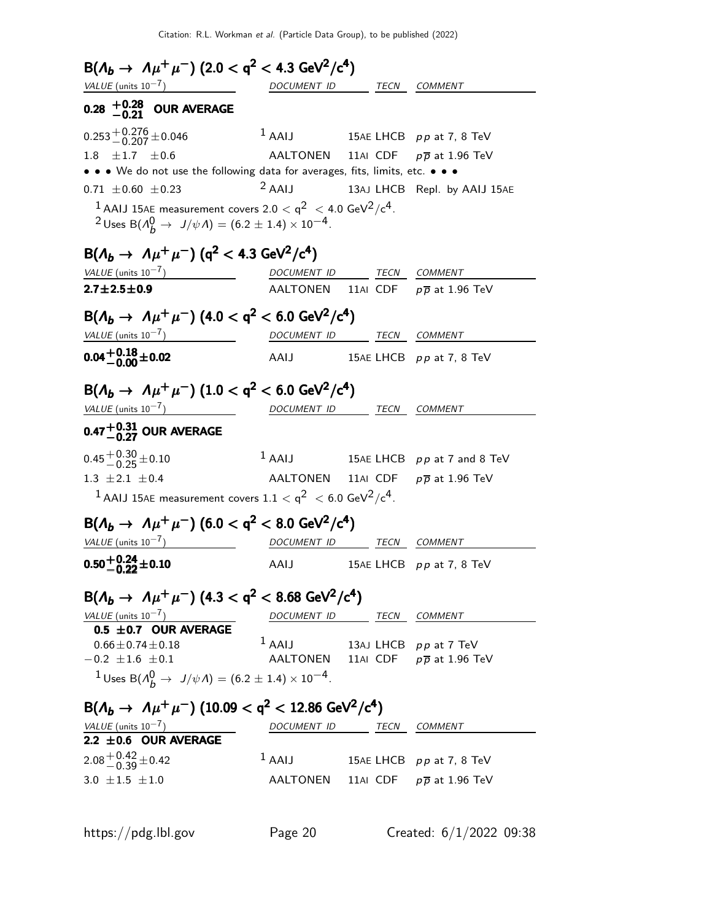### $B(\Lambda_b \to \Lambda \mu^+ \mu^-)$ $(2.0 < q^2 < 4.3$ GeV$^2$/c$^4$)

| VALUE (units $10^{-7}$) | DOCUMENT ID | TECN | COMMENT |
|---|---|---|---|
| **$0.28\ ^{+0.28}_{-0.21}$ OUR AVERAGE** | | | |
| $0.253^{+0.276}_{-0.207}\pm0.046$ | [1] AAIJ | 15AE LHCB | $pp$ at 7, 8 TeV |
| $1.8\ \pm1.7\ \pm0.6$ | AALTONEN | 11AI CDF | $p\overline{p}$ at 1.96 TeV |
| • • • We do not use the following data for averages, fits, limits, etc. • • • | | | |
| $0.71\ \pm0.60\ \pm0.23$ | [2] AAIJ | 13AJ LHCB | Repl. by AAIJ 15AE |

[1] AAIJ 15AE measurement covers $2.0 < q^2 < 4.0$ GeV$^2$/c$^4$.
[2] Uses $B(\Lambda_b^0 \to J/\psi \Lambda) = (6.2 \pm 1.4) \times 10^{-4}$.

### $B(\Lambda_b \to \Lambda \mu^+ \mu^-)$ $(q^2 < 4.3$ GeV$^2$/c$^4$)

| VALUE (units $10^{-7}$) | DOCUMENT ID | TECN | COMMENT |
|---|---|---|---|
| **$2.7\pm2.5\pm0.9$** | AALTONEN | 11AI CDF | $p\overline{p}$ at 1.96 TeV |

### $B(\Lambda_b \to \Lambda \mu^+ \mu^-)$ $(4.0 < q^2 < 6.0$ GeV$^2$/c$^4$)

| VALUE (units $10^{-7}$) | DOCUMENT ID | TECN | COMMENT |
|---|---|---|---|
| **$0.04^{+0.18}_{-0.00}\pm0.02$** | AAIJ | 15AE LHCB | $pp$ at 7, 8 TeV |

### $B(\Lambda_b \to \Lambda \mu^+ \mu^-)$ $(1.0 < q^2 < 6.0$ GeV$^2$/c$^4$)

| VALUE (units $10^{-7}$) | DOCUMENT ID | TECN | COMMENT |
|---|---|---|---|
| **$0.47^{+0.31}_{-0.27}$ OUR AVERAGE** | | | |
| $0.45^{+0.30}_{-0.25}\pm0.10$ | [1] AAIJ | 15AE LHCB | $pp$ at 7 and 8 TeV |
| $1.3\ \pm2.1\ \pm0.4$ | AALTONEN | 11AI CDF | $p\overline{p}$ at 1.96 TeV |

[1] AAIJ 15AE measurement covers $1.1 < q^2 < 6.0$ GeV$^2$/c$^4$.

### $B(\Lambda_b \to \Lambda \mu^+ \mu^-)$ $(6.0 < q^2 < 8.0$ GeV$^2$/c$^4$)

| VALUE (units $10^{-7}$) | DOCUMENT ID | TECN | COMMENT |
|---|---|---|---|
| **$0.50^{+0.24}_{-0.22}\pm0.10$** | AAIJ | 15AE LHCB | $pp$ at 7, 8 TeV |

### $B(\Lambda_b \to \Lambda \mu^+ \mu^-)$ $(4.3 < q^2 < 8.68$ GeV$^2$/c$^4$)

| VALUE (units $10^{-7}$) | DOCUMENT ID | TECN | COMMENT |
|---|---|---|---|
| **$0.5\ \pm0.7$ OUR AVERAGE** | | | |
| $0.66\pm0.74\pm0.18$ | [1] AAIJ | 13AJ LHCB | $pp$ at 7 TeV |
| $-0.2\ \pm1.6\ \pm0.1$ | AALTONEN | 11AI CDF | $p\overline{p}$ at 1.96 TeV |

[1] Uses $B(\Lambda_b^0 \to J/\psi \Lambda) = (6.2 \pm 1.4) \times 10^{-4}$.

### $B(\Lambda_b \to \Lambda \mu^+ \mu^-)$ $(10.09 < q^2 < 12.86$ GeV$^2$/c$^4$)

| VALUE (units $10^{-7}$) | DOCUMENT ID | TECN | COMMENT |
|---|---|---|---|
| **$2.2\ \pm0.6$ OUR AVERAGE** | | | |
| $2.08^{+0.42}_{-0.39}\pm0.42$ | [1] AAIJ | 15AE LHCB | $pp$ at 7, 8 TeV |
| $3.0\ \pm1.5\ \pm1.0$ | AALTONEN | 11AI CDF | $p\overline{p}$ at 1.96 TeV |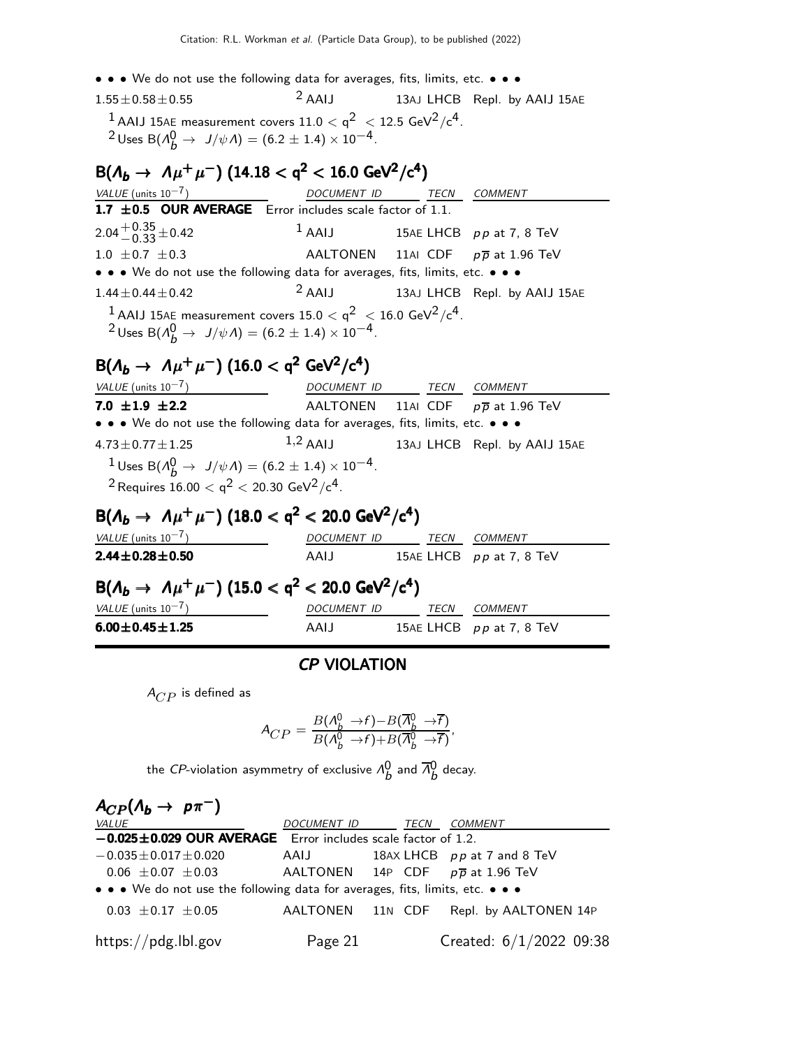• • • We do not use the following data for averages, fits, limits, etc. • • •

| | | | |
|---|---|---|---|
| $1.55 \pm 0.58 \pm 0.55$ | [2] AAIJ | 13AJ LHCB | Repl. by AAIJ 15AE |

[1] AAIJ 15AE measurement covers $11.0 < q^2 < 12.5$ GeV$^2$/c$^4$.
[2] Uses B($\Lambda_b^0 \to J/\psi \Lambda$) = $(6.2 \pm 1.4) \times 10^{-4}$.

## B($\Lambda_b \to \Lambda \mu^+ \mu^-$) ($14.18 < q^2 < 16.0$ GeV$^2$/c$^4$)

| VALUE (units $10^{-7}$) | DOCUMENT ID | TECN | COMMENT |
|---|---|---|---|
| **1.7 ±0.5 OUR AVERAGE** Error includes scale factor of 1.1. | | | |
| $2.04^{+0.35}_{-0.33} \pm 0.42$ | [1] AAIJ | 15AE LHCB | $pp$ at 7, 8 TeV |
| $1.0 \pm 0.7 \pm 0.3$ | AALTONEN | 11AI CDF | $p\overline{p}$ at 1.96 TeV |
| • • • We do not use the following data for averages, fits, limits, etc. • • • | | | |
| $1.44 \pm 0.44 \pm 0.42$ | [2] AAIJ | 13AJ LHCB | Repl. by AAIJ 15AE |

[1] AAIJ 15AE measurement covers $15.0 < q^2 < 16.0$ GeV$^2$/c$^4$.
[2] Uses B($\Lambda_b^0 \to J/\psi \Lambda$) = $(6.2 \pm 1.4) \times 10^{-4}$.

## B($\Lambda_b \to \Lambda \mu^+ \mu^-$) ($16.0 < q^2$ GeV$^2$/c$^4$)

| VALUE (units $10^{-7}$) | DOCUMENT ID | TECN | COMMENT |
|---|---|---|---|
| **7.0 ±1.9 ±2.2** | AALTONEN | 11AI CDF | $p\overline{p}$ at 1.96 TeV |
| • • • We do not use the following data for averages, fits, limits, etc. • • • | | | |
| $4.73 \pm 0.77 \pm 1.25$ | [1,2] AAIJ | 13AJ LHCB | Repl. by AAIJ 15AE |

[1] Uses B($\Lambda_b^0 \to J/\psi \Lambda$) = $(6.2 \pm 1.4) \times 10^{-4}$.
[2] Requires $16.00 < q^2 < 20.30$ GeV$^2$/c$^4$.

## B($\Lambda_b \to \Lambda \mu^+ \mu^-$) ($18.0 < q^2 < 20.0$ GeV$^2$/c$^4$)

| VALUE (units $10^{-7}$) | DOCUMENT ID | TECN | COMMENT |
|---|---|---|---|
| **2.44±0.28±0.50** | AAIJ | 15AE LHCB | $pp$ at 7, 8 TeV |

## B($\Lambda_b \to \Lambda \mu^+ \mu^-$) ($15.0 < q^2 < 20.0$ GeV$^2$/c$^4$)

| VALUE (units $10^{-7}$) | DOCUMENT ID | TECN | COMMENT |
|---|---|---|---|
| **6.00±0.45±1.25** | AAIJ | 15AE LHCB | $pp$ at 7, 8 TeV |

# *CP* VIOLATION

$A_{CP}$ is defined as

$$A_{CP} = \frac{B(\Lambda_b^0 \to f) - B(\overline{\Lambda}_b^0 \to \overline{f})}{B(\Lambda_b^0 \to f) + B(\overline{\Lambda}_b^0 \to \overline{f})},$$

the *CP*-violation asymmetry of exclusive $\Lambda_b^0$ and $\overline{\Lambda}_b^0$ decay.

## $A_{CP}(\Lambda_b \to p \pi^-)$

| VALUE | DOCUMENT ID | TECN | COMMENT |
|---|---|---|---|
| **−0.025±0.029 OUR AVERAGE** Error includes scale factor of 1.2. | | | |
| $-0.035 \pm 0.017 \pm 0.020$ | AAIJ | 18AX LHCB | $pp$ at 7 and 8 TeV |
| $0.06 \pm 0.07 \pm 0.03$ | AALTONEN | 14P CDF | $p\overline{p}$ at 1.96 TeV |
| • • • We do not use the following data for averages, fits, limits, etc. • • • | | | |
| $0.03 \pm 0.17 \pm 0.05$ | AALTONEN | 11N CDF | Repl. by AALTONEN 14P |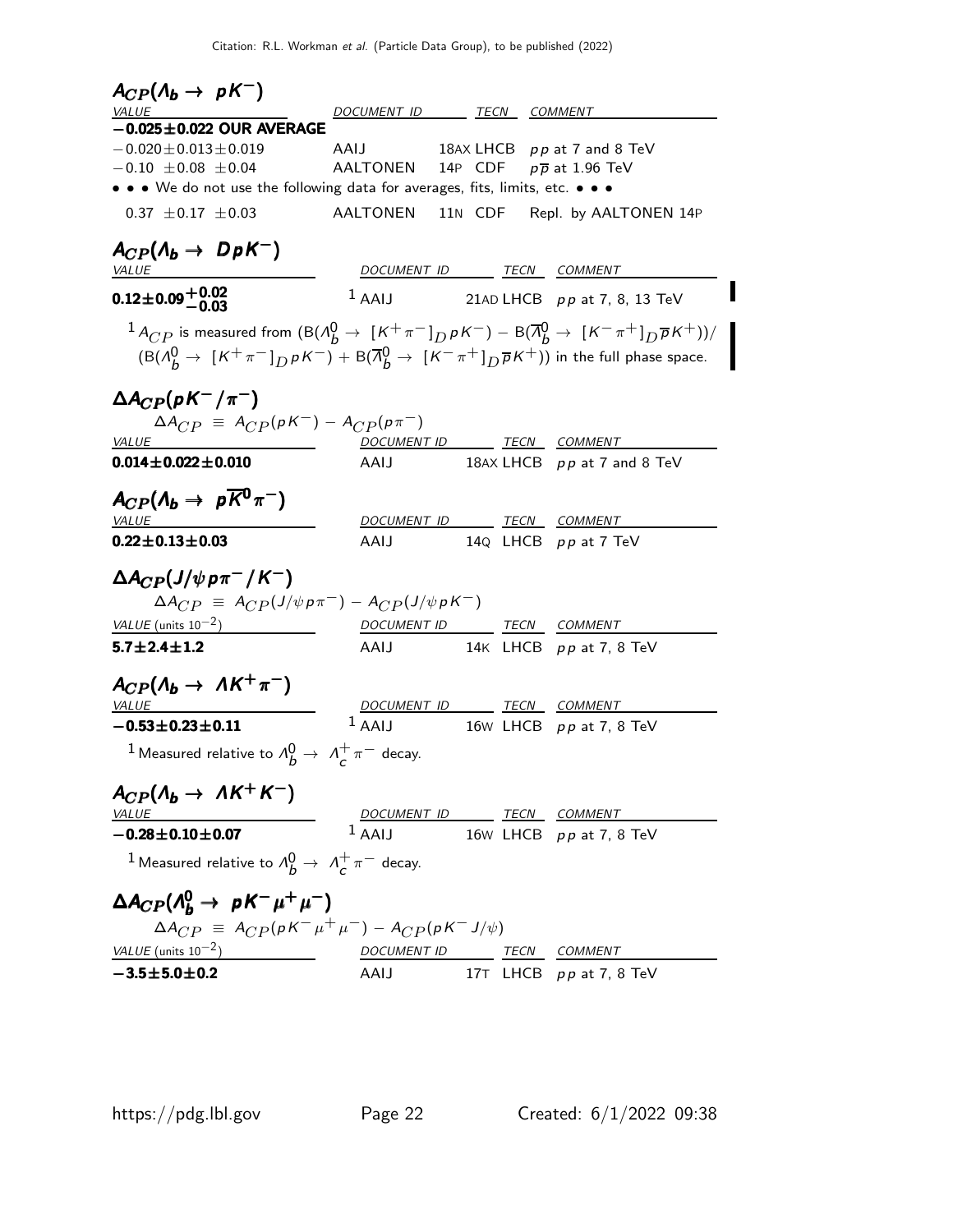## $A_{CP}(\Lambda_b \to pK^-)$

| VALUE | DOCUMENT ID | TECN | COMMENT |
|---|---|---|---|
| **$-0.025 \pm 0.022$ OUR AVERAGE** | | | |
| $-0.020 \pm 0.013 \pm 0.019$ | AAIJ | 18AX LHCB | $pp$ at 7 and 8 TeV |
| $-0.10 \pm 0.08 \pm 0.04$ | AALTONEN | 14P CDF | $p\overline{p}$ at 1.96 TeV |
| • • • We do not use the following data for averages, fits, limits, etc. • • • | | | |
| $0.37 \pm 0.17 \pm 0.03$ | AALTONEN | 11N CDF | Repl. by AALTONEN 14P |

## $A_{CP}(\Lambda_b \to DpK^-)$

| VALUE | DOCUMENT ID | TECN | COMMENT |
|---|---|---|---|
| **$0.12 \pm 0.09^{+0.02}_{-0.03}$** | [1] AAIJ | 21AD LHCB | $pp$ at 7, 8, 13 TeV |

[1] $A_{CP}$ is measured from $(B(\Lambda_b^0 \to [K^+\pi^-]_D pK^-) - B(\overline{\Lambda}_b^0 \to [K^-\pi^+]_D \overline{p}K^+))/ (B(\Lambda_b^0 \to [K^+\pi^-]_D pK^-) + B(\overline{\Lambda}_b^0 \to [K^-\pi^+]_D \overline{p}K^+))$ in the full phase space.

## $\Delta A_{CP}(pK^-/\pi^-)$

$\Delta A_{CP} \equiv A_{CP}(pK^-) - A_{CP}(p\pi^-)$

| VALUE | DOCUMENT ID | TECN | COMMENT |
|---|---|---|---|
| **$0.014 \pm 0.022 \pm 0.010$** | AAIJ | 18AX LHCB | $pp$ at 7 and 8 TeV |

## $A_{CP}(\Lambda_b \to p\overline{K}^0\pi^-)$

| VALUE | DOCUMENT ID | TECN | COMMENT |
|---|---|---|---|
| **$0.22 \pm 0.13 \pm 0.03$** | AAIJ | 14Q LHCB | $pp$ at 7 TeV |

## $\Delta A_{CP}(J/\psi p\pi^-/K^-)$

$\Delta A_{CP} \equiv A_{CP}(J/\psi p\pi^-) - A_{CP}(J/\psi pK^-)$

| VALUE (units $10^{-2}$) | DOCUMENT ID | TECN | COMMENT |
|---|---|---|---|
| **$5.7 \pm 2.4 \pm 1.2$** | AAIJ | 14K LHCB | $pp$ at 7, 8 TeV |

## $A_{CP}(\Lambda_b \to \Lambda K^+\pi^-)$

| VALUE | DOCUMENT ID | TECN | COMMENT |
|---|---|---|---|
| **$-0.53 \pm 0.23 \pm 0.11$** | [1] AAIJ | 16W LHCB | $pp$ at 7, 8 TeV |

[1] Measured relative to $\Lambda_b^0 \to \Lambda_c^+\pi^-$ decay.

## $A_{CP}(\Lambda_b \to \Lambda K^+K^-)$

| VALUE | DOCUMENT ID | TECN | COMMENT |
|---|---|---|---|
| **$-0.28 \pm 0.10 \pm 0.07$** | [1] AAIJ | 16W LHCB | $pp$ at 7, 8 TeV |

[1] Measured relative to $\Lambda_b^0 \to \Lambda_c^+\pi^-$ decay.

## $\Delta A_{CP}(\Lambda_b^0 \to pK^-\mu^+\mu^-)$

$\Delta A_{CP} \equiv A_{CP}(pK^-\mu^+\mu^-) - A_{CP}(pK^-J/\psi)$

| VALUE (units $10^{-2}$) | DOCUMENT ID | TECN | COMMENT |
|---|---|---|---|
| **$-3.5 \pm 5.0 \pm 0.2$** | AAIJ | 17T LHCB | $pp$ at 7, 8 TeV |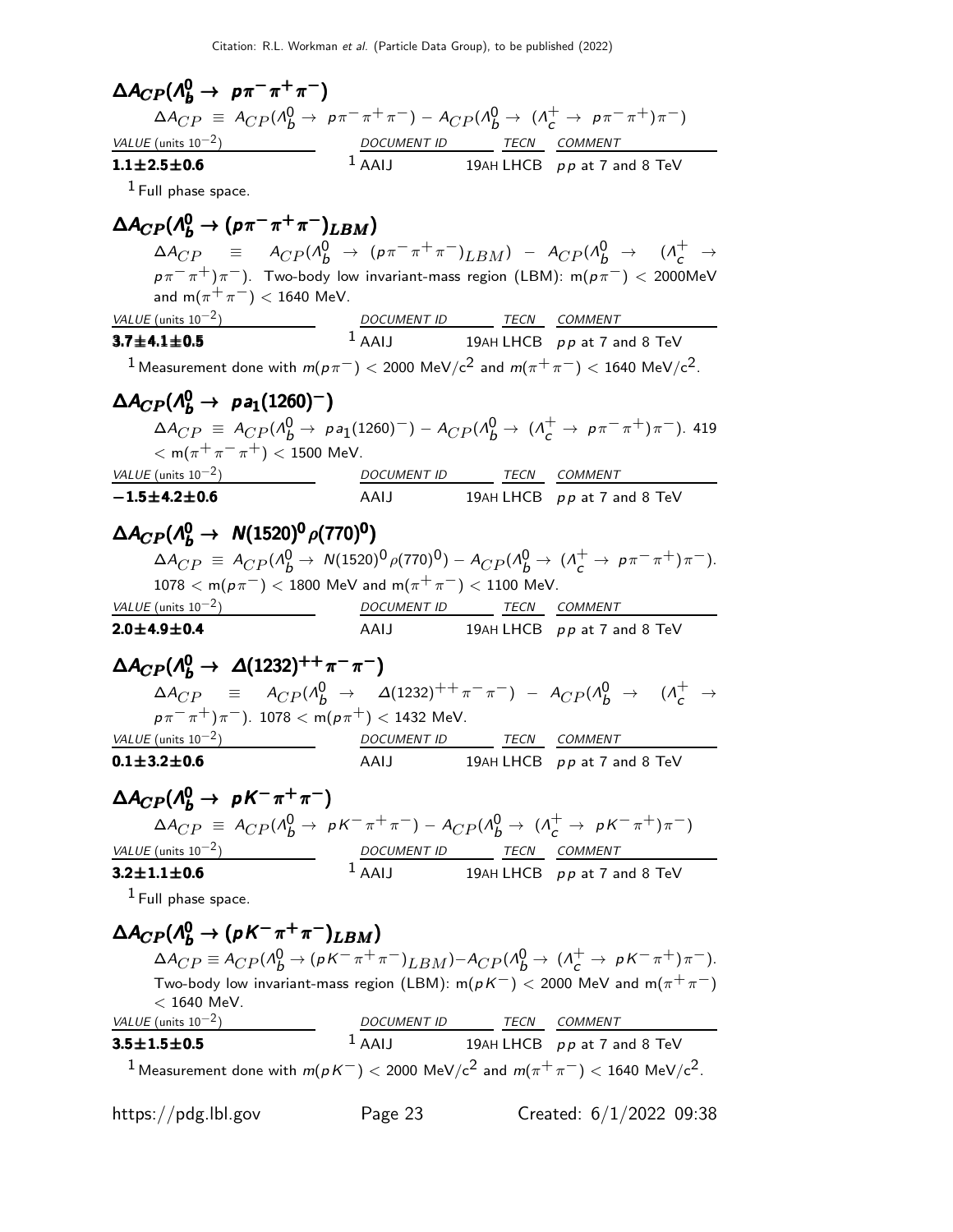## $\Delta A_{CP}(\Lambda_b^0 \to p\pi^-\pi^+\pi^-)$

$\Delta A_{CP} \equiv A_{CP}(\Lambda_b^0 \to p\pi^-\pi^+\pi^-) - A_{CP}(\Lambda_b^0 \to (\Lambda_c^+ \to p\pi^-\pi^+)\pi^-)$

| VALUE (units $10^{-2}$) | DOCUMENT ID | | TECN | COMMENT |
|---|---|---|---|---|
| **1.1±2.5±0.6** | [1] AAIJ | 19AH | LHCB | $pp$ at 7 and 8 TeV |

[1] Full phase space.

## $\Delta A_{CP}(\Lambda_b^0 \to (p\pi^-\pi^+\pi^-)_{LBM})$

$\Delta A_{CP} \equiv A_{CP}(\Lambda_b^0 \to (p\pi^-\pi^+\pi^-)_{LBM}) - A_{CP}(\Lambda_b^0 \to (\Lambda_c^+ \to p\pi^-\pi^+)\pi^-)$. Two-body low invariant-mass region (LBM): m($p\pi^-$) < 2000MeV and m($\pi^+\pi^-$) < 1640 MeV.

| VALUE (units $10^{-2}$) | DOCUMENT ID | | TECN | COMMENT |
|---|---|---|---|---|
| **3.7±4.1±0.5** | [1] AAIJ | 19AH | LHCB | $pp$ at 7 and 8 TeV |

[1] Measurement done with $m(p\pi^-) < 2000$ MeV/c$^2$ and $m(\pi^+\pi^-) < 1640$ MeV/c$^2$.

## $\Delta A_{CP}(\Lambda_b^0 \to pa_1(1260)^-)$

$\Delta A_{CP} \equiv A_{CP}(\Lambda_b^0 \to pa_1(1260)^-) - A_{CP}(\Lambda_b^0 \to (\Lambda_c^+ \to p\pi^-\pi^+)\pi^-)$. 419 < m($\pi^+\pi^-\pi^+$) < 1500 MeV.

| VALUE (units $10^{-2}$) | DOCUMENT ID | | TECN | COMMENT |
|---|---|---|---|---|
| **−1.5±4.2±0.6** | AAIJ | 19AH | LHCB | $pp$ at 7 and 8 TeV |

## $\Delta A_{CP}(\Lambda_b^0 \to N(1520)^0\rho(770)^0)$

$\Delta A_{CP} \equiv A_{CP}(\Lambda_b^0 \to N(1520)^0\rho(770)^0) - A_{CP}(\Lambda_b^0 \to (\Lambda_c^+ \to p\pi^-\pi^+)\pi^-)$. 1078 < m($p\pi^-$) < 1800 MeV and m($\pi^+\pi^-$) < 1100 MeV.

| VALUE (units $10^{-2}$) | DOCUMENT ID | | TECN | COMMENT |
|---|---|---|---|---|
| **2.0±4.9±0.4** | AAIJ | 19AH | LHCB | $pp$ at 7 and 8 TeV |

## $\Delta A_{CP}(\Lambda_b^0 \to \Delta(1232)^{++}\pi^-\pi^-)$

$\Delta A_{CP} \equiv A_{CP}(\Lambda_b^0 \to \Delta(1232)^{++}\pi^-\pi^-) - A_{CP}(\Lambda_b^0 \to (\Lambda_c^+ \to p\pi^-\pi^+)\pi^-)$. 1078 < m($p\pi^+$) < 1432 MeV.

| VALUE (units $10^{-2}$) | DOCUMENT ID | | TECN | COMMENT |
|---|---|---|---|---|
| **0.1±3.2±0.6** | AAIJ | 19AH | LHCB | $pp$ at 7 and 8 TeV |

## $\Delta A_{CP}(\Lambda_b^0 \to pK^-\pi^+\pi^-)$

$\Delta A_{CP} \equiv A_{CP}(\Lambda_b^0 \to pK^-\pi^+\pi^-) - A_{CP}(\Lambda_b^0 \to (\Lambda_c^+ \to pK^-\pi^+)\pi^-)$

| VALUE (units $10^{-2}$) | DOCUMENT ID | | TECN | COMMENT |
|---|---|---|---|---|
| **3.2±1.1±0.6** | [1] AAIJ | 19AH | LHCB | $pp$ at 7 and 8 TeV |

[1] Full phase space.

## $\Delta A_{CP}(\Lambda_b^0 \to (pK^-\pi^+\pi^-)_{LBM})$

$\Delta A_{CP} \equiv A_{CP}(\Lambda_b^0 \to (pK^-\pi^+\pi^-)_{LBM}) - A_{CP}(\Lambda_b^0 \to (\Lambda_c^+ \to pK^-\pi^+)\pi^-)$. Two-body low invariant-mass region (LBM): m($pK^-$) < 2000 MeV and m($\pi^+\pi^-$) < 1640 MeV.

| VALUE (units $10^{-2}$) | DOCUMENT ID | | TECN | COMMENT |
|---|---|---|---|---|
| **3.5±1.5±0.5** | [1] AAIJ | 19AH | LHCB | $pp$ at 7 and 8 TeV |

[1] Measurement done with $m(pK^-) < 2000$ MeV/c$^2$ and $m(\pi^+\pi^-) < 1640$ MeV/c$^2$.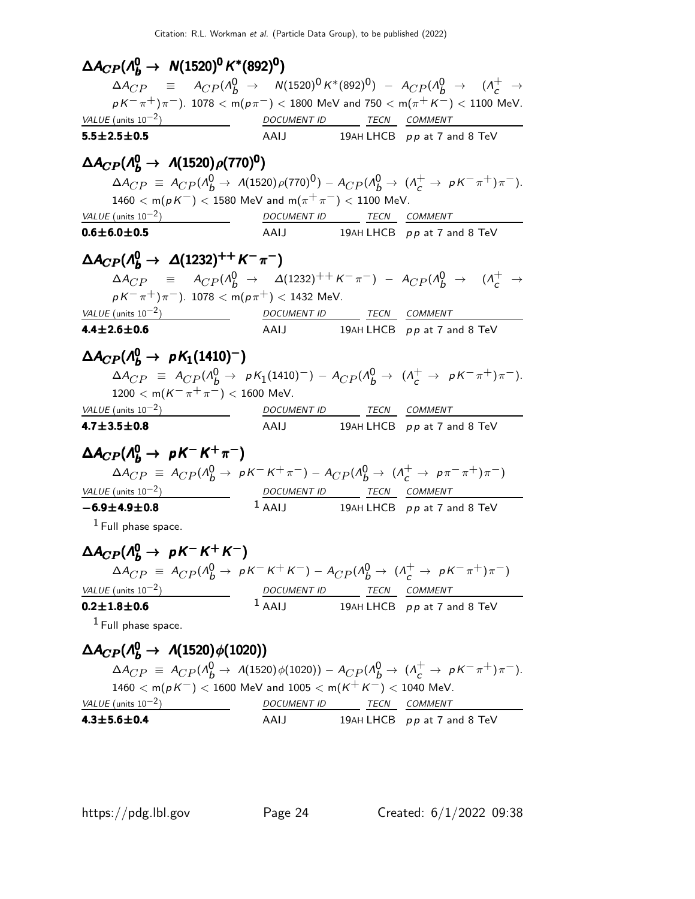## $\Delta A_{CP}(\Lambda_b^0 \to N(1520)^0 K^*(892)^0)$

$\Delta A_{CP} \equiv A_{CP}(\Lambda_b^0 \to N(1520)^0 K^*(892)^0) - A_{CP}(\Lambda_b^0 \to (\Lambda_c^+ \to pK^-\pi^+)\pi^-)$. $1078 < m(p\pi^-) < 1800$ MeV and $750 < m(\pi^+ K^-) < 1100$ MeV.

| VALUE (units $10^{-2}$) | DOCUMENT ID | TECN | COMMENT |
|---|---|---|---|
| **5.5±2.5±0.5** | AAIJ | 19AH LHCB | $pp$ at 7 and 8 TeV |

## $\Delta A_{CP}(\Lambda_b^0 \to \Lambda(1520)\rho(770)^0)$

$\Delta A_{CP} \equiv A_{CP}(\Lambda_b^0 \to \Lambda(1520)\rho(770)^0) - A_{CP}(\Lambda_b^0 \to (\Lambda_c^+ \to pK^-\pi^+)\pi^-)$. $1460 < m(pK^-) < 1580$ MeV and $m(\pi^+\pi^-) < 1100$ MeV.

| VALUE (units $10^{-2}$) | DOCUMENT ID | TECN | COMMENT |
|---|---|---|---|
| **0.6±6.0±0.5** | AAIJ | 19AH LHCB | $pp$ at 7 and 8 TeV |

## $\Delta A_{CP}(\Lambda_b^0 \to \Delta(1232)^{++} K^- \pi^-)$

$\Delta A_{CP} \equiv A_{CP}(\Lambda_b^0 \to \Delta(1232)^{++} K^-\pi^-) - A_{CP}(\Lambda_b^0 \to (\Lambda_c^+ \to pK^-\pi^+)\pi^-)$. $1078 < m(p\pi^+) < 1432$ MeV.

| VALUE (units $10^{-2}$) | DOCUMENT ID | TECN | COMMENT |
|---|---|---|---|
| **4.4±2.6±0.6** | AAIJ | 19AH LHCB | $pp$ at 7 and 8 TeV |

## $\Delta A_{CP}(\Lambda_b^0 \to pK_1(1410)^-)$

$\Delta A_{CP} \equiv A_{CP}(\Lambda_b^0 \to pK_1(1410)^-) - A_{CP}(\Lambda_b^0 \to (\Lambda_c^+ \to pK^-\pi^+)\pi^-)$. $1200 < m(K^-\pi^+\pi^-) < 1600$ MeV.

| VALUE (units $10^{-2}$) | DOCUMENT ID | TECN | COMMENT |
|---|---|---|---|
| **4.7±3.5±0.8** | AAIJ | 19AH LHCB | $pp$ at 7 and 8 TeV |

## $\Delta A_{CP}(\Lambda_b^0 \to pK^-K^+\pi^-)$

$\Delta A_{CP} \equiv A_{CP}(\Lambda_b^0 \to pK^-K^+\pi^-) - A_{CP}(\Lambda_b^0 \to (\Lambda_c^+ \to p\pi^-\pi^+)\pi^-)$

| VALUE (units $10^{-2}$) | DOCUMENT ID | TECN | COMMENT |
|---|---|---|---|
| **−6.9±4.9±0.8** | [1] AAIJ | 19AH LHCB | $pp$ at 7 and 8 TeV |

[1] Full phase space.

## $\Delta A_{CP}(\Lambda_b^0 \to pK^-K^+K^-)$

$\Delta A_{CP} \equiv A_{CP}(\Lambda_b^0 \to pK^-K^+K^-) - A_{CP}(\Lambda_b^0 \to (\Lambda_c^+ \to pK^-\pi^+)\pi^-)$

| VALUE (units $10^{-2}$) | DOCUMENT ID | TECN | COMMENT |
|---|---|---|---|
| **0.2±1.8±0.6** | [1] AAIJ | 19AH LHCB | $pp$ at 7 and 8 TeV |

[1] Full phase space.

## $\Delta A_{CP}(\Lambda_b^0 \to \Lambda(1520)\phi(1020))$

$\Delta A_{CP} \equiv A_{CP}(\Lambda_b^0 \to \Lambda(1520)\phi(1020)) - A_{CP}(\Lambda_b^0 \to (\Lambda_c^+ \to pK^-\pi^+)\pi^-)$. $1460 < m(pK^-) < 1600$ MeV and $1005 < m(K^+K^-) < 1040$ MeV.

| VALUE (units $10^{-2}$) | DOCUMENT ID | TECN | COMMENT |
|---|---|---|---|
| **4.3±5.6±0.4** | AAIJ | 19AH LHCB | $pp$ at 7 and 8 TeV |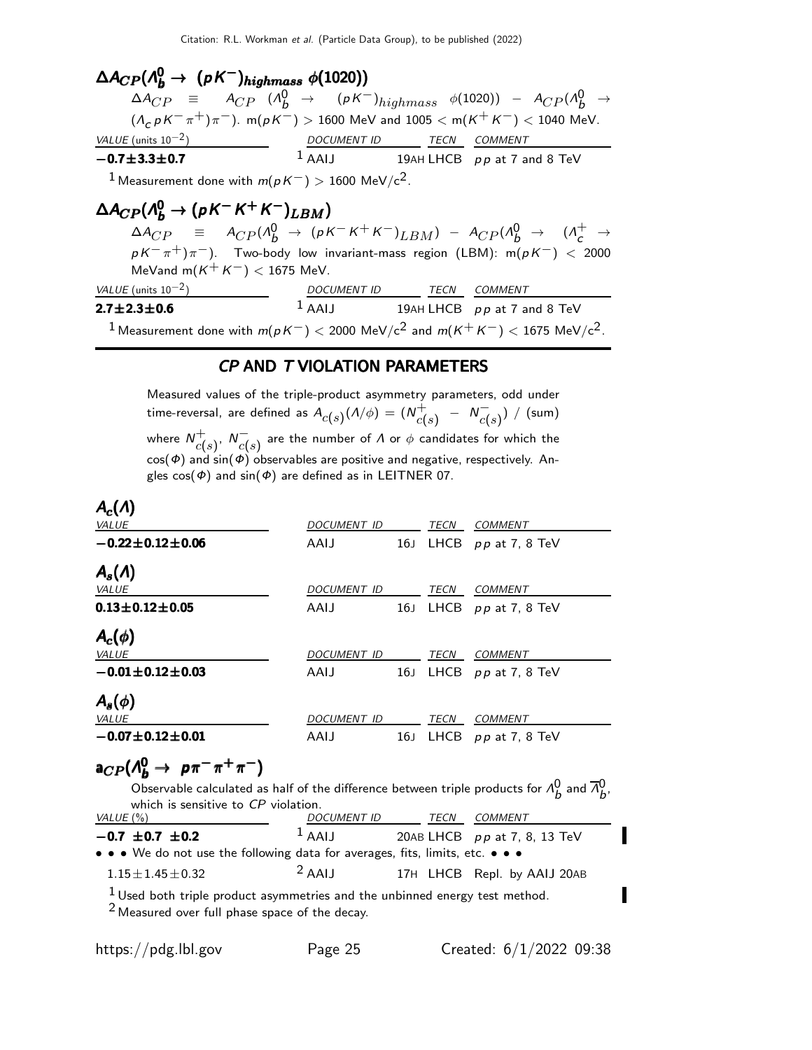## $\Delta A_{CP}(\Lambda_b^0 \to (pK^-)_{highmass}\ \phi(1020))$

$\Delta A_{CP} \equiv A_{CP}\ (\Lambda_b^0 \to (pK^-)_{highmass}\ \phi(1020)) - A_{CP}(\Lambda_b^0 \to (\Lambda_c pK^-\pi^+)\pi^-)$. m$(pK^-) > 1600$ MeV and $1005 <$ m$(K^+K^-) < 1040$ MeV.

| VALUE (units $10^{-2}$) | DOCUMENT ID | TECN | COMMENT |
|---|---|---|---|
| **$-0.7\pm3.3\pm0.7$** | [1] AAIJ 19AH | LHCB | $pp$ at 7 and 8 TeV |

[1] Measurement done with $m(pK^-) > 1600$ MeV/c$^2$.

## $\Delta A_{CP}(\Lambda_b^0 \to (pK^-K^+K^-)_{LBM})$

$\Delta A_{CP} \equiv A_{CP}(\Lambda_b^0 \to (pK^-K^+K^-)_{LBM}) - A_{CP}(\Lambda_b^0 \to (\Lambda_c^+ \to pK^-\pi^+)\pi^-)$. Two-body low invariant-mass region (LBM): m$(pK^-) < 2000$ MeVand m$(K^+K^-) < 1675$ MeV.

| VALUE (units $10^{-2}$) | DOCUMENT ID | TECN | COMMENT |
|---|---|---|---|
| **$2.7\pm2.3\pm0.6$** | [1] AAIJ 19AH | LHCB | $pp$ at 7 and 8 TeV |

[1] Measurement done with $m(pK^-) < 2000$ MeV/c$^2$ and $m(K^+K^-) < 1675$ MeV/c$^2$.

# *CP* AND *T* VIOLATION PARAMETERS

Measured values of the triple-product asymmetry parameters, odd under time-reversal, are defined as $A_{c(s)}(\Lambda/\phi) = (N^+_{c(s)} - N^-_{c(s)})$ / (sum) where $N^+_{c(s)}$, $N^-_{c(s)}$ are the number of $\Lambda$ or $\phi$ candidates for which the $\cos(\Phi)$ and $\sin(\Phi)$ observables are positive and negative, respectively. Angles $\cos(\Phi)$ and $\sin(\Phi)$ are defined as in LEITNER 07.

## $A_c(\Lambda)$

| VALUE | DOCUMENT ID | TECN | COMMENT |
|---|---|---|---|
| **$-0.22\pm0.12\pm0.06$** | AAIJ 16J | LHCB | $pp$ at 7, 8 TeV |

## $A_s(\Lambda)$

| VALUE | DOCUMENT ID | TECN | COMMENT |
|---|---|---|---|
| **$0.13\pm0.12\pm0.05$** | AAIJ 16J | LHCB | $pp$ at 7, 8 TeV |

## $A_c(\phi)$

| VALUE | DOCUMENT ID | TECN | COMMENT |
|---|---|---|---|
| **$-0.01\pm0.12\pm0.03$** | AAIJ 16J | LHCB | $pp$ at 7, 8 TeV |

## $A_s(\phi)$

| VALUE | DOCUMENT ID | TECN | COMMENT |
|---|---|---|---|
| **$-0.07\pm0.12\pm0.01$** | AAIJ 16J | LHCB | $pp$ at 7, 8 TeV |

## $a_{CP}(\Lambda_b^0 \to p\pi^-\pi^+\pi^-)$

Observable calculated as half of the difference between triple products for $\Lambda_b^0$ and $\overline{\Lambda}_b^0$, which is sensitive to *CP* violation.

| VALUE (%) | DOCUMENT ID | TECN | COMMENT |
|---|---|---|---|
| **$-0.7\ \pm0.7\ \pm0.2$** | [1] AAIJ 20AB | LHCB | $pp$ at 7, 8, 13 TeV |
| • • • We do not use the following data for averages, fits, limits, etc. • • • | | | |
| $1.15\pm1.45\pm0.32$ | [2] AAIJ 17H | LHCB | Repl. by AAIJ 20AB |

[1] Used both triple product asymmetries and the unbinned energy test method.

[2] Measured over full phase space of the decay.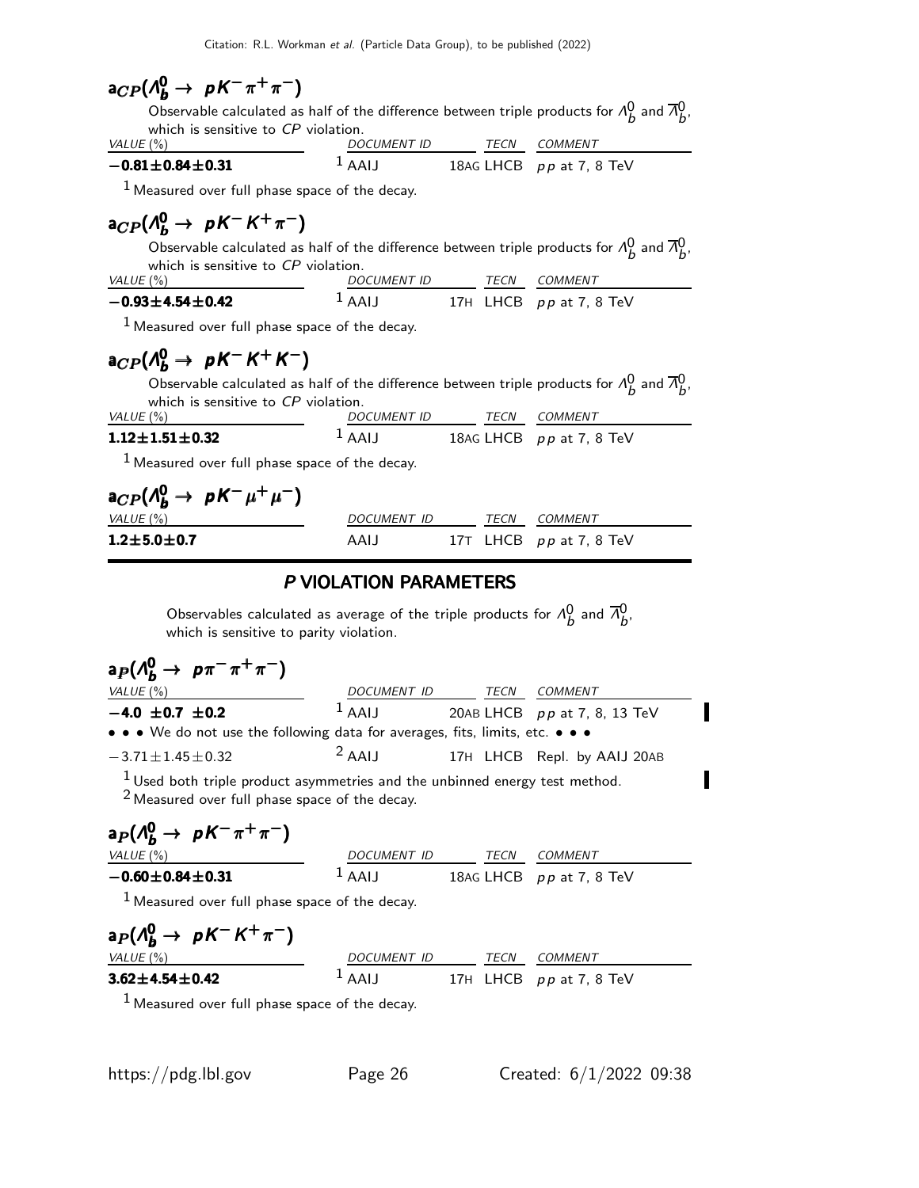### $a_{CP}(\Lambda_b^0 \to pK^-\pi^+\pi^-)$

Observable calculated as half of the difference between triple products for $\Lambda_b^0$ and $\overline{\Lambda}_b^0$, which is sensitive to *CP* violation.

| VALUE (%) | DOCUMENT ID | TECN | COMMENT |
|---|---|---|---|
| **$-0.81 \pm 0.84 \pm 0.31$** | [1] AAIJ 18AG | LHCB | $pp$ at 7, 8 TeV |

[1] Measured over full phase space of the decay.

### $a_{CP}(\Lambda_b^0 \to pK^-K^+\pi^-)$

Observable calculated as half of the difference between triple products for $\Lambda_b^0$ and $\overline{\Lambda}_b^0$, which is sensitive to *CP* violation.

| VALUE (%) | DOCUMENT ID | TECN | COMMENT |
|---|---|---|---|
| **$-0.93 \pm 4.54 \pm 0.42$** | [1] AAIJ 17H | LHCB | $pp$ at 7, 8 TeV |

[1] Measured over full phase space of the decay.

### $a_{CP}(\Lambda_b^0 \to pK^-K^+K^-)$

Observable calculated as half of the difference between triple products for $\Lambda_b^0$ and $\overline{\Lambda}_b^0$, which is sensitive to *CP* violation.

| VALUE (%) | DOCUMENT ID | TECN | COMMENT |
|---|---|---|---|
| **$1.12 \pm 1.51 \pm 0.32$** | [1] AAIJ 18AG | LHCB | $pp$ at 7, 8 TeV |

[1] Measured over full phase space of the decay.

### $a_{CP}(\Lambda_b^0 \to pK^-\mu^+\mu^-)$

| VALUE (%) | DOCUMENT ID | TECN | COMMENT |
|---|---|---|---|
| **$1.2 \pm 5.0 \pm 0.7$** | AAIJ 17T | LHCB | $pp$ at 7, 8 TeV |

## *P* VIOLATION PARAMETERS

Observables calculated as average of the triple products for $\Lambda_b^0$ and $\overline{\Lambda}_b^0$, which is sensitive to parity violation.

### $a_{P}(\Lambda_b^0 \to p\pi^-\pi^+\pi^-)$

| VALUE (%) | DOCUMENT ID | TECN | COMMENT |
|---|---|---|---|
| **$-4.0 \pm 0.7 \pm 0.2$** | [1] AAIJ 20AB | LHCB | $pp$ at 7, 8, 13 TeV |
| • • • We do not use the following data for averages, fits, limits, etc. • • • | | | |
| $-3.71 \pm 1.45 \pm 0.32$ | [2] AAIJ 17H | LHCB | Repl. by AAIJ 20AB |

[1] Used both triple product asymmetries and the unbinned energy test method.
[2] Measured over full phase space of the decay.

### $a_{P}(\Lambda_b^0 \to pK^-\pi^+\pi^-)$

| VALUE (%) | DOCUMENT ID | TECN | COMMENT |
|---|---|---|---|
| **$-0.60 \pm 0.84 \pm 0.31$** | [1] AAIJ 18AG | LHCB | $pp$ at 7, 8 TeV |

[1] Measured over full phase space of the decay.

### $a_{P}(\Lambda_b^0 \to pK^-K^+\pi^-)$

| VALUE (%) | DOCUMENT ID | TECN | COMMENT |
|---|---|---|---|
| **$3.62 \pm 4.54 \pm 0.42$** | [1] AAIJ 17H | LHCB | $pp$ at 7, 8 TeV |

[1] Measured over full phase space of the decay.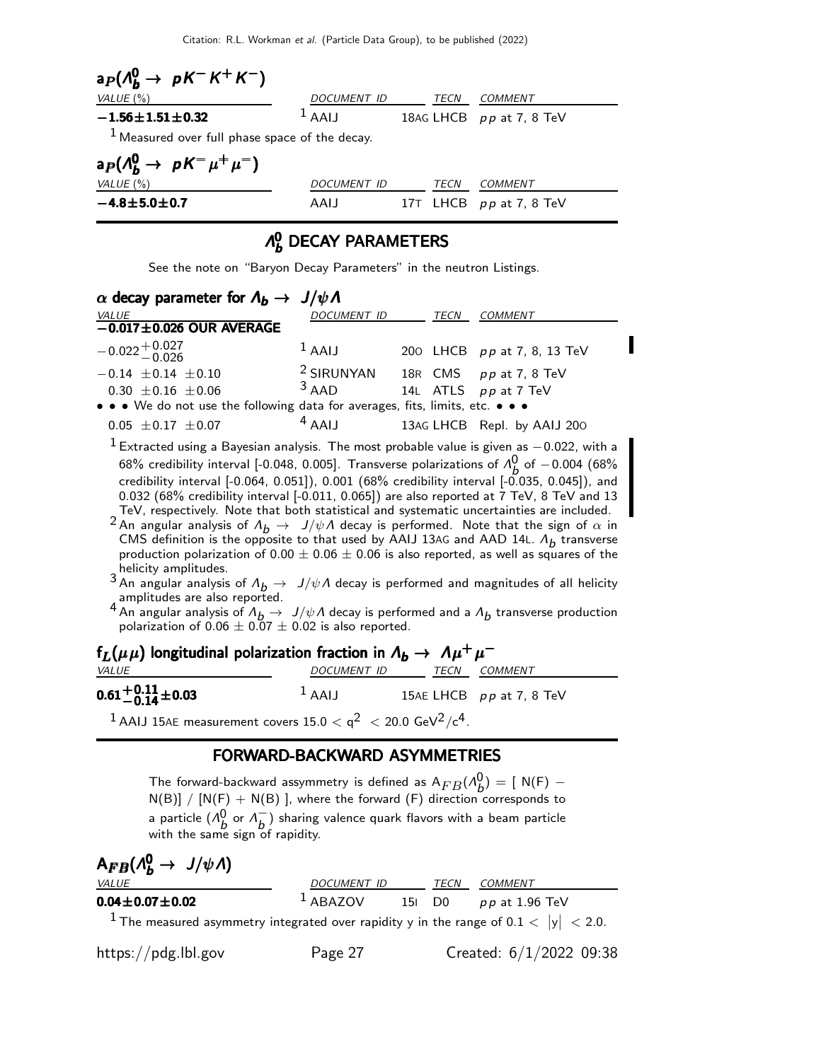### $a_{\mathcal{P}}(\Lambda_b^0 \to pK^-K^+K^-)$

| VALUE (%) | DOCUMENT ID | TECN | COMMENT |
|---|---|---|---|
| **$-1.56 \pm 1.51 \pm 0.32$** | [1] AAIJ 18AG | LHCB | $pp$ at 7, 8 TeV |

[1] Measured over full phase space of the decay.

### $a_{\mathcal{P}}(\Lambda_b^0 \to pK^-\mu^+\mu^-)$

| VALUE (%) | DOCUMENT ID | TECN | COMMENT |
|---|---|---|---|
| **$-4.8 \pm 5.0 \pm 0.7$** | AAIJ 17T | LHCB | $pp$ at 7, 8 TeV |

## $\Lambda_b^0$ DECAY PARAMETERS

See the note on "Baryon Decay Parameters" in the neutron Listings.

### $\alpha$ decay parameter for $\Lambda_b \to J/\psi\Lambda$

| VALUE | DOCUMENT ID | TECN | COMMENT |
|---|---|---|---|
| **$-0.017 \pm 0.026$ OUR AVERAGE** | | | |
| $-0.022^{+0.027}_{-0.026}$ | [1] AAIJ 20O | LHCB | $pp$ at 7, 8, 13 TeV |
| $-0.14 \pm 0.14 \pm 0.10$ | [2] SIRUNYAN 18R | CMS | $pp$ at 7, 8 TeV |
| $0.30 \pm 0.16 \pm 0.06$ | [3] AAD 14L | ATLS | $pp$ at 7 TeV |
| • • • We do not use the following data for averages, fits, limits, etc. • • • | | | |
| $0.05 \pm 0.17 \pm 0.07$ | [4] AAIJ 13AG | LHCB | Repl. by AAIJ 20O |

[1] Extracted using a Bayesian analysis. The most probable value is given as $-0.022$, with a 68% credibility interval [-0.048, 0.005]. Transverse polarizations of $\Lambda_b^0$ of $-0.004$ (68% credibility interval [-0.064, 0.051]), 0.001 (68% credibility interval [-0.035, 0.045]), and 0.032 (68% credibility interval [-0.011, 0.065]) are also reported at 7 TeV, 8 TeV and 13 TeV, respectively. Note that both statistical and systematic uncertainties are included.

[2] An angular analysis of $\Lambda_b \to J/\psi\Lambda$ decay is performed. Note that the sign of $\alpha$ in CMS definition is the opposite to that used by AAIJ 13AG and AAD 14L. $\Lambda_b$ transverse production polarization of $0.00 \pm 0.06 \pm 0.06$ is also reported, as well as squares of the helicity amplitudes.

[3] An angular analysis of $\Lambda_b \to J/\psi\Lambda$ decay is performed and magnitudes of all helicity amplitudes are also reported.

[4] An angular analysis of $\Lambda_b \to J/\psi\Lambda$ decay is performed and a $\Lambda_b$ transverse production polarization of $0.06 \pm 0.07 \pm 0.02$ is also reported.

### $f_L(\mu\mu)$ longitudinal polarization fraction in $\Lambda_b \to \Lambda\mu^+\mu^-$

| VALUE | DOCUMENT ID | TECN | COMMENT |
|---|---|---|---|
| **$0.61^{+0.11}_{-0.14} \pm 0.03$** | [1] AAIJ 15AE | LHCB | $pp$ at 7, 8 TeV |

[1] AAIJ 15AE measurement covers $15.0 < q^2 < 20.0$ GeV$^2$/c$^4$.

## FORWARD-BACKWARD ASYMMETRIES

The forward-backward assymmetry is defined as $A_{FB}(\Lambda_b^0) = [\ N(F) - N(B)] \ /\ [N(F) + N(B)\ ]$, where the forward (F) direction corresponds to a particle ($\Lambda_b^0$ or $\Lambda_b^-$) sharing valence quark flavors with a beam particle with the same sign of rapidity.

### $A_{FB}(\Lambda_b^0 \to J/\psi\Lambda)$

| VALUE | DOCUMENT ID | TECN | COMMENT |
|---|---|---|---|
| **$0.04 \pm 0.07 \pm 0.02$** | [1] ABAZOV 15I | D0 | $p\bar{p}$ at 1.96 TeV |

[1] The measured asymmetry integrated over rapidity y in the range of $0.1 < |y| < 2.0$.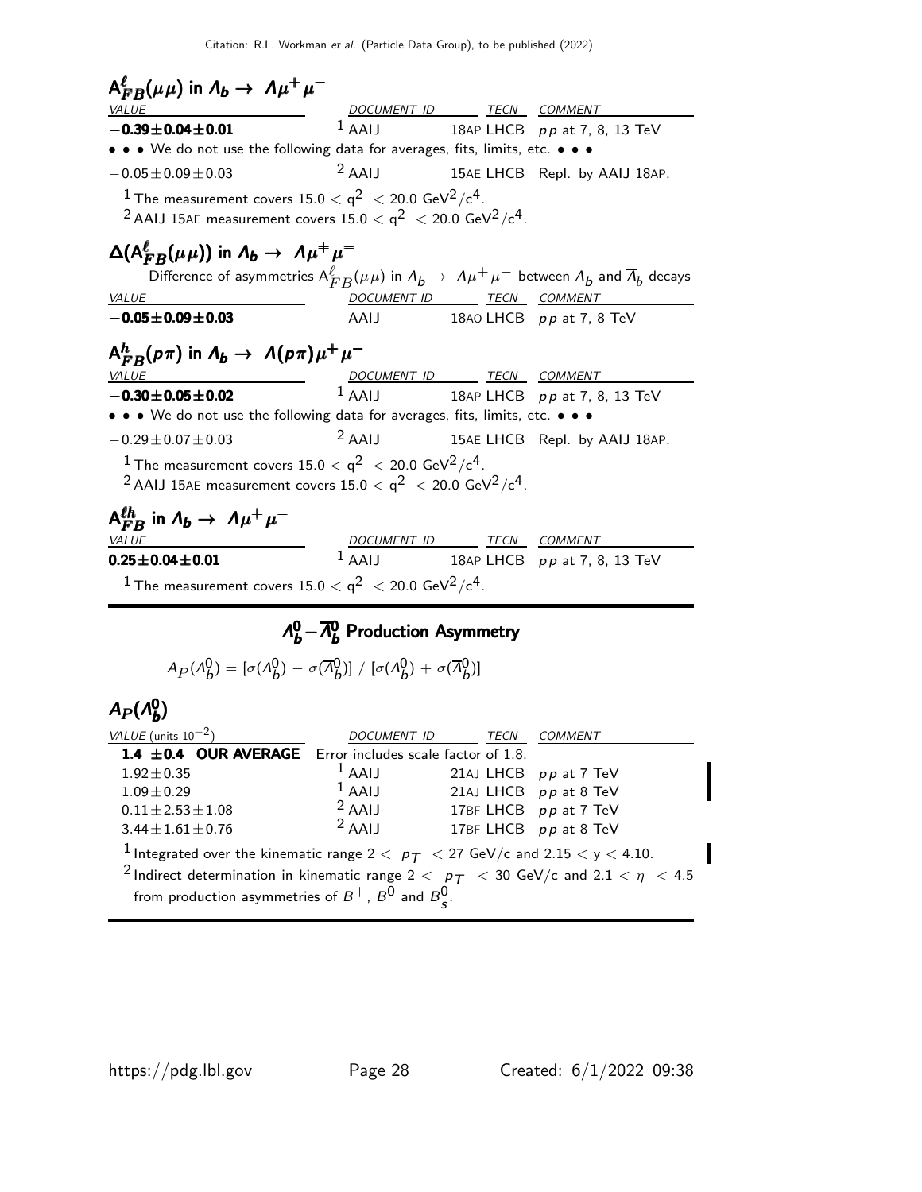### $A^{\ell}_{FB}(\mu\mu)$ in $\Lambda_b \to \Lambda\mu^+\mu^-$

| VALUE | DOCUMENT ID | TECN | COMMENT |
|---|---|---|---|
| **$-0.39 \pm 0.04 \pm 0.01$** | [1] AAIJ 18AP | LHCB | $pp$ at 7, 8, 13 TeV |
| • • • We do not use the following data for averages, fits, limits, etc. • • • | | | |
| $-0.05 \pm 0.09 \pm 0.03$ | [2] AAIJ 15AE | LHCB | Repl. by AAIJ 18AP. |

[1] The measurement covers $15.0 < q^2 < 20.0$ GeV$^2$/c$^4$.

[2] AAIJ 15AE measurement covers $15.0 < q^2 < 20.0$ GeV$^2$/c$^4$.

### $\Delta(A^{\ell}_{FB}(\mu\mu))$ in $\Lambda_b \to \Lambda\mu^+\mu^-$

Difference of asymmetries $A^{\ell}_{FB}(\mu\mu)$ in $\Lambda_b \to \Lambda\mu^+\mu^-$ between $\Lambda_b$ and $\overline{\Lambda}_b$ decays

| VALUE | DOCUMENT ID | TECN | COMMENT |
|---|---|---|---|
| **$-0.05 \pm 0.09 \pm 0.03$** | AAIJ 18AO | LHCB | $pp$ at 7, 8 TeV |

### $A^{h}_{FB}(p\pi)$ in $\Lambda_b \to \Lambda(p\pi)\mu^+\mu^-$

| VALUE | DOCUMENT ID | TECN | COMMENT |
|---|---|---|---|
| **$-0.30 \pm 0.05 \pm 0.02$** | [1] AAIJ 18AP | LHCB | $pp$ at 7, 8, 13 TeV |
| • • • We do not use the following data for averages, fits, limits, etc. • • • | | | |
| $-0.29 \pm 0.07 \pm 0.03$ | [2] AAIJ 15AE | LHCB | Repl. by AAIJ 18AP. |

[1] The measurement covers $15.0 < q^2 < 20.0$ GeV$^2$/c$^4$.

[2] AAIJ 15AE measurement covers $15.0 < q^2 < 20.0$ GeV$^2$/c$^4$.

### $A^{\ell h}_{FB}$ in $\Lambda_b \to \Lambda\mu^+\mu^-$

| VALUE | DOCUMENT ID | TECN | COMMENT |
|---|---|---|---|
| **$0.25 \pm 0.04 \pm 0.01$** | [1] AAIJ 18AP | LHCB | $pp$ at 7, 8, 13 TeV |

[1] The measurement covers $15.0 < q^2 < 20.0$ GeV$^2$/c$^4$.

## $\Lambda^0_b - \overline{\Lambda}^0_b$ Production Asymmetry

$$A_P(\Lambda^0_b) = [\sigma(\Lambda^0_b) - \sigma(\overline{\Lambda}^0_b)] \; / \; [\sigma(\Lambda^0_b) + \sigma(\overline{\Lambda}^0_b)]$$

### $A_P(\Lambda^0_b)$

| VALUE (units $10^{-2}$) | DOCUMENT ID | TECN | COMMENT |
|---|---|---|---|
| **1.4 $\pm$0.4 OUR AVERAGE** | Error includes scale factor of 1.8. | | |
| $1.92 \pm 0.35$ | [1] AAIJ 21AJ | LHCB | $pp$ at 7 TeV |
| $1.09 \pm 0.29$ | [1] AAIJ 21AJ | LHCB | $pp$ at 8 TeV |
| $-0.11 \pm 2.53 \pm 1.08$ | [2] AAIJ 17BF | LHCB | $pp$ at 7 TeV |
| $3.44 \pm 1.61 \pm 0.76$ | [2] AAIJ 17BF | LHCB | $pp$ at 8 TeV |

[1] Integrated over the kinematic range $2 < p_T < 27$ GeV/c and $2.15 < y < 4.10$.

[2] Indirect determination in kinematic range $2 < p_T < 30$ GeV/c and $2.1 < \eta < 4.5$ from production asymmetries of $B^+$, $B^0$ and $B^0_s$.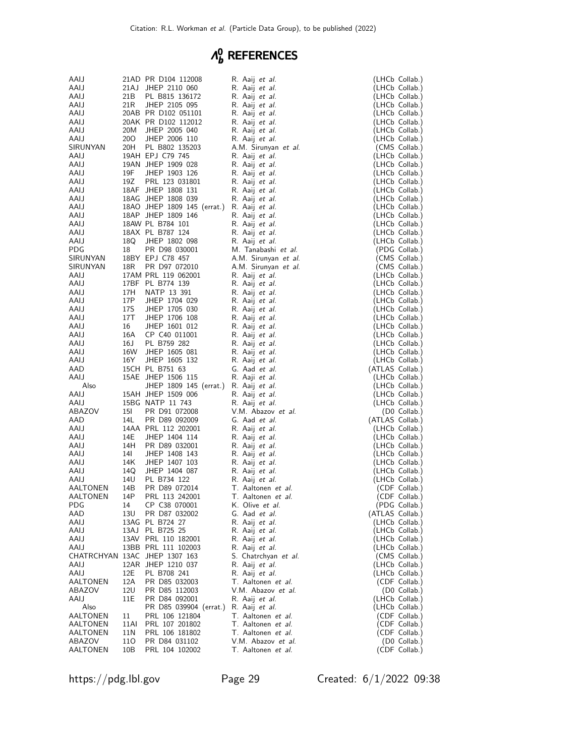# $\Lambda_b^0$ REFERENCES

| | | | | |
|---|---|---|---|---|
| AAIJ | 21AD | PR D104 112008 | R. Aaij *et al.* | (LHCb Collab.) |
| AAIJ | 21AJ | JHEP 2110 060 | R. Aaij *et al.* | (LHCb Collab.) |
| AAIJ | 21B | PL B815 136172 | R. Aaij *et al.* | (LHCb Collab.) |
| AAIJ | 21R | JHEP 2105 095 | R. Aaij *et al.* | (LHCb Collab.) |
| AAIJ | 20AB | PR D102 051101 | R. Aaij *et al.* | (LHCb Collab.) |
| AAIJ | 20AK | PR D102 112012 | R. Aaij *et al.* | (LHCb Collab.) |
| AAIJ | 20M | JHEP 2005 040 | R. Aaij *et al.* | (LHCb Collab.) |
| AAIJ | 20O | JHEP 2006 110 | R. Aaij *et al.* | (LHCb Collab.) |
| SIRUNYAN | 20H | PL B802 135203 | A.M. Sirunyan *et al.* | (CMS Collab.) |
| AAIJ | 19AH | EPJ C79 745 | R. Aaij *et al.* | (LHCb Collab.) |
| AAIJ | 19AN | JHEP 1909 028 | R. Aaij *et al.* | (LHCb Collab.) |
| AAIJ | 19F | JHEP 1903 126 | R. Aaij *et al.* | (LHCb Collab.) |
| AAIJ | 19Z | PRL 123 031801 | R. Aaij *et al.* | (LHCb Collab.) |
| AAIJ | 18AF | JHEP 1808 131 | R. Aaij *et al.* | (LHCb Collab.) |
| AAIJ | 18AG | JHEP 1808 039 | R. Aaij *et al.* | (LHCb Collab.) |
| AAIJ | 18AO | JHEP 1809 145 (errat.) | R. Aaij *et al.* | (LHCb Collab.) |
| AAIJ | 18AP | JHEP 1809 146 | R. Aaij *et al.* | (LHCb Collab.) |
| AAIJ | 18AW | PL B784 101 | R. Aaij *et al.* | (LHCb Collab.) |
| AAIJ | 18AX | PL B787 124 | R. Aaij *et al.* | (LHCb Collab.) |
| AAIJ | 18Q | JHEP 1802 098 | R. Aaij *et al.* | (LHCb Collab.) |
| PDG | 18 | PR D98 030001 | M. Tanabashi *et al.* | (PDG Collab.) |
| SIRUNYAN | 18BY | EPJ C78 457 | A.M. Sirunyan *et al.* | (CMS Collab.) |
| SIRUNYAN | 18R | PR D97 072010 | A.M. Sirunyan *et al.* | (CMS Collab.) |
| AAIJ | 17AM | PRL 119 062001 | R. Aaij *et al.* | (LHCb Collab.) |
| AAIJ | 17BF | PL B774 139 | R. Aaij *et al.* | (LHCb Collab.) |
| AAIJ | 17H | NATP 13 391 | R. Aaij *et al.* | (LHCb Collab.) |
| AAIJ | 17P | JHEP 1704 029 | R. Aaij *et al.* | (LHCb Collab.) |
| AAIJ | 17S | JHEP 1705 030 | R. Aaij *et al.* | (LHCb Collab.) |
| AAIJ | 17T | JHEP 1706 108 | R. Aaij *et al.* | (LHCb Collab.) |
| AAIJ | 16 | JHEP 1601 012 | R. Aaij *et al.* | (LHCb Collab.) |
| AAIJ | 16A | CP C40 011001 | R. Aaij *et al.* | (LHCb Collab.) |
| AAIJ | 16J | PL B759 282 | R. Aaij *et al.* | (LHCb Collab.) |
| AAIJ | 16W | JHEP 1605 081 | R. Aaij *et al.* | (LHCb Collab.) |
| AAIJ | 16Y | JHEP 1605 132 | R. Aaij *et al.* | (LHCb Collab.) |
| AAD | 15CH | PL B751 63 | G. Aad *et al.* | (ATLAS Collab.) |
| AAIJ | 15AE | JHEP 1506 115 | R. Aaji *et al.* | (LHCb Collab.) |
| Also | | JHEP 1809 145 (errat.) | R. Aaij *et al.* | (LHCb Collab.) |
| AAIJ | 15AH | JHEP 1509 006 | R. Aaij *et al.* | (LHCb Collab.) |
| AAIJ | 15BG | NATP 11 743 | R. Aaij *et al.* | (LHCb Collab.) |
| ABAZOV | 15I | PR D91 072008 | V.M. Abazov *et al.* | (D0 Collab.) |
| AAD | 14L | PR D89 092009 | G. Aad *et al.* | (ATLAS Collab.) |
| AAIJ | 14AA | PRL 112 202001 | R. Aaij *et al.* | (LHCb Collab.) |
| AAIJ | 14E | JHEP 1404 114 | R. Aaij *et al.* | (LHCb Collab.) |
| AAIJ | 14H | PR D89 032001 | R. Aaij *et al.* | (LHCb Collab.) |
| AAIJ | 14I | JHEP 1408 143 | R. Aaij *et al.* | (LHCb Collab.) |
| AAIJ | 14K | JHEP 1407 103 | R. Aaij *et al.* | (LHCb Collab.) |
| AAIJ | 14Q | JHEP 1404 087 | R. Aaij *et al.* | (LHCb Collab.) |
| AAIJ | 14U | PL B734 122 | R. Aaij *et al.* | (LHCb Collab.) |
| AALTONEN | 14B | PR D89 072014 | T. Aaltonen *et al.* | (CDF Collab.) |
| AALTONEN | 14P | PRL 113 242001 | T. Aaltonen *et al.* | (CDF Collab.) |
| PDG | 14 | CP C38 070001 | K. Olive *et al.* | (PDG Collab.) |
| AAD | 13U | PR D87 032002 | G. Aad *et al.* | (ATLAS Collab.) |
| AAIJ | 13AG | PL B724 27 | R. Aaij *et al.* | (LHCb Collab.) |
| AAIJ | 13AJ | PL B725 25 | R. Aaij *et al.* | (LHCb Collab.) |
| AAIJ | 13AV | PRL 110 182001 | R. Aaij *et al.* | (LHCb Collab.) |
| AAIJ | 13BB | PRL 111 102003 | R. Aaij *et al.* | (LHCb Collab.) |
| CHATRCHYAN | 13AC | JHEP 1307 163 | S. Chatrchyan *et al.* | (CMS Collab.) |
| AAIJ | 12AR | JHEP 1210 037 | R. Aaij *et al.* | (LHCb Collab.) |
| AAIJ | 12E | PL B708 241 | R. Aaij *et al.* | (LHCb Collab.) |
| AALTONEN | 12A | PR D85 032003 | T. Aaltonen *et al.* | (CDF Collab.) |
| ABAZOV | 12U | PR D85 112003 | V.M. Abazov *et al.* | (D0 Collab.) |
| AAIJ | 11E | PR D84 092001 | R. Aaij *et al.* | (LHCb Collab.) |
| Also | | PR D85 039904 (errat.) | R. Aaij *et al.* | (LHCb Collab.) |
| AALTONEN | 11 | PRL 106 121804 | T. Aaltonen *et al.* | (CDF Collab.) |
| AALTONEN | 11AI | PRL 107 201802 | T. Aaltonen *et al.* | (CDF Collab.) |
| AALTONEN | 11N | PRL 106 181802 | T. Aaltonen *et al.* | (CDF Collab.) |
| ABAZOV | 11O | PR D84 031102 | V.M. Abazov *et al.* | (D0 Collab.) |
| AALTONEN | 10B | PRL 104 102002 | T. Aaltonen *et al.* | (CDF Collab.) |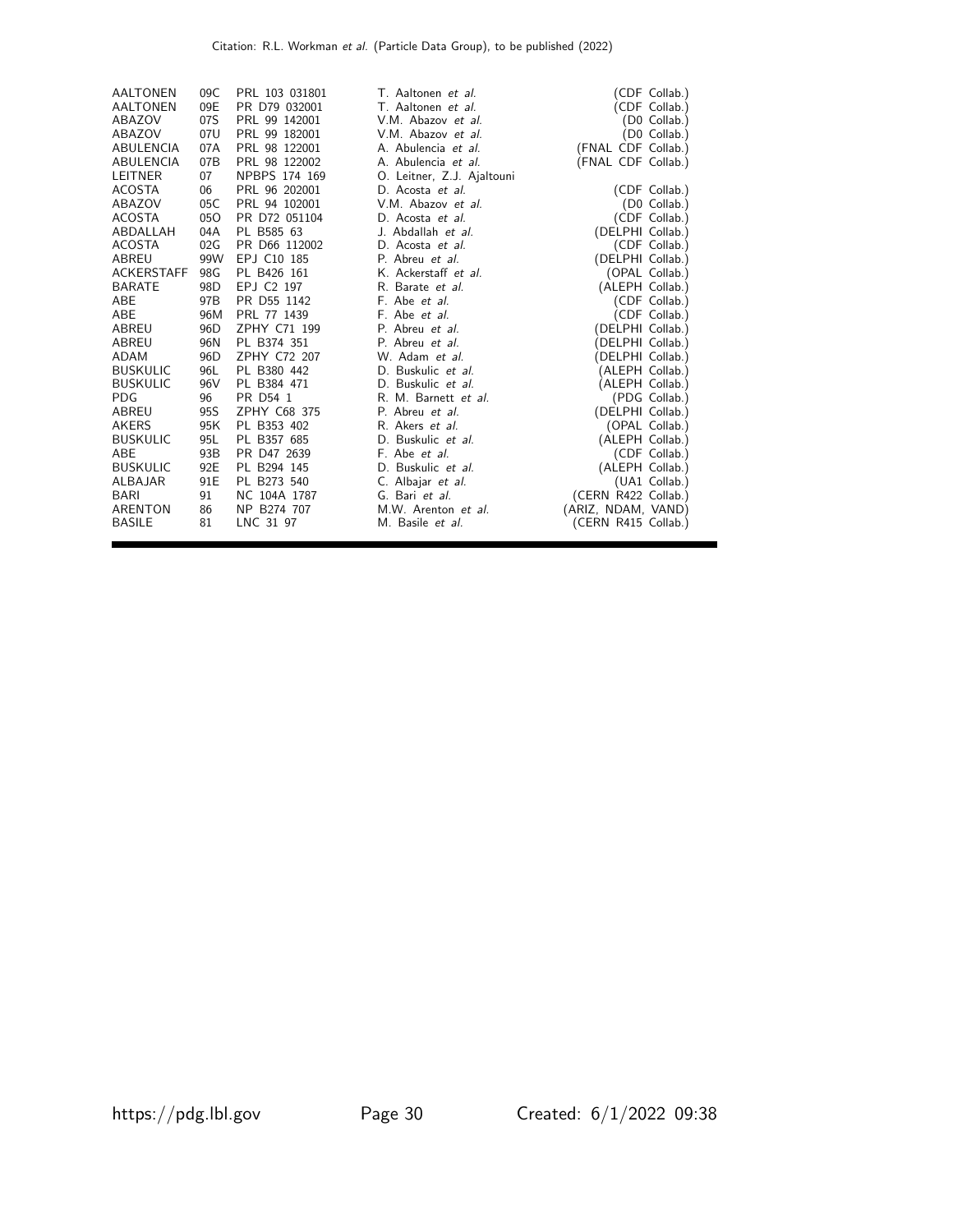| | | | | |
|---|---|---|---|---|
| AALTONEN | 09C | PRL 103 031801 | T. Aaltonen *et al.* | (CDF Collab.) |
| AALTONEN | 09E | PR D79 032001 | T. Aaltonen *et al.* | (CDF Collab.) |
| ABAZOV | 07S | PRL 99 142001 | V.M. Abazov *et al.* | (D0 Collab.) |
| ABAZOV | 07U | PRL 99 182001 | V.M. Abazov *et al.* | (D0 Collab.) |
| ABULENCIA | 07A | PRL 98 122001 | A. Abulencia *et al.* | (FNAL CDF Collab.) |
| ABULENCIA | 07B | PRL 98 122002 | A. Abulencia *et al.* | (FNAL CDF Collab.) |
| LEITNER | 07 | NPBPS 174 169 | O. Leitner, Z.J. Ajaltouni | |
| ACOSTA | 06 | PRL 96 202001 | D. Acosta *et al.* | (CDF Collab.) |
| ABAZOV | 05C | PRL 94 102001 | V.M. Abazov *et al.* | (D0 Collab.) |
| ACOSTA | 05O | PR D72 051104 | D. Acosta *et al.* | (CDF Collab.) |
| ABDALLAH | 04A | PL B585 63 | J. Abdallah *et al.* | (DELPHI Collab.) |
| ACOSTA | 02G | PR D66 112002 | D. Acosta *et al.* | (CDF Collab.) |
| ABREU | 99W | EPJ C10 185 | P. Abreu *et al.* | (DELPHI Collab.) |
| ACKERSTAFF | 98G | PL B426 161 | K. Ackerstaff *et al.* | (OPAL Collab.) |
| BARATE | 98D | EPJ C2 197 | R. Barate *et al.* | (ALEPH Collab.) |
| ABE | 97B | PR D55 1142 | F. Abe *et al.* | (CDF Collab.) |
| ABE | 96M | PRL 77 1439 | F. Abe *et al.* | (CDF Collab.) |
| ABREU | 96D | ZPHY C71 199 | P. Abreu *et al.* | (DELPHI Collab.) |
| ABREU | 96N | PL B374 351 | P. Abreu *et al.* | (DELPHI Collab.) |
| ADAM | 96D | ZPHY C72 207 | W. Adam *et al.* | (DELPHI Collab.) |
| BUSKULIC | 96L | PL B380 442 | D. Buskulic *et al.* | (ALEPH Collab.) |
| BUSKULIC | 96V | PL B384 471 | D. Buskulic *et al.* | (ALEPH Collab.) |
| PDG | 96 | PR D54 1 | R. M. Barnett *et al.* | (PDG Collab.) |
| ABREU | 95S | ZPHY C68 375 | P. Abreu *et al.* | (DELPHI Collab.) |
| AKERS | 95K | PL B353 402 | R. Akers *et al.* | (OPAL Collab.) |
| BUSKULIC | 95L | PL B357 685 | D. Buskulic *et al.* | (ALEPH Collab.) |
| ABE | 93B | PR D47 2639 | F. Abe *et al.* | (CDF Collab.) |
| BUSKULIC | 92E | PL B294 145 | D. Buskulic *et al.* | (ALEPH Collab.) |
| ALBAJAR | 91E | PL B273 540 | C. Albajar *et al.* | (UA1 Collab.) |
| BARI | 91 | NC 104A 1787 | G. Bari *et al.* | (CERN R422 Collab.) |
| ARENTON | 86 | NP B274 707 | M.W. Arenton *et al.* | (ARIZ, NDAM, VAND) |
| BASILE | 81 | LNC 31 97 | M. Basile *et al.* | (CERN R415 Collab.) |